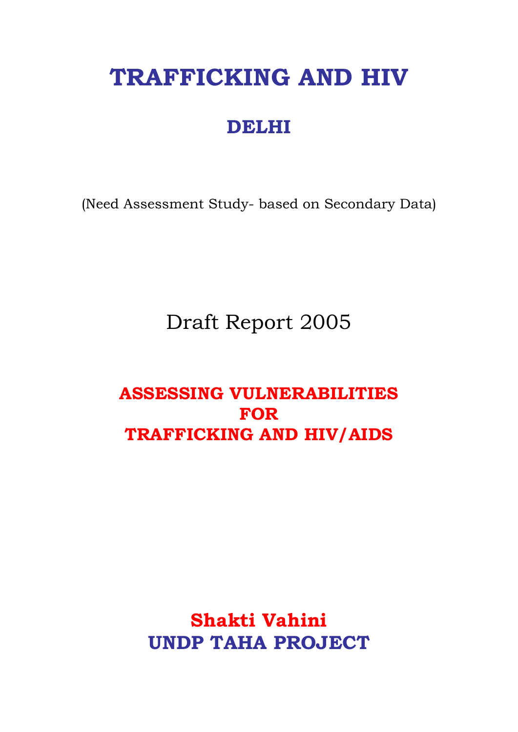# TRAFFICKING AND HIV

## DELHI

(Need Assessment Study- based on Secondary Data)

Draft Report 2005

**ASSESSING VULNERABILITIES FOR TRAFFICKING AND HIV/AIDS**

**Shakti Vahini**
**UNDP TAHA PROJECT**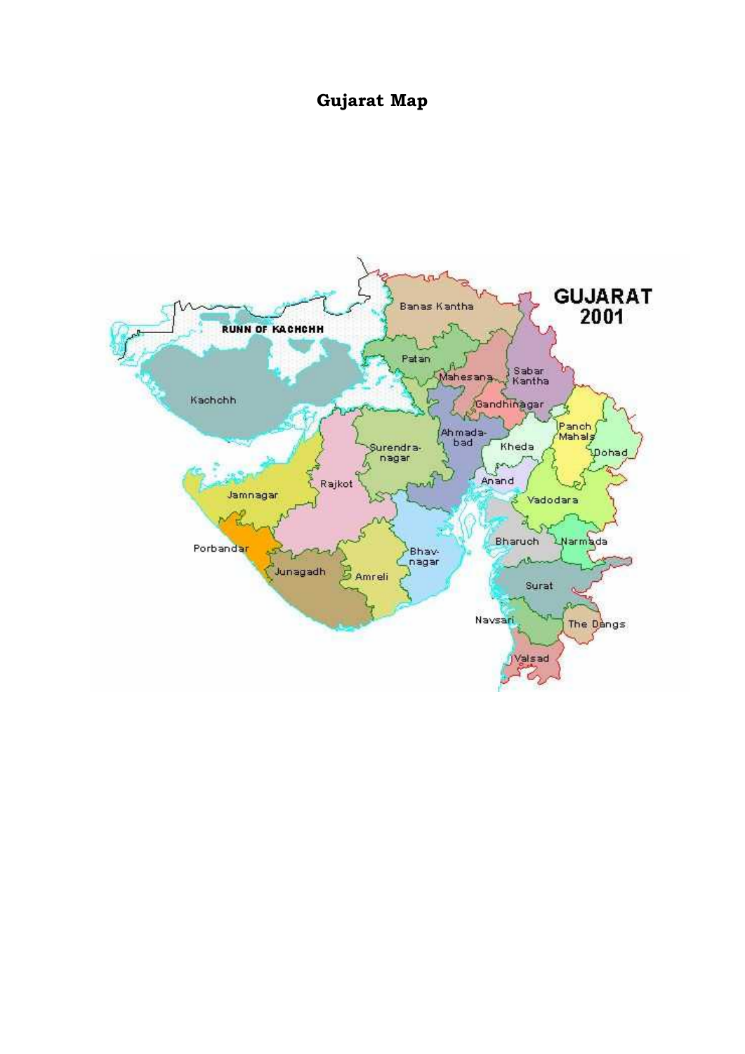# Gujarat Map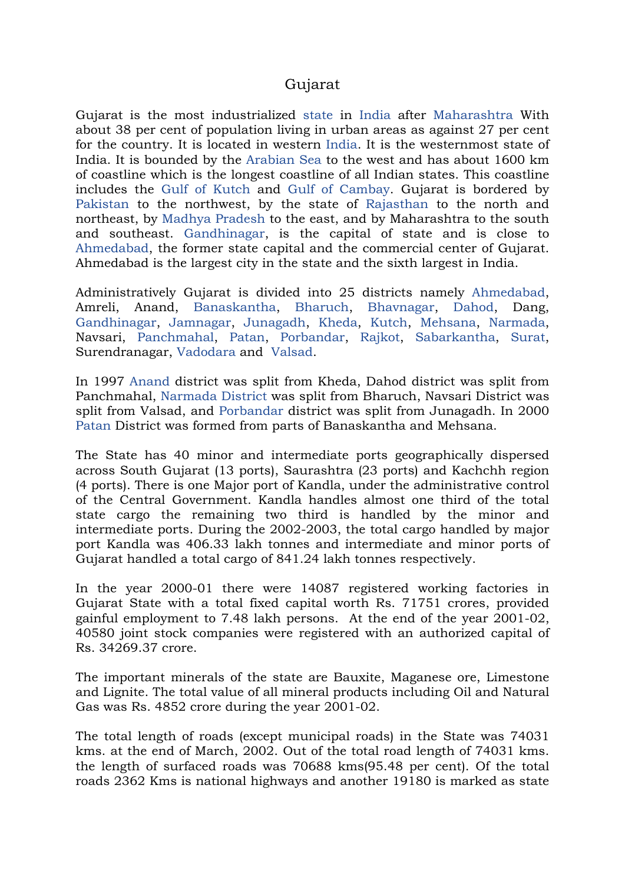# Gujarat

Gujarat is the most industrialized state in India after Maharashtra With about 38 per cent of population living in urban areas as against 27 per cent for the country. It is located in western India. It is the westernmost state of India. It is bounded by the Arabian Sea to the west and has about 1600 km of coastline which is the longest coastline of all Indian states. This coastline includes the Gulf of Kutch and Gulf of Cambay. Gujarat is bordered by Pakistan to the northwest, by the state of Rajasthan to the north and northeast, by Madhya Pradesh to the east, and by Maharashtra to the south and southeast. Gandhinagar, is the capital of state and is close to Ahmedabad, the former state capital and the commercial center of Gujarat. Ahmedabad is the largest city in the state and the sixth largest in India.

Administratively Gujarat is divided into 25 districts namely Ahmedabad, Amreli, Anand, Banaskantha, Bharuch, Bhavnagar, Dahod, Dang, Gandhinagar, Jamnagar, Junagadh, Kheda, Kutch, Mehsana, Narmada, Navsari, Panchmahal, Patan, Porbandar, Rajkot, Sabarkantha, Surat, Surendranagar, Vadodara and Valsad.

In 1997 Anand district was split from Kheda, Dahod district was split from Panchmahal, Narmada District was split from Bharuch, Navsari District was split from Valsad, and Porbandar district was split from Junagadh. In 2000 Patan District was formed from parts of Banaskantha and Mehsana.

The State has 40 minor and intermediate ports geographically dispersed across South Gujarat (13 ports), Saurashtra (23 ports) and Kachchh region (4 ports). There is one Major port of Kandla, under the administrative control of the Central Government. Kandla handles almost one third of the total state cargo the remaining two third is handled by the minor and intermediate ports. During the 2002-2003, the total cargo handled by major port Kandla was 406.33 lakh tonnes and intermediate and minor ports of Gujarat handled a total cargo of 841.24 lakh tonnes respectively.

In the year 2000-01 there were 14087 registered working factories in Gujarat State with a total fixed capital worth Rs. 71751 crores, provided gainful employment to 7.48 lakh persons. At the end of the year 2001-02, 40580 joint stock companies were registered with an authorized capital of Rs. 34269.37 crore.

The important minerals of the state are Bauxite, Maganese ore, Limestone and Lignite. The total value of all mineral products including Oil and Natural Gas was Rs. 4852 crore during the year 2001-02.

The total length of roads (except municipal roads) in the State was 74031 kms. at the end of March, 2002. Out of the total road length of 74031 kms. the length of surfaced roads was 70688 kms(95.48 per cent). Of the total roads 2362 Kms is national highways and another 19180 is marked as state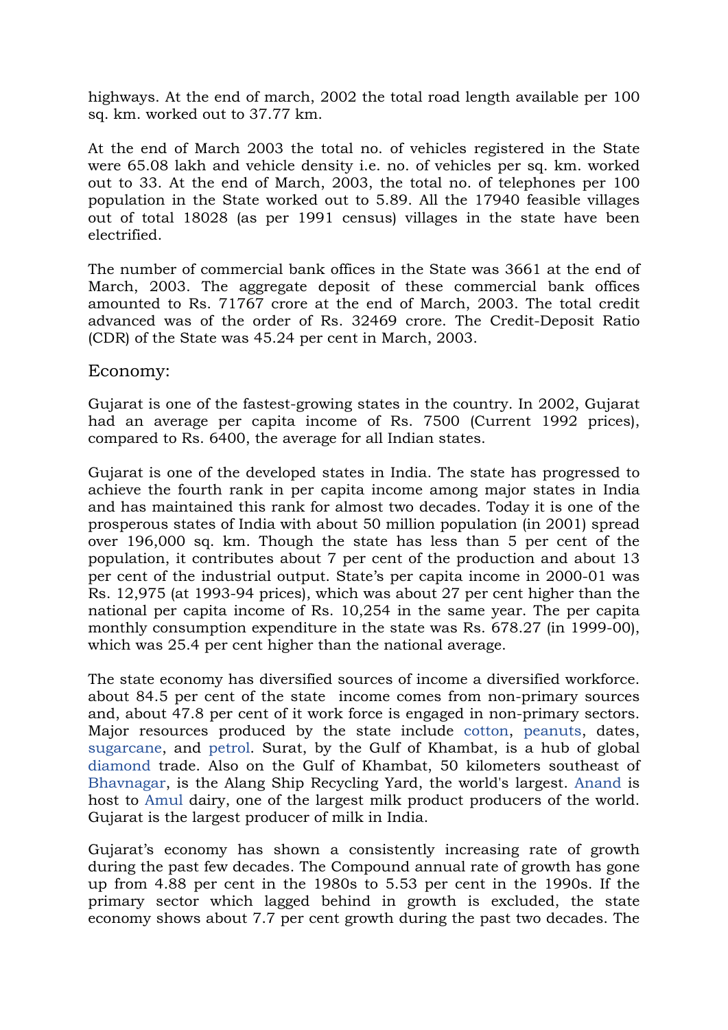highways. At the end of march, 2002 the total road length available per 100 sq. km. worked out to 37.77 km.

At the end of March 2003 the total no. of vehicles registered in the State were 65.08 lakh and vehicle density i.e. no. of vehicles per sq. km. worked out to 33. At the end of March, 2003, the total no. of telephones per 100 population in the State worked out to 5.89. All the 17940 feasible villages out of total 18028 (as per 1991 census) villages in the state have been electrified.

The number of commercial bank offices in the State was 3661 at the end of March, 2003. The aggregate deposit of these commercial bank offices amounted to Rs. 71767 crore at the end of March, 2003. The total credit advanced was of the order of Rs. 32469 crore. The Credit-Deposit Ratio (CDR) of the State was 45.24 per cent in March, 2003.

## Economy:

Gujarat is one of the fastest-growing states in the country. In 2002, Gujarat had an average per capita income of Rs. 7500 (Current 1992 prices), compared to Rs. 6400, the average for all Indian states.

Gujarat is one of the developed states in India. The state has progressed to achieve the fourth rank in per capita income among major states in India and has maintained this rank for almost two decades. Today it is one of the prosperous states of India with about 50 million population (in 2001) spread over 196,000 sq. km. Though the state has less than 5 per cent of the population, it contributes about 7 per cent of the production and about 13 per cent of the industrial output. State's per capita income in 2000-01 was Rs. 12,975 (at 1993-94 prices), which was about 27 per cent higher than the national per capita income of Rs. 10,254 in the same year. The per capita monthly consumption expenditure in the state was Rs. 678.27 (in 1999-00), which was 25.4 per cent higher than the national average.

The state economy has diversified sources of income a diversified workforce. about 84.5 per cent of the state income comes from non-primary sources and, about 47.8 per cent of it work force is engaged in non-primary sectors. Major resources produced by the state include cotton, peanuts, dates, sugarcane, and petrol. Surat, by the Gulf of Khambat, is a hub of global diamond trade. Also on the Gulf of Khambat, 50 kilometers southeast of Bhavnagar, is the Alang Ship Recycling Yard, the world's largest. Anand is host to Amul dairy, one of the largest milk product producers of the world. Gujarat is the largest producer of milk in India.

Gujarat's economy has shown a consistently increasing rate of growth during the past few decades. The Compound annual rate of growth has gone up from 4.88 per cent in the 1980s to 5.53 per cent in the 1990s. If the primary sector which lagged behind in growth is excluded, the state economy shows about 7.7 per cent growth during the past two decades. The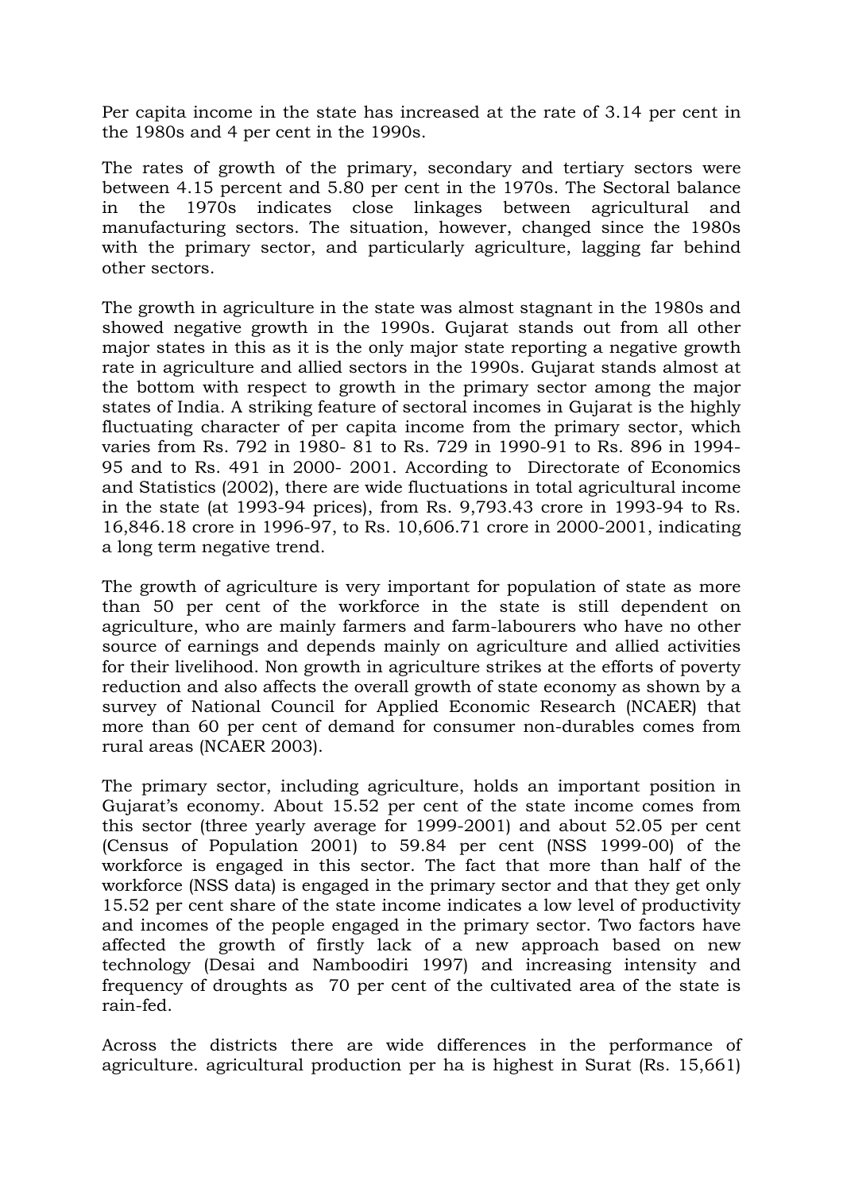Per capita income in the state has increased at the rate of 3.14 per cent in the 1980s and 4 per cent in the 1990s.

The rates of growth of the primary, secondary and tertiary sectors were between 4.15 percent and 5.80 per cent in the 1970s. The Sectoral balance in the 1970s indicates close linkages between agricultural and manufacturing sectors. The situation, however, changed since the 1980s with the primary sector, and particularly agriculture, lagging far behind other sectors.

The growth in agriculture in the state was almost stagnant in the 1980s and showed negative growth in the 1990s. Gujarat stands out from all other major states in this as it is the only major state reporting a negative growth rate in agriculture and allied sectors in the 1990s. Gujarat stands almost at the bottom with respect to growth in the primary sector among the major states of India. A striking feature of sectoral incomes in Gujarat is the highly fluctuating character of per capita income from the primary sector, which varies from Rs. 792 in 1980- 81 to Rs. 729 in 1990-91 to Rs. 896 in 1994-95 and to Rs. 491 in 2000- 2001. According to Directorate of Economics and Statistics (2002), there are wide fluctuations in total agricultural income in the state (at 1993-94 prices), from Rs. 9,793.43 crore in 1993-94 to Rs. 16,846.18 crore in 1996-97, to Rs. 10,606.71 crore in 2000-2001, indicating a long term negative trend.

The growth of agriculture is very important for population of state as more than 50 per cent of the workforce in the state is still dependent on agriculture, who are mainly farmers and farm-labourers who have no other source of earnings and depends mainly on agriculture and allied activities for their livelihood. Non growth in agriculture strikes at the efforts of poverty reduction and also affects the overall growth of state economy as shown by a survey of National Council for Applied Economic Research (NCAER) that more than 60 per cent of demand for consumer non-durables comes from rural areas (NCAER 2003).

The primary sector, including agriculture, holds an important position in Gujarat's economy. About 15.52 per cent of the state income comes from this sector (three yearly average for 1999-2001) and about 52.05 per cent (Census of Population 2001) to 59.84 per cent (NSS 1999-00) of the workforce is engaged in this sector. The fact that more than half of the workforce (NSS data) is engaged in the primary sector and that they get only 15.52 per cent share of the state income indicates a low level of productivity and incomes of the people engaged in the primary sector. Two factors have affected the growth of firstly lack of a new approach based on new technology (Desai and Namboodiri 1997) and increasing intensity and frequency of droughts as 70 per cent of the cultivated area of the state is rain-fed.

Across the districts there are wide differences in the performance of agriculture. agricultural production per ha is highest in Surat (Rs. 15,661)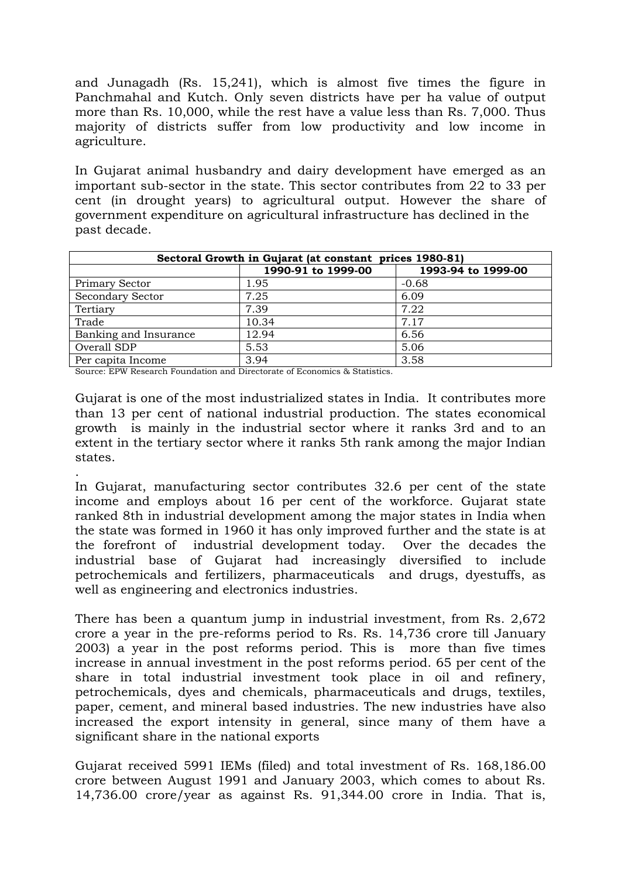and Junagadh (Rs. 15,241), which is almost five times the figure in Panchmahal and Kutch. Only seven districts have per ha value of output more than Rs. 10,000, while the rest have a value less than Rs. 7,000. Thus majority of districts suffer from low productivity and low income in agriculture.

In Gujarat animal husbandry and dairy development have emerged as an important sub-sector in the state. This sector contributes from 22 to 33 per cent (in drought years) to agricultural output. However the share of government expenditure on agricultural infrastructure has declined in the past decade.

| **Sectoral Growth in Gujarat (at constant prices 1980-81)** | | |
|---|---|---|
| | **1990-91 to 1999-00** | **1993-94 to 1999-00** |
| Primary Sector | 1.95 | -0.68 |
| Secondary Sector | 7.25 | 6.09 |
| Tertiary | 7.39 | 7.22 |
| Trade | 10.34 | 7.17 |
| Banking and Insurance | 12.94 | 6.56 |
| Overall SDP | 5.53 | 5.06 |
| Per capita Income | 3.94 | 3.58 |

Source: EPW Research Foundation and Directorate of Economics & Statistics.

Gujarat is one of the most industrialized states in India. It contributes more than 13 per cent of national industrial production. The states economical growth is mainly in the industrial sector where it ranks 3rd and to an extent in the tertiary sector where it ranks 5th rank among the major Indian states.

.

In Gujarat, manufacturing sector contributes 32.6 per cent of the state income and employs about 16 per cent of the workforce. Gujarat state ranked 8th in industrial development among the major states in India when the state was formed in 1960 it has only improved further and the state is at the forefront of industrial development today. Over the decades the industrial base of Gujarat had increasingly diversified to include petrochemicals and fertilizers, pharmaceuticals and drugs, dyestuffs, as well as engineering and electronics industries.

There has been a quantum jump in industrial investment, from Rs. 2,672 crore a year in the pre-reforms period to Rs. Rs. 14,736 crore till January 2003) a year in the post reforms period. This is more than five times increase in annual investment in the post reforms period. 65 per cent of the share in total industrial investment took place in oil and refinery, petrochemicals, dyes and chemicals, pharmaceuticals and drugs, textiles, paper, cement, and mineral based industries. The new industries have also increased the export intensity in general, since many of them have a significant share in the national exports

Gujarat received 5991 IEMs (filed) and total investment of Rs. 168,186.00 crore between August 1991 and January 2003, which comes to about Rs. 14,736.00 crore/year as against Rs. 91,344.00 crore in India. That is,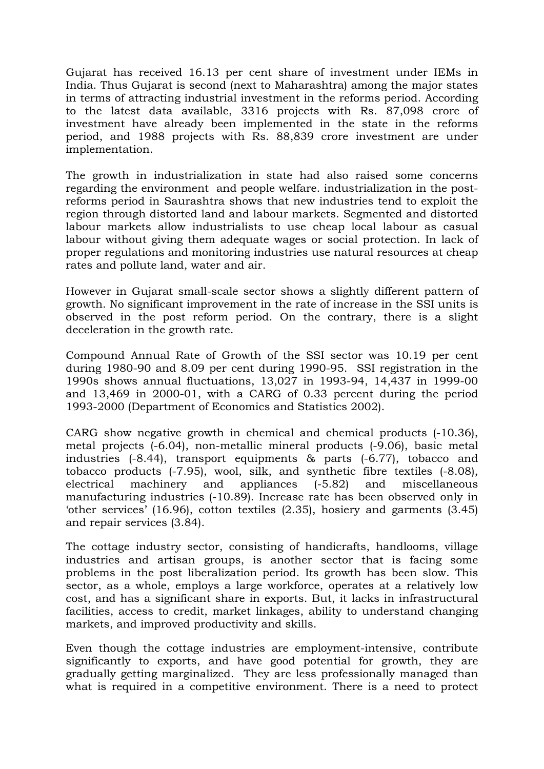Gujarat has received 16.13 per cent share of investment under IEMs in India. Thus Gujarat is second (next to Maharashtra) among the major states in terms of attracting industrial investment in the reforms period. According to the latest data available, 3316 projects with Rs. 87,098 crore of investment have already been implemented in the state in the reforms period, and 1988 projects with Rs. 88,839 crore investment are under implementation.

The growth in industrialization in state had also raised some concerns regarding the environment and people welfare. industrialization in the post-reforms period in Saurashtra shows that new industries tend to exploit the region through distorted land and labour markets. Segmented and distorted labour markets allow industrialists to use cheap local labour as casual labour without giving them adequate wages or social protection. In lack of proper regulations and monitoring industries use natural resources at cheap rates and pollute land, water and air.

However in Gujarat small-scale sector shows a slightly different pattern of growth. No significant improvement in the rate of increase in the SSI units is observed in the post reform period. On the contrary, there is a slight deceleration in the growth rate.

Compound Annual Rate of Growth of the SSI sector was 10.19 per cent during 1980-90 and 8.09 per cent during 1990-95. SSI registration in the 1990s shows annual fluctuations, 13,027 in 1993-94, 14,437 in 1999-00 and 13,469 in 2000-01, with a CARG of 0.33 percent during the period 1993-2000 (Department of Economics and Statistics 2002).

CARG show negative growth in chemical and chemical products (-10.36), metal projects (-6.04), non-metallic mineral products (-9.06), basic metal industries (-8.44), transport equipments & parts (-6.77), tobacco and tobacco products (-7.95), wool, silk, and synthetic fibre textiles (-8.08), electrical machinery and appliances (-5.82) and miscellaneous manufacturing industries (-10.89). Increase rate has been observed only in 'other services' (16.96), cotton textiles (2.35), hosiery and garments (3.45) and repair services (3.84).

The cottage industry sector, consisting of handicrafts, handlooms, village industries and artisan groups, is another sector that is facing some problems in the post liberalization period. Its growth has been slow. This sector, as a whole, employs a large workforce, operates at a relatively low cost, and has a significant share in exports. But, it lacks in infrastructural facilities, access to credit, market linkages, ability to understand changing markets, and improved productivity and skills.

Even though the cottage industries are employment-intensive, contribute significantly to exports, and have good potential for growth, they are gradually getting marginalized. They are less professionally managed than what is required in a competitive environment. There is a need to protect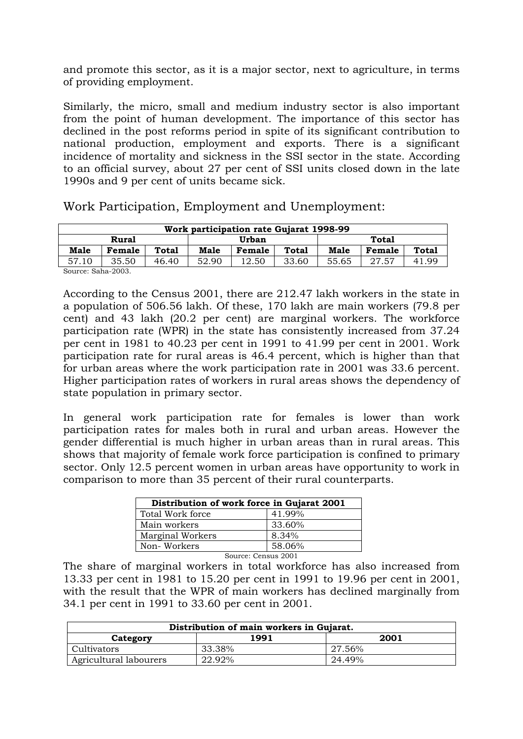and promote this sector, as it is a major sector, next to agriculture, in terms of providing employment.

Similarly, the micro, small and medium industry sector is also important from the point of human development. The importance of this sector has declined in the post reforms period in spite of its significant contribution to national production, employment and exports. There is a significant incidence of mortality and sickness in the SSI sector in the state. According to an official survey, about 27 per cent of SSI units closed down in the late 1990s and 9 per cent of units became sick.

## Work Participation, Employment and Unemployment:

| **Work participation rate Gujarat 1998-99** | | | | | | | | |
|---|---|---|---|---|---|---|---|---|
| **Rural** | | | **Urban** | | | **Total** | | |
| **Male** | **Female** | **Total** | **Male** | **Female** | **Total** | **Male** | **Female** | **Total** |
| 57.10 | 35.50 | 46.40 | 52.90 | 12.50 | 33.60 | 55.65 | 27.57 | 41.99 |

Source: Saha-2003.

According to the Census 2001, there are 212.47 lakh workers in the state in a population of 506.56 lakh. Of these, 170 lakh are main workers (79.8 per cent) and 43 lakh (20.2 per cent) are marginal workers. The workforce participation rate (WPR) in the state has consistently increased from 37.24 per cent in 1981 to 40.23 per cent in 1991 to 41.99 per cent in 2001. Work participation rate for rural areas is 46.4 percent, which is higher than that for urban areas where the work participation rate in 2001 was 33.6 percent. Higher participation rates of workers in rural areas shows the dependency of state population in primary sector.

In general work participation rate for females is lower than work participation rates for males both in rural and urban areas. However the gender differential is much higher in urban areas than in rural areas. This shows that majority of female work force participation is confined to primary sector. Only 12.5 percent women in urban areas have opportunity to work in comparison to more than 35 percent of their rural counterparts.

| **Distribution of work force in Gujarat 2001** | |
|---|---|
| Total Work force | 41.99% |
| Main workers | 33.60% |
| Marginal Workers | 8.34% |
| Non- Workers | 58.06% |

Source: Census 2001

The share of marginal workers in total workforce has also increased from 13.33 per cent in 1981 to 15.20 per cent in 1991 to 19.96 per cent in 2001, with the result that the WPR of main workers has declined marginally from 34.1 per cent in 1991 to 33.60 per cent in 2001.

| **Distribution of main workers in Gujarat.** | | |
|---|---|---|
| **Category** | **1991** | **2001** |
| Cultivators | 33.38% | 27.56% |
| Agricultural labourers | 22.92% | 24.49% |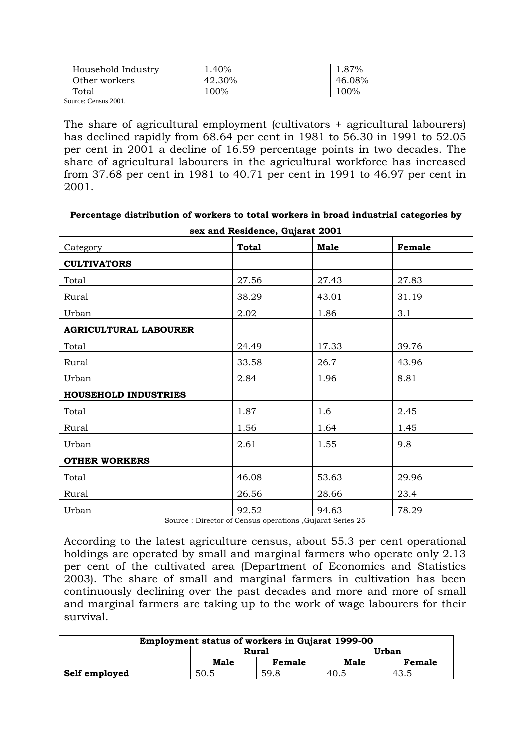| Household Industry | 1.40% | 1.87% |
|---|---|---|
| Other workers | 42.30% | 46.08% |
| Total | 100% | 100% |

Source: Census 2001.

The share of agricultural employment (cultivators + agricultural labourers) has declined rapidly from 68.64 per cent in 1981 to 56.30 in 1991 to 52.05 per cent in 2001 a decline of 16.59 percentage points in two decades. The share of agricultural labourers in the agricultural workforce has increased from 37.68 per cent in 1981 to 40.71 per cent in 1991 to 46.97 per cent in 2001.

| **Percentage distribution of workers to total workers in broad industrial categories by sex and Residence, Gujarat 2001** | | | |
|---|---|---|---|
| Category | **Total** | **Male** | **Female** |
| **CULTIVATORS** | | | |
| Total | 27.56 | 27.43 | 27.83 |
| Rural | 38.29 | 43.01 | 31.19 |
| Urban | 2.02 | 1.86 | 3.1 |
| **AGRICULTURAL LABOURER** | | | |
| Total | 24.49 | 17.33 | 39.76 |
| Rural | 33.58 | 26.7 | 43.96 |
| Urban | 2.84 | 1.96 | 8.81 |
| **HOUSEHOLD INDUSTRIES** | | | |
| Total | 1.87 | 1.6 | 2.45 |
| Rural | 1.56 | 1.64 | 1.45 |
| Urban | 2.61 | 1.55 | 9.8 |
| **OTHER WORKERS** | | | |
| Total | 46.08 | 53.63 | 29.96 |
| Rural | 26.56 | 28.66 | 23.4 |
| Urban | 92.52 | 94.63 | 78.29 |

Source : Director of Census operations ,Gujarat Series 25

According to the latest agriculture census, about 55.3 per cent operational holdings are operated by small and marginal farmers who operate only 2.13 per cent of the cultivated area (Department of Economics and Statistics 2003). The share of small and marginal farmers in cultivation has been continuously declining over the past decades and more and more of small and marginal farmers are taking up to the work of wage labourers for their survival.

| **Employment status of workers in Gujarat 1999-00** | | | | |
|---|---|---|---|---|
| | **Rural** | | **Urban** | |
| | **Male** | **Female** | **Male** | **Female** |
| **Self employed** | 50.5 | 59.8 | 40.5 | 43.5 |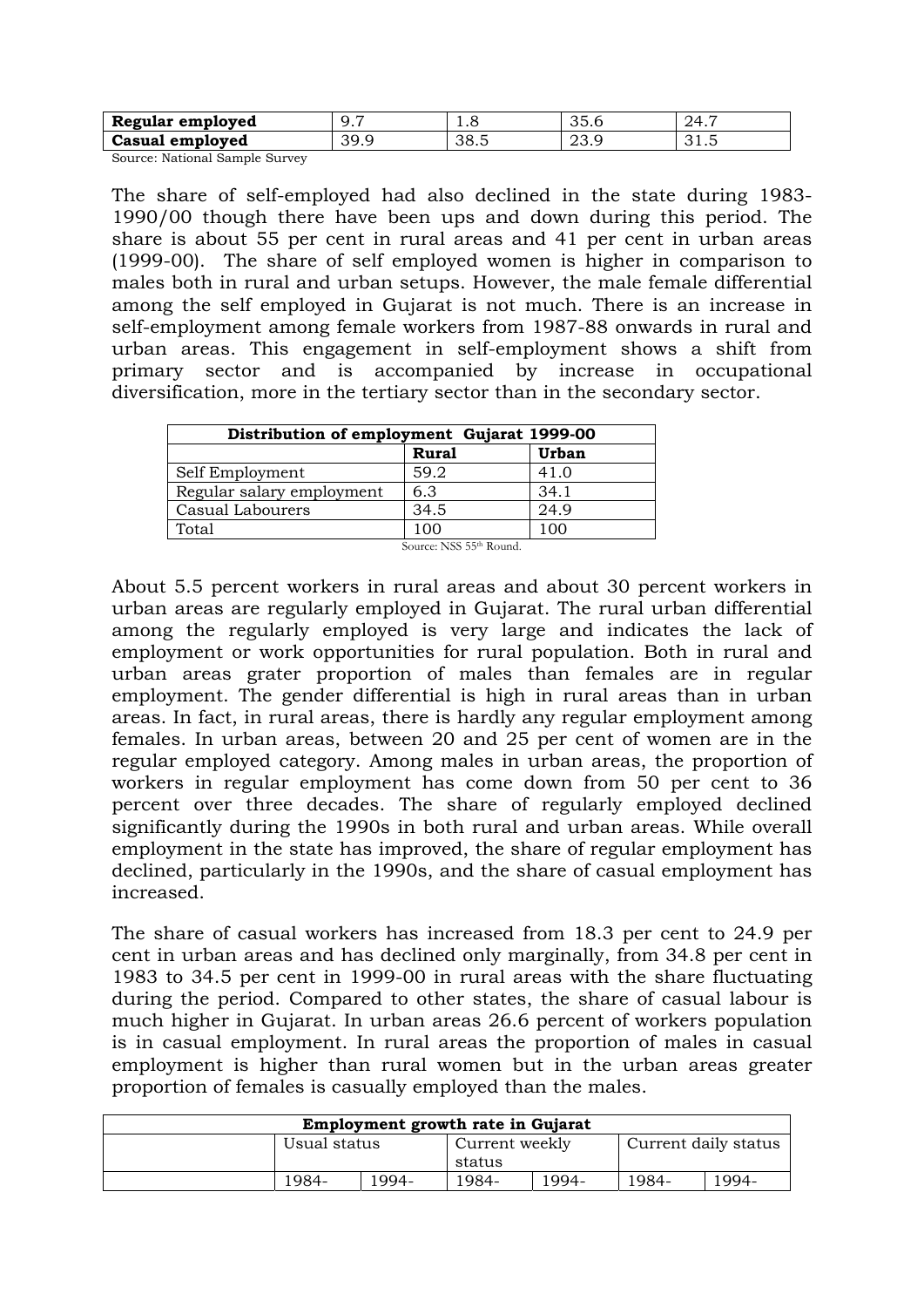| | | | | |
|---|---|---|---|---|
| **Regular employed** | 9.7 | 1.8 | 35.6 | 24.7 |
| **Casual employed** | 39.9 | 38.5 | 23.9 | 31.5 |

Source: National Sample Survey

The share of self-employed had also declined in the state during 1983-1990/00 though there have been ups and down during this period. The share is about 55 per cent in rural areas and 41 per cent in urban areas (1999-00). The share of self employed women is higher in comparison to males both in rural and urban setups. However, the male female differential among the self employed in Gujarat is not much. There is an increase in self-employment among female workers from 1987-88 onwards in rural and urban areas. This engagement in self-employment shows a shift from primary sector and is accompanied by increase in occupational diversification, more in the tertiary sector than in the secondary sector.

| **Distribution of employment Gujarat 1999-00** | | |
|---|---|---|
| | **Rural** | **Urban** |
| Self Employment | 59.2 | 41.0 |
| Regular salary employment | 6.3 | 34.1 |
| Casual Labourers | 34.5 | 24.9 |
| Total | 100 | 100 |

Source: NSS 55th Round.

About 5.5 percent workers in rural areas and about 30 percent workers in urban areas are regularly employed in Gujarat. The rural urban differential among the regularly employed is very large and indicates the lack of employment or work opportunities for rural population. Both in rural and urban areas grater proportion of males than females are in regular employment. The gender differential is high in rural areas than in urban areas. In fact, in rural areas, there is hardly any regular employment among females. In urban areas, between 20 and 25 per cent of women are in the regular employed category. Among males in urban areas, the proportion of workers in regular employment has come down from 50 per cent to 36 percent over three decades. The share of regularly employed declined significantly during the 1990s in both rural and urban areas. While overall employment in the state has improved, the share of regular employment has declined, particularly in the 1990s, and the share of casual employment has increased.

The share of casual workers has increased from 18.3 per cent to 24.9 per cent in urban areas and has declined only marginally, from 34.8 per cent in 1983 to 34.5 per cent in 1999-00 in rural areas with the share fluctuating during the period. Compared to other states, the share of casual labour is much higher in Gujarat. In urban areas 26.6 percent of workers population is in casual employment. In rural areas the proportion of males in casual employment is higher than rural women but in the urban areas greater proportion of females is casually employed than the males.

| **Employment growth rate in Gujarat** | | | | | | |
|---|---|---|---|---|---|---|
| | Usual status | | Current weekly status | | Current daily status | |
| | 1984- | 1994- | 1984- | 1994- | 1984- | 1994- |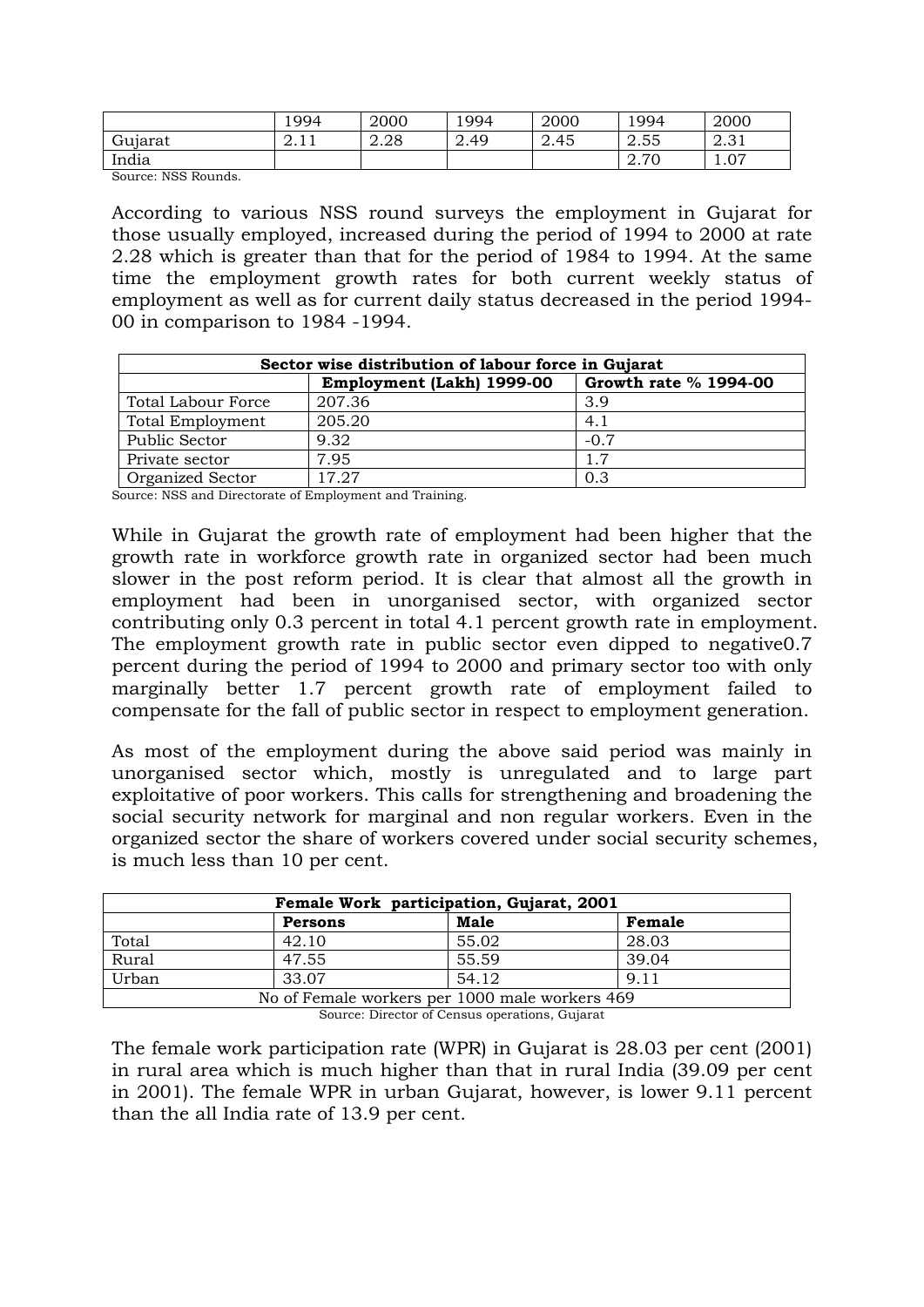| | 1994 | 2000 | 1994 | 2000 | 1994 | 2000 |
|---|---|---|---|---|---|---|
| Gujarat | 2.11 | 2.28 | 2.49 | 2.45 | 2.55 | 2.31 |
| India | | | | | 2.70 | 1.07 |

Source: NSS Rounds.

According to various NSS round surveys the employment in Gujarat for those usually employed, increased during the period of 1994 to 2000 at rate 2.28 which is greater than that for the period of 1984 to 1994. At the same time the employment growth rates for both current weekly status of employment as well as for current daily status decreased in the period 1994-00 in comparison to 1984 -1994.

| **Sector wise distribution of labour force in Gujarat** | | |
|---|---|---|
| | **Employment (Lakh) 1999-00** | **Growth rate % 1994-00** |
| Total Labour Force | 207.36 | 3.9 |
| Total Employment | 205.20 | 4.1 |
| Public Sector | 9.32 | -0.7 |
| Private sector | 7.95 | 1.7 |
| Organized Sector | 17.27 | 0.3 |

Source: NSS and Directorate of Employment and Training.

While in Gujarat the growth rate of employment had been higher that the growth rate in workforce growth rate in organized sector had been much slower in the post reform period. It is clear that almost all the growth in employment had been in unorganised sector, with organized sector contributing only 0.3 percent in total 4.1 percent growth rate in employment. The employment growth rate in public sector even dipped to negative0.7 percent during the period of 1994 to 2000 and primary sector too with only marginally better 1.7 percent growth rate of employment failed to compensate for the fall of public sector in respect to employment generation.

As most of the employment during the above said period was mainly in unorganised sector which, mostly is unregulated and to large part exploitative of poor workers. This calls for strengthening and broadening the social security network for marginal and non regular workers. Even in the organized sector the share of workers covered under social security schemes, is much less than 10 per cent.

| **Female Work participation, Gujarat, 2001** | | | |
|---|---|---|---|
| | **Persons** | **Male** | **Female** |
| Total | 42.10 | 55.02 | 28.03 |
| Rural | 47.55 | 55.59 | 39.04 |
| Urban | 33.07 | 54.12 | 9.11 |
| No of Female workers per 1000 male workers 469 | | | |

Source: Director of Census operations, Gujarat

The female work participation rate (WPR) in Gujarat is 28.03 per cent (2001) in rural area which is much higher than that in rural India (39.09 per cent in 2001). The female WPR in urban Gujarat, however, is lower 9.11 percent than the all India rate of 13.9 per cent.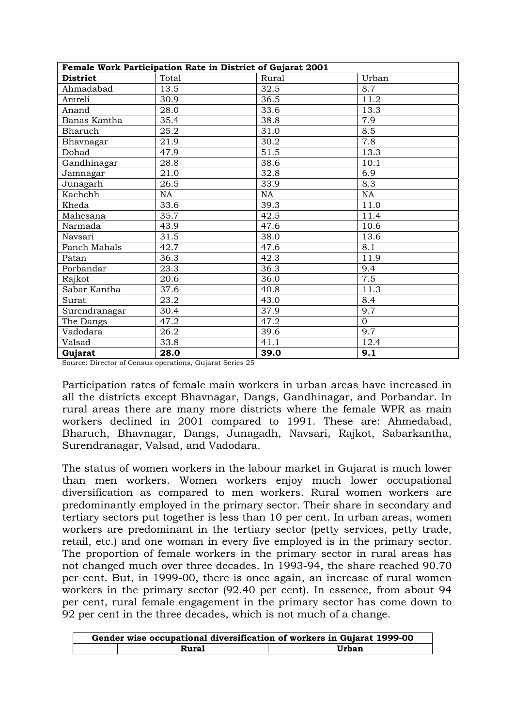| **Female Work Participation Rate in District of Gujarat 2001** | | | |
|---|---|---|---|
| **District** | Total | Rural | Urban |
| Ahmadabad | 13.5 | 32.5 | 8.7 |
| Amreli | 30.9 | 36.5 | 11.2 |
| Anand | 28.0 | 33.6 | 13.3 |
| Banas Kantha | 35.4 | 38.8 | 7.9 |
| Bharuch | 25.2 | 31.0 | 8.5 |
| Bhavnagar | 21.9 | 30.2 | 7.8 |
| Dohad | 47.9 | 51.5 | 13.3 |
| Gandhinagar | 28.8 | 38.6 | 10.1 |
| Jamnagar | 21.0 | 32.8 | 6.9 |
| Junagarh | 26.5 | 33.9 | 8.3 |
| Kachchh | NA | NA | NA |
| Kheda | 33.6 | 39.3 | 11.0 |
| Mahesana | 35.7 | 42.5 | 11.4 |
| Narmada | 43.9 | 47.6 | 10.6 |
| Navsari | 31.5 | 38.0 | 13.6 |
| Panch Mahals | 42.7 | 47.6 | 8.1 |
| Patan | 36.3 | 42.3 | 11.9 |
| Porbandar | 23.3 | 36.3 | 9.4 |
| Rajkot | 20.6 | 36.0 | 7.5 |
| Sabar Kantha | 37.6 | 40.8 | 11.3 |
| Surat | 23.2 | 43.0 | 8.4 |
| Surendranagar | 30.4 | 37.9 | 9.7 |
| The Dangs | 47.2 | 47.2 | 0 |
| Vadodara | 26.2 | 39.6 | 9.7 |
| Valsad | 33.8 | 41.1 | 12.4 |
| **Gujarat** | **28.0** | **39.0** | **9.1** |

Source: Director of Census operations, Gujarat Series 25

Participation rates of female main workers in urban areas have increased in all the districts except Bhavnagar, Dangs, Gandhinagar, and Porbandar. In rural areas there are many more districts where the female WPR as main workers declined in 2001 compared to 1991. These are: Ahmedabad, Bharuch, Bhavnagar, Dangs, Junagadh, Navsari, Rajkot, Sabarkantha, Surendranagar, Valsad, and Vadodara.

The status of women workers in the labour market in Gujarat is much lower than men workers. Women workers enjoy much lower occupational diversification as compared to men workers. Rural women workers are predominantly employed in the primary sector. Their share in secondary and tertiary sectors put together is less than 10 per cent. In urban areas, women workers are predominant in the tertiary sector (petty services, petty trade, retail, etc.) and one woman in every five employed is in the primary sector. The proportion of female workers in the primary sector in rural areas has not changed much over three decades. In 1993-94, the share reached 90.70 per cent. But, in 1999-00, there is once again, an increase of rural women workers in the primary sector (92.40 per cent). In essence, from about 94 per cent, rural female engagement in the primary sector has come down to 92 per cent in the three decades, which is not much of a change.

| **Gender wise occupational diversification of workers in Gujarat 1999-00** | | |
|---|---|---|
| | **Rural** | **Urban** |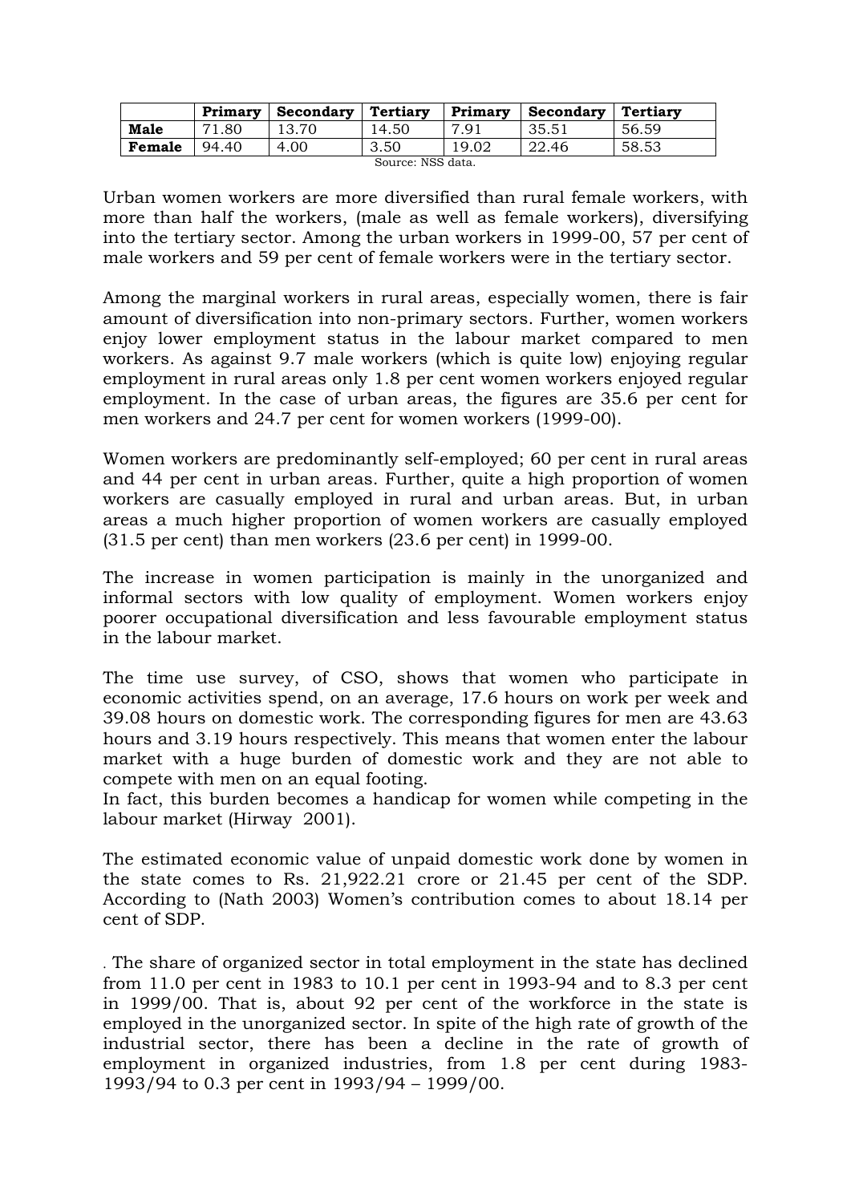|  | Primary | Secondary | Tertiary | Primary | Secondary | Tertiary |
|---|---|---|---|---|---|---|
| **Male** | 71.80 | 13.70 | 14.50 | 7.91 | 35.51 | 56.59 |
| **Female** | 94.40 | 4.00 | 3.50 | 19.02 | 22.46 | 58.53 |

Source: NSS data.

Urban women workers are more diversified than rural female workers, with more than half the workers, (male as well as female workers), diversifying into the tertiary sector. Among the urban workers in 1999-00, 57 per cent of male workers and 59 per cent of female workers were in the tertiary sector.

Among the marginal workers in rural areas, especially women, there is fair amount of diversification into non-primary sectors. Further, women workers enjoy lower employment status in the labour market compared to men workers. As against 9.7 male workers (which is quite low) enjoying regular employment in rural areas only 1.8 per cent women workers enjoyed regular employment. In the case of urban areas, the figures are 35.6 per cent for men workers and 24.7 per cent for women workers (1999-00).

Women workers are predominantly self-employed; 60 per cent in rural areas and 44 per cent in urban areas. Further, quite a high proportion of women workers are casually employed in rural and urban areas. But, in urban areas a much higher proportion of women workers are casually employed (31.5 per cent) than men workers (23.6 per cent) in 1999-00.

The increase in women participation is mainly in the unorganized and informal sectors with low quality of employment. Women workers enjoy poorer occupational diversification and less favourable employment status in the labour market.

The time use survey, of CSO, shows that women who participate in economic activities spend, on an average, 17.6 hours on work per week and 39.08 hours on domestic work. The corresponding figures for men are 43.63 hours and 3.19 hours respectively. This means that women enter the labour market with a huge burden of domestic work and they are not able to compete with men on an equal footing.
In fact, this burden becomes a handicap for women while competing in the labour market (Hirway 2001).

The estimated economic value of unpaid domestic work done by women in the state comes to Rs. 21,922.21 crore or 21.45 per cent of the SDP. According to (Nath 2003) Women's contribution comes to about 18.14 per cent of SDP.

. The share of organized sector in total employment in the state has declined from 11.0 per cent in 1983 to 10.1 per cent in 1993-94 and to 8.3 per cent in 1999/00. That is, about 92 per cent of the workforce in the state is employed in the unorganized sector. In spite of the high rate of growth of the industrial sector, there has been a decline in the rate of growth of employment in organized industries, from 1.8 per cent during 1983-1993/94 to 0.3 per cent in 1993/94 – 1999/00.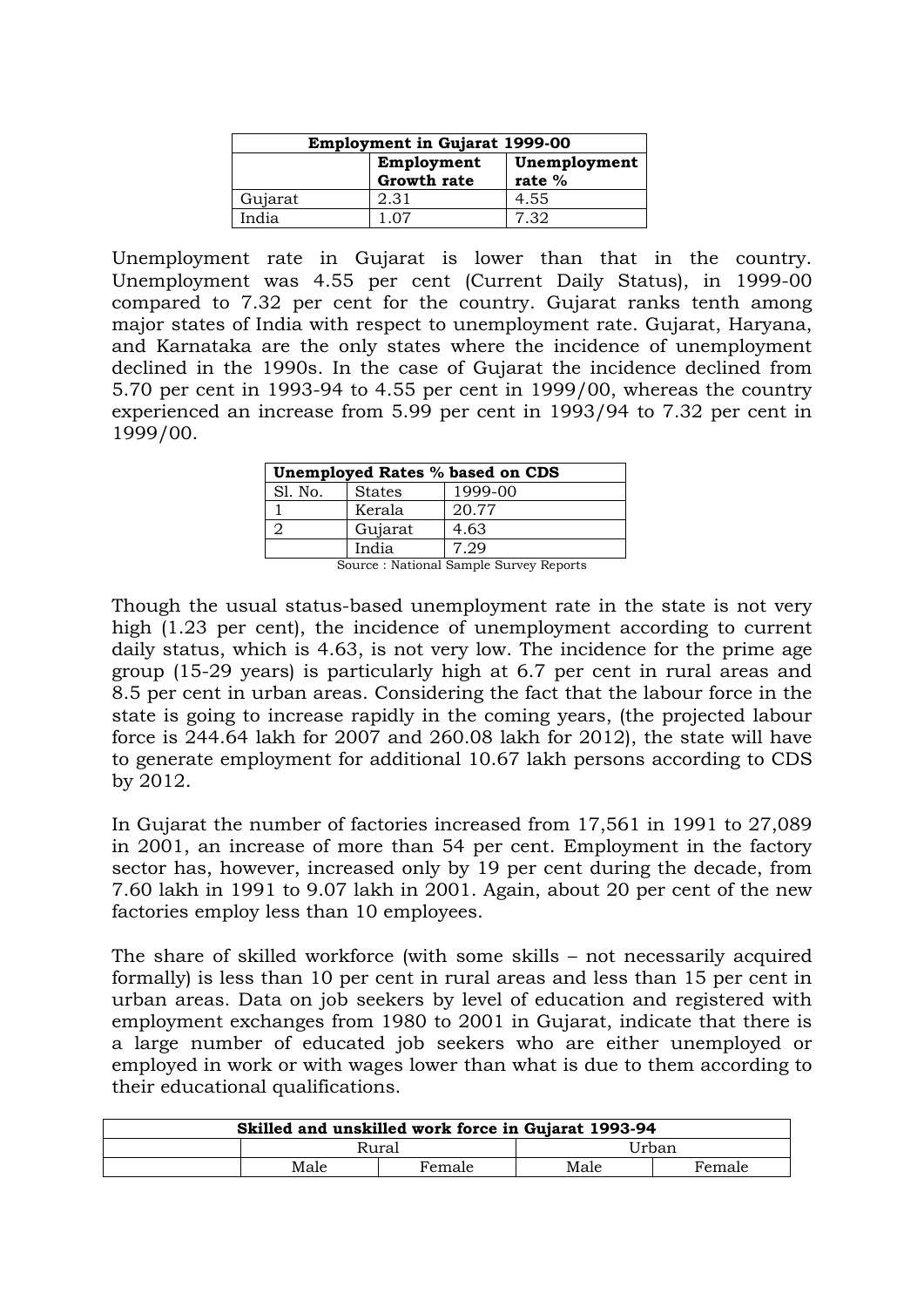| Employment in Gujarat 1999-00 | | |
|---|---|---|
| | **Employment Growth rate** | **Unemployment rate %** |
| Gujarat | 2.31 | 4.55 |
| India | 1.07 | 7.32 |

Unemployment rate in Gujarat is lower than that in the country. Unemployment was 4.55 per cent (Current Daily Status), in 1999-00 compared to 7.32 per cent for the country. Gujarat ranks tenth among major states of India with respect to unemployment rate. Gujarat, Haryana, and Karnataka are the only states where the incidence of unemployment declined in the 1990s. In the case of Gujarat the incidence declined from 5.70 per cent in 1993-94 to 4.55 per cent in 1999/00, whereas the country experienced an increase from 5.99 per cent in 1993/94 to 7.32 per cent in 1999/00.

| Unemployed Rates % based on CDS | | |
|---|---|---|
| Sl. No. | States | 1999-00 |
| 1 | Kerala | 20.77 |
| 2 | Gujarat | 4.63 |
| | India | 7.29 |

Source : National Sample Survey Reports

Though the usual status-based unemployment rate in the state is not very high (1.23 per cent), the incidence of unemployment according to current daily status, which is 4.63, is not very low. The incidence for the prime age group (15-29 years) is particularly high at 6.7 per cent in rural areas and 8.5 per cent in urban areas. Considering the fact that the labour force in the state is going to increase rapidly in the coming years, (the projected labour force is 244.64 lakh for 2007 and 260.08 lakh for 2012), the state will have to generate employment for additional 10.67 lakh persons according to CDS by 2012.

In Gujarat the number of factories increased from 17,561 in 1991 to 27,089 in 2001, an increase of more than 54 per cent. Employment in the factory sector has, however, increased only by 19 per cent during the decade, from 7.60 lakh in 1991 to 9.07 lakh in 2001. Again, about 20 per cent of the new factories employ less than 10 employees.

The share of skilled workforce (with some skills – not necessarily acquired formally) is less than 10 per cent in rural areas and less than 15 per cent in urban areas. Data on job seekers by level of education and registered with employment exchanges from 1980 to 2001 in Gujarat, indicate that there is a large number of educated job seekers who are either unemployed or employed in work or with wages lower than what is due to them according to their educational qualifications.

| Skilled and unskilled work force in Gujarat 1993-94 | | | | |
|---|---|---|---|---|
| | Rural | | Urban | |
| | Male | Female | Male | Female |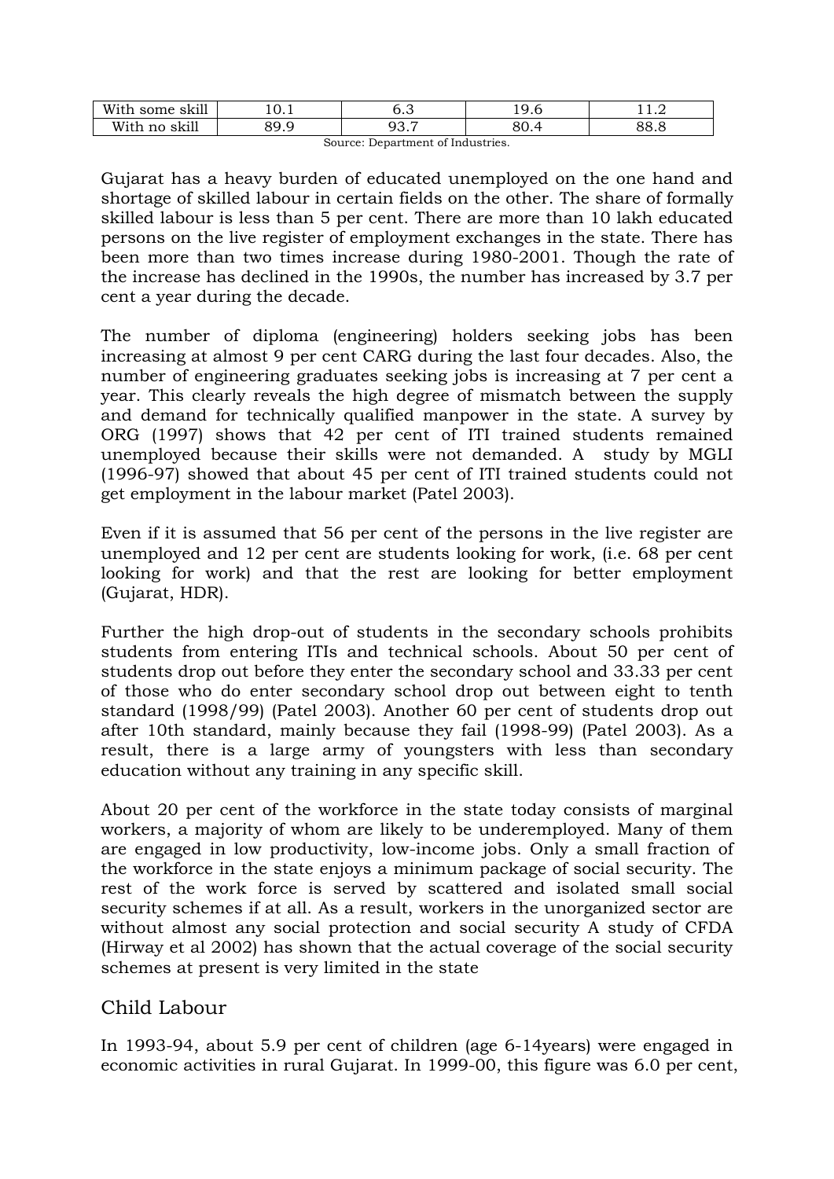| With some skill | 10.1 | 6.3 | 19.6 | 11.2 |
|---|---|---|---|---|
| With no skill | 89.9 | 93.7 | 80.4 | 88.8 |

Source: Department of Industries.

Gujarat has a heavy burden of educated unemployed on the one hand and shortage of skilled labour in certain fields on the other. The share of formally skilled labour is less than 5 per cent. There are more than 10 lakh educated persons on the live register of employment exchanges in the state. There has been more than two times increase during 1980-2001. Though the rate of the increase has declined in the 1990s, the number has increased by 3.7 per cent a year during the decade.

The number of diploma (engineering) holders seeking jobs has been increasing at almost 9 per cent CARG during the last four decades. Also, the number of engineering graduates seeking jobs is increasing at 7 per cent a year. This clearly reveals the high degree of mismatch between the supply and demand for technically qualified manpower in the state. A survey by ORG (1997) shows that 42 per cent of ITI trained students remained unemployed because their skills were not demanded. A study by MGLI (1996-97) showed that about 45 per cent of ITI trained students could not get employment in the labour market (Patel 2003).

Even if it is assumed that 56 per cent of the persons in the live register are unemployed and 12 per cent are students looking for work, (i.e. 68 per cent looking for work) and that the rest are looking for better employment (Gujarat, HDR).

Further the high drop-out of students in the secondary schools prohibits students from entering ITIs and technical schools. About 50 per cent of students drop out before they enter the secondary school and 33.33 per cent of those who do enter secondary school drop out between eight to tenth standard (1998/99) (Patel 2003). Another 60 per cent of students drop out after 10th standard, mainly because they fail (1998-99) (Patel 2003). As a result, there is a large army of youngsters with less than secondary education without any training in any specific skill.

About 20 per cent of the workforce in the state today consists of marginal workers, a majority of whom are likely to be underemployed. Many of them are engaged in low productivity, low-income jobs. Only a small fraction of the workforce in the state enjoys a minimum package of social security. The rest of the work force is served by scattered and isolated small social security schemes if at all. As a result, workers in the unorganized sector are without almost any social protection and social security A study of CFDA (Hirway et al 2002) has shown that the actual coverage of the social security schemes at present is very limited in the state

## Child Labour

In 1993-94, about 5.9 per cent of children (age 6-14years) were engaged in economic activities in rural Gujarat. In 1999-00, this figure was 6.0 per cent,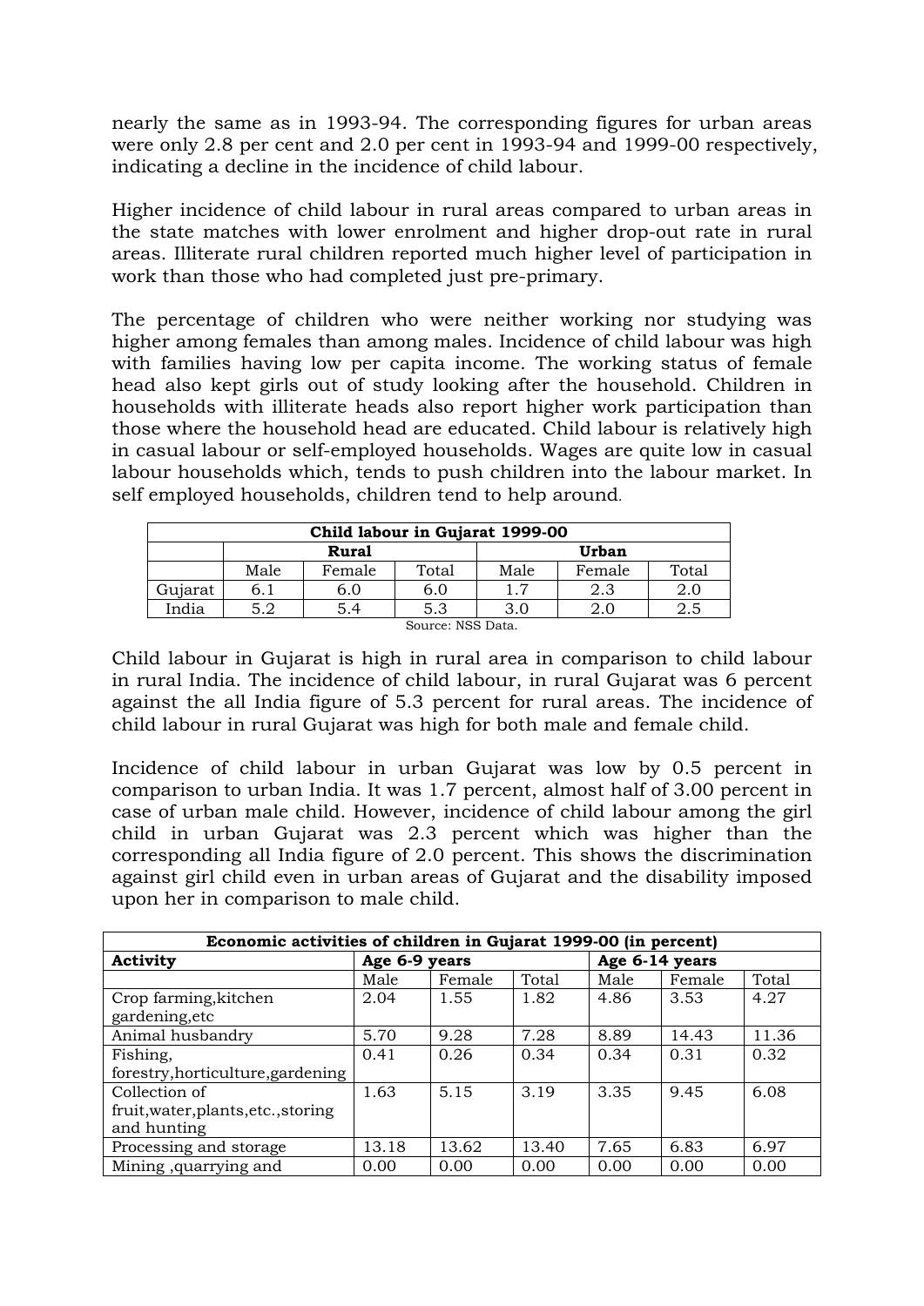nearly the same as in 1993-94. The corresponding figures for urban areas were only 2.8 per cent and 2.0 per cent in 1993-94 and 1999-00 respectively, indicating a decline in the incidence of child labour.

Higher incidence of child labour in rural areas compared to urban areas in the state matches with lower enrolment and higher drop-out rate in rural areas. Illiterate rural children reported much higher level of participation in work than those who had completed just pre-primary.

The percentage of children who were neither working nor studying was higher among females than among males. Incidence of child labour was high with families having low per capita income. The working status of female head also kept girls out of study looking after the household. Children in households with illiterate heads also report higher work participation than those where the household head are educated. Child labour is relatively high in casual labour or self-employed households. Wages are quite low in casual labour households which, tends to push children into the labour market. In self employed households, children tend to help around.

| Child labour in Gujarat 1999-00 | | | | | | |
|---|---|---|---|---|---|---|
| | Rural | | | Urban | | |
| | Male | Female | Total | Male | Female | Total |
| Gujarat | 6.1 | 6.0 | 6.0 | 1.7 | 2.3 | 2.0 |
| India | 5.2 | 5.4 | 5.3 | 3.0 | 2.0 | 2.5 |

Source: NSS Data.

Child labour in Gujarat is high in rural area in comparison to child labour in rural India. The incidence of child labour, in rural Gujarat was 6 percent against the all India figure of 5.3 percent for rural areas. The incidence of child labour in rural Gujarat was high for both male and female child.

Incidence of child labour in urban Gujarat was low by 0.5 percent in comparison to urban India. It was 1.7 percent, almost half of 3.00 percent in case of urban male child. However, incidence of child labour among the girl child in urban Gujarat was 2.3 percent which was higher than the corresponding all India figure of 2.0 percent. This shows the discrimination against girl child even in urban areas of Gujarat and the disability imposed upon her in comparison to male child.

| Economic activities of children in Gujarat 1999-00 (in percent) | | | | | | |
|---|---|---|---|---|---|---|
| **Activity** | **Age 6-9 years** | | | **Age 6-14 years** | | |
| | Male | Female | Total | Male | Female | Total |
| Crop farming,kitchen gardening,etc | 2.04 | 1.55 | 1.82 | 4.86 | 3.53 | 4.27 |
| Animal husbandry | 5.70 | 9.28 | 7.28 | 8.89 | 14.43 | 11.36 |
| Fishing, forestry,horticulture,gardening | 0.41 | 0.26 | 0.34 | 0.34 | 0.31 | 0.32 |
| Collection of fruit,water,plants,etc.,storing and hunting | 1.63 | 5.15 | 3.19 | 3.35 | 9.45 | 6.08 |
| Processing and storage | 13.18 | 13.62 | 13.40 | 7.65 | 6.83 | 6.97 |
| Mining ,quarrying and | 0.00 | 0.00 | 0.00 | 0.00 | 0.00 | 0.00 |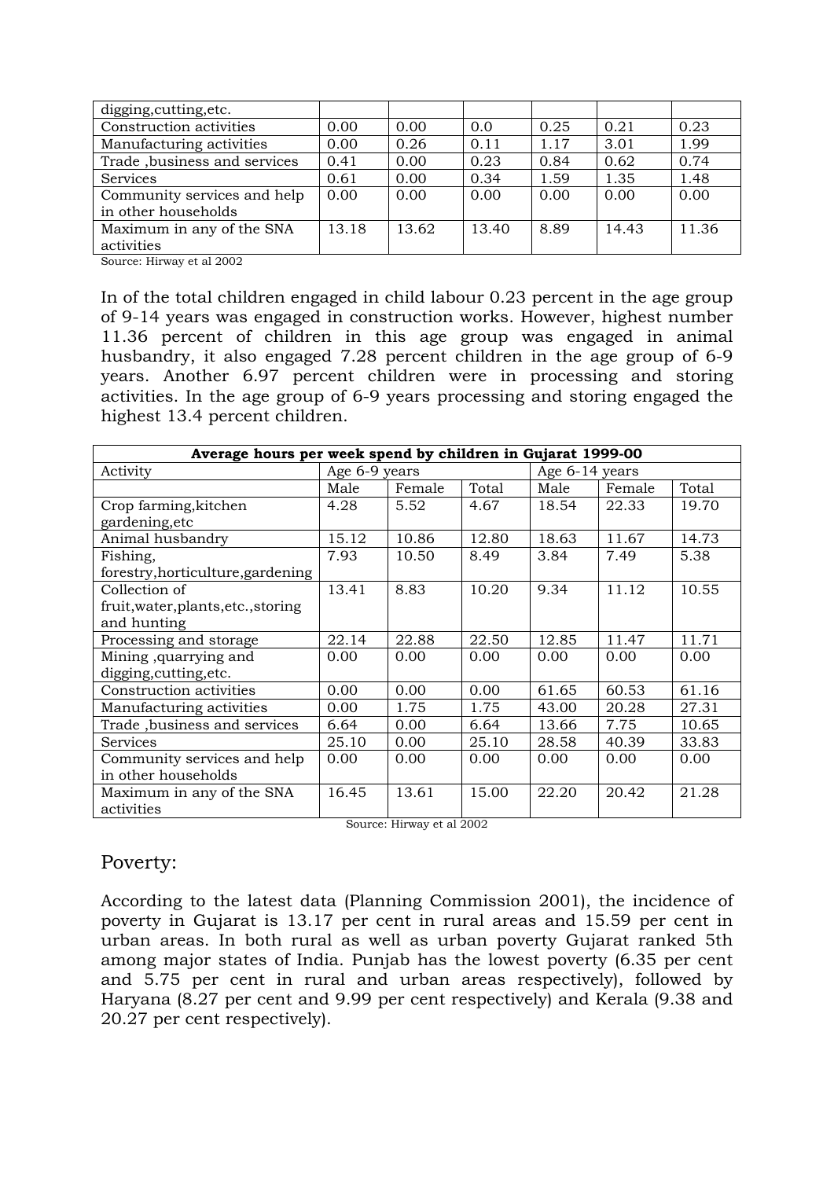| | | | | | | |
|---|---|---|---|---|---|---|
| digging,cutting,etc. | | | | | | |
| Construction activities | 0.00 | 0.00 | 0.0 | 0.25 | 0.21 | 0.23 |
| Manufacturing activities | 0.00 | 0.26 | 0.11 | 1.17 | 3.01 | 1.99 |
| Trade ,business and services | 0.41 | 0.00 | 0.23 | 0.84 | 0.62 | 0.74 |
| Services | 0.61 | 0.00 | 0.34 | 1.59 | 1.35 | 1.48 |
| Community services and help in other households | 0.00 | 0.00 | 0.00 | 0.00 | 0.00 | 0.00 |
| Maximum in any of the SNA activities | 13.18 | 13.62 | 13.40 | 8.89 | 14.43 | 11.36 |

Source: Hirway et al 2002

In of the total children engaged in child labour 0.23 percent in the age group of 9-14 years was engaged in construction works. However, highest number 11.36 percent of children in this age group was engaged in animal husbandry, it also engaged 7.28 percent children in the age group of 6-9 years. Another 6.97 percent children were in processing and storing activities. In the age group of 6-9 years processing and storing engaged the highest 13.4 percent children.

| **Average hours per week spend by children in Gujarat 1999-00** | | | | | | |
|---|---|---|---|---|---|---|
| Activity | Age 6-9 years | | | Age 6-14 years | | |
| | Male | Female | Total | Male | Female | Total |
| Crop farming,kitchen gardening,etc | 4.28 | 5.52 | 4.67 | 18.54 | 22.33 | 19.70 |
| Animal husbandry | 15.12 | 10.86 | 12.80 | 18.63 | 11.67 | 14.73 |
| Fishing, forestry,horticulture,gardening | 7.93 | 10.50 | 8.49 | 3.84 | 7.49 | 5.38 |
| Collection of fruit,water,plants,etc.,storing and hunting | 13.41 | 8.83 | 10.20 | 9.34 | 11.12 | 10.55 |
| Processing and storage | 22.14 | 22.88 | 22.50 | 12.85 | 11.47 | 11.71 |
| Mining ,quarrying and digging,cutting,etc. | 0.00 | 0.00 | 0.00 | 0.00 | 0.00 | 0.00 |
| Construction activities | 0.00 | 0.00 | 0.00 | 61.65 | 60.53 | 61.16 |
| Manufacturing activities | 0.00 | 1.75 | 1.75 | 43.00 | 20.28 | 27.31 |
| Trade ,business and services | 6.64 | 0.00 | 6.64 | 13.66 | 7.75 | 10.65 |
| Services | 25.10 | 0.00 | 25.10 | 28.58 | 40.39 | 33.83 |
| Community services and help in other households | 0.00 | 0.00 | 0.00 | 0.00 | 0.00 | 0.00 |
| Maximum in any of the SNA activities | 16.45 | 13.61 | 15.00 | 22.20 | 20.42 | 21.28 |

Source: Hirway et al 2002

## Poverty:

According to the latest data (Planning Commission 2001), the incidence of poverty in Gujarat is 13.17 per cent in rural areas and 15.59 per cent in urban areas. In both rural as well as urban poverty Gujarat ranked 5th among major states of India. Punjab has the lowest poverty (6.35 per cent and 5.75 per cent in rural and urban areas respectively), followed by Haryana (8.27 per cent and 9.99 per cent respectively) and Kerala (9.38 and 20.27 per cent respectively).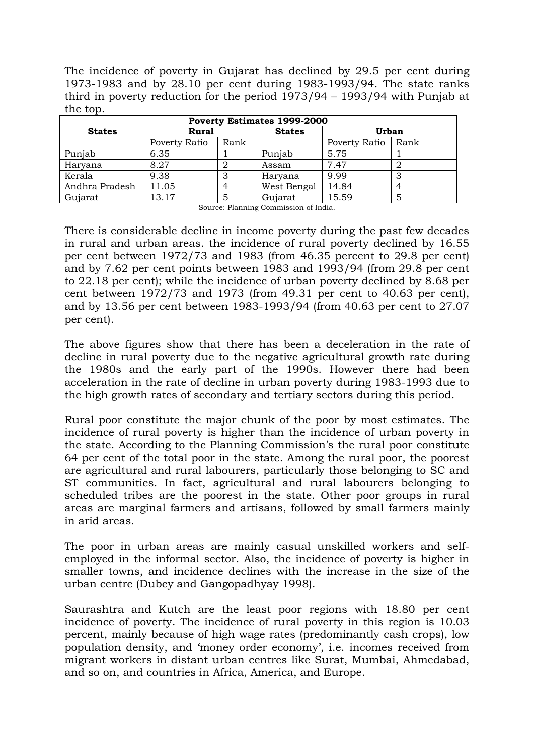The incidence of poverty in Gujarat has declined by 29.5 per cent during 1973-1983 and by 28.10 per cent during 1983-1993/94. The state ranks third in poverty reduction for the period 1973/94 – 1993/94 with Punjab at the top.

| Poverty Estimates 1999-2000 | | | | | |
|---|---|---|---|---|---|
| **States** | **Rural** | | **States** | **Urban** | |
| | Poverty Ratio | Rank | | Poverty Ratio | Rank |
| Punjab | 6.35 | 1 | Punjab | 5.75 | 1 |
| Haryana | 8.27 | 2 | Assam | 7.47 | 2 |
| Kerala | 9.38 | 3 | Haryana | 9.99 | 3 |
| Andhra Pradesh | 11.05 | 4 | West Bengal | 14.84 | 4 |
| Gujarat | 13.17 | 5 | Gujarat | 15.59 | 5 |

Source: Planning Commission of India.

There is considerable decline in income poverty during the past few decades in rural and urban areas. the incidence of rural poverty declined by 16.55 per cent between 1972/73 and 1983 (from 46.35 percent to 29.8 per cent) and by 7.62 per cent points between 1983 and 1993/94 (from 29.8 per cent to 22.18 per cent); while the incidence of urban poverty declined by 8.68 per cent between 1972/73 and 1973 (from 49.31 per cent to 40.63 per cent), and by 13.56 per cent between 1983-1993/94 (from 40.63 per cent to 27.07 per cent).

The above figures show that there has been a deceleration in the rate of decline in rural poverty due to the negative agricultural growth rate during the 1980s and the early part of the 1990s. However there had been acceleration in the rate of decline in urban poverty during 1983-1993 due to the high growth rates of secondary and tertiary sectors during this period.

Rural poor constitute the major chunk of the poor by most estimates. The incidence of rural poverty is higher than the incidence of urban poverty in the state. According to the Planning Commission's the rural poor constitute 64 per cent of the total poor in the state. Among the rural poor, the poorest are agricultural and rural labourers, particularly those belonging to SC and ST communities. In fact, agricultural and rural labourers belonging to scheduled tribes are the poorest in the state. Other poor groups in rural areas are marginal farmers and artisans, followed by small farmers mainly in arid areas.

The poor in urban areas are mainly casual unskilled workers and self-employed in the informal sector. Also, the incidence of poverty is higher in smaller towns, and incidence declines with the increase in the size of the urban centre (Dubey and Gangopadhyay 1998).

Saurashtra and Kutch are the least poor regions with 18.80 per cent incidence of poverty. The incidence of rural poverty in this region is 10.03 percent, mainly because of high wage rates (predominantly cash crops), low population density, and 'money order economy', i.e. incomes received from migrant workers in distant urban centres like Surat, Mumbai, Ahmedabad, and so on, and countries in Africa, America, and Europe.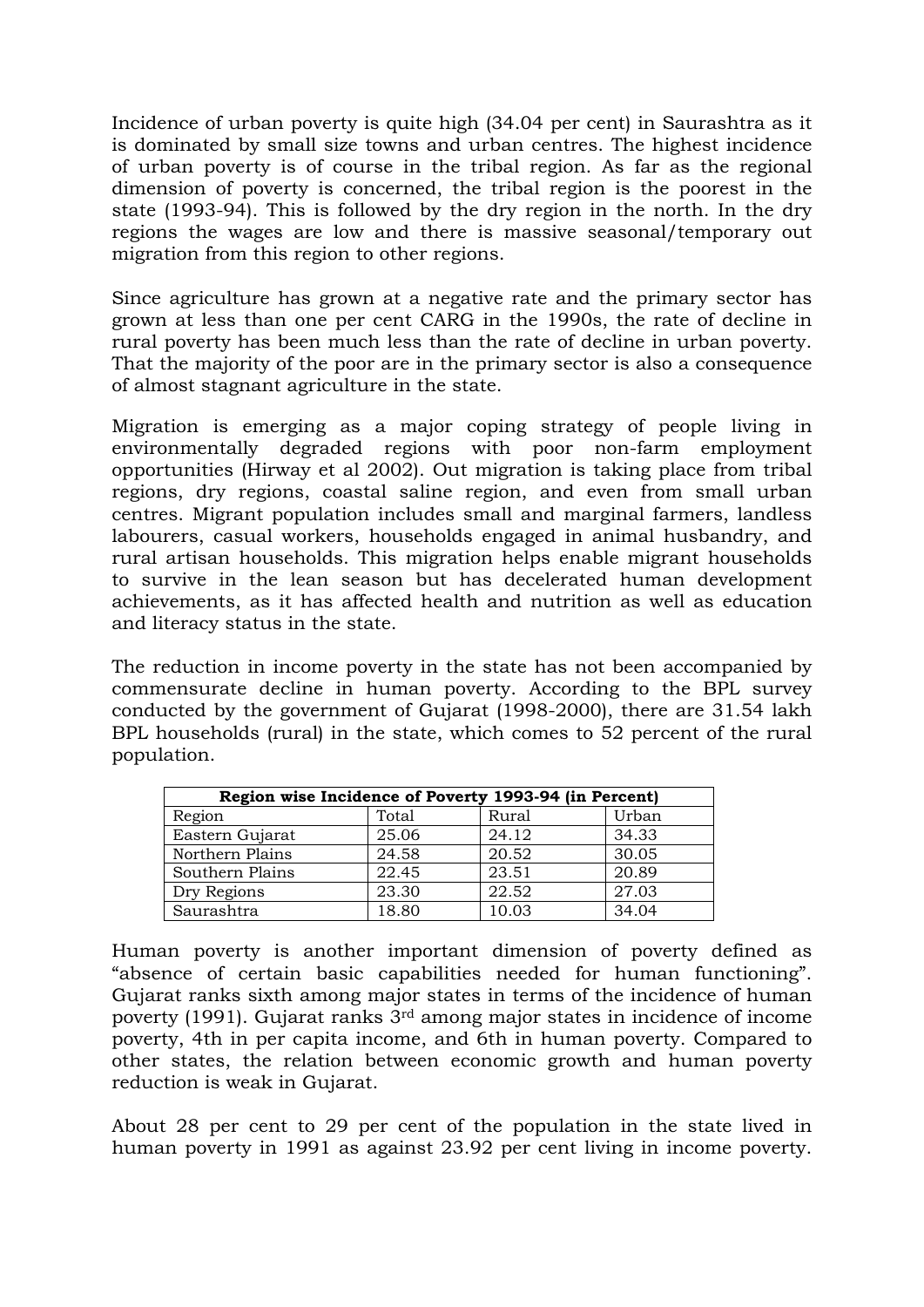Incidence of urban poverty is quite high (34.04 per cent) in Saurashtra as it is dominated by small size towns and urban centres. The highest incidence of urban poverty is of course in the tribal region. As far as the regional dimension of poverty is concerned, the tribal region is the poorest in the state (1993-94). This is followed by the dry region in the north. In the dry regions the wages are low and there is massive seasonal/temporary out migration from this region to other regions.

Since agriculture has grown at a negative rate and the primary sector has grown at less than one per cent CARG in the 1990s, the rate of decline in rural poverty has been much less than the rate of decline in urban poverty. That the majority of the poor are in the primary sector is also a consequence of almost stagnant agriculture in the state.

Migration is emerging as a major coping strategy of people living in environmentally degraded regions with poor non-farm employment opportunities (Hirway et al 2002). Out migration is taking place from tribal regions, dry regions, coastal saline region, and even from small urban centres. Migrant population includes small and marginal farmers, landless labourers, casual workers, households engaged in animal husbandry, and rural artisan households. This migration helps enable migrant households to survive in the lean season but has decelerated human development achievements, as it has affected health and nutrition as well as education and literacy status in the state.

The reduction in income poverty in the state has not been accompanied by commensurate decline in human poverty. According to the BPL survey conducted by the government of Gujarat (1998-2000), there are 31.54 lakh BPL households (rural) in the state, which comes to 52 percent of the rural population.

| **Region wise Incidence of Poverty 1993-94 (in Percent)** | | | |
|---|---|---|---|
| Region | Total | Rural | Urban |
| Eastern Gujarat | 25.06 | 24.12 | 34.33 |
| Northern Plains | 24.58 | 20.52 | 30.05 |
| Southern Plains | 22.45 | 23.51 | 20.89 |
| Dry Regions | 23.30 | 22.52 | 27.03 |
| Saurashtra | 18.80 | 10.03 | 34.04 |

Human poverty is another important dimension of poverty defined as "absence of certain basic capabilities needed for human functioning". Gujarat ranks sixth among major states in terms of the incidence of human poverty (1991). Gujarat ranks 3rd among major states in incidence of income poverty, 4th in per capita income, and 6th in human poverty. Compared to other states, the relation between economic growth and human poverty reduction is weak in Gujarat.

About 28 per cent to 29 per cent of the population in the state lived in human poverty in 1991 as against 23.92 per cent living in income poverty.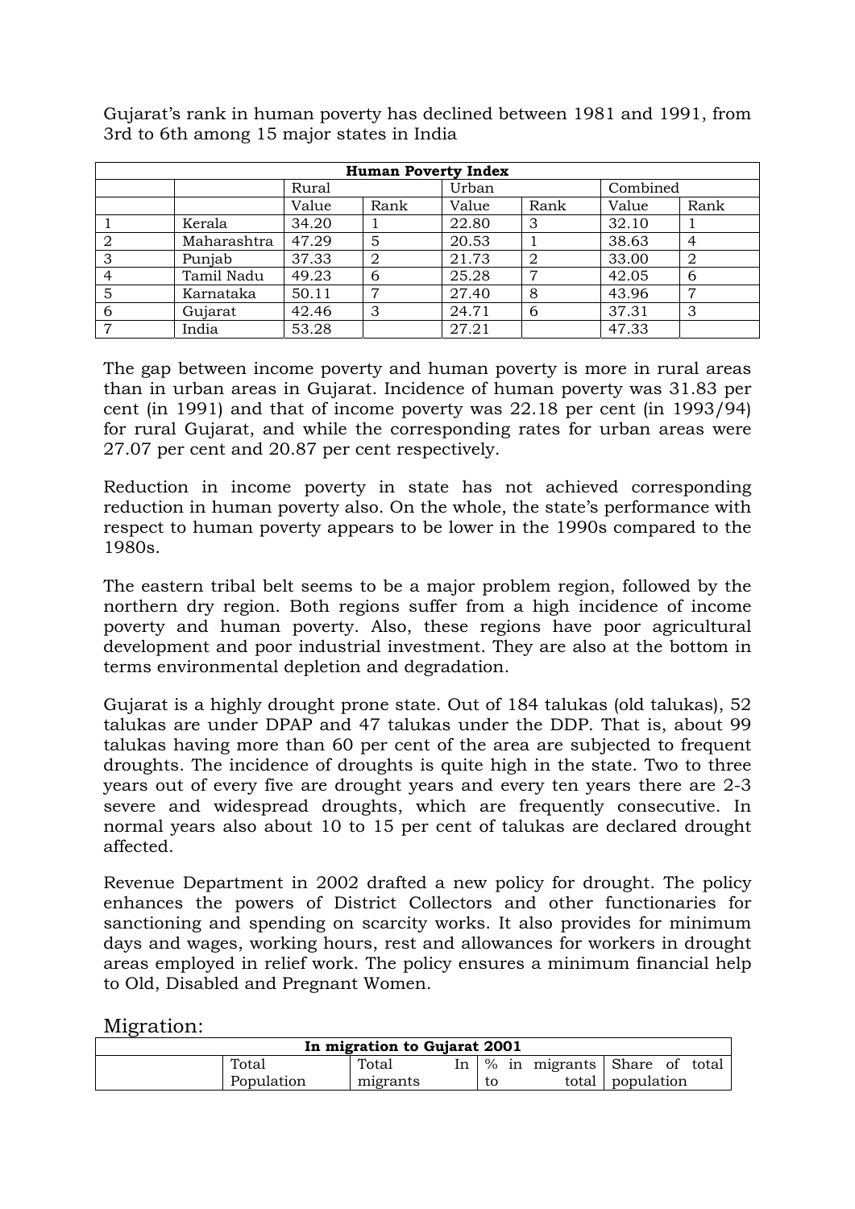Gujarat's rank in human poverty has declined between 1981 and 1991, from 3rd to 6th among 15 major states in India

| **Human Poverty Index** | | | | | | | |
|---|---|---|---|---|---|---|---|
| | | Rural | | Urban | | Combined | |
| | | Value | Rank | Value | Rank | Value | Rank |
| 1 | Kerala | 34.20 | 1 | 22.80 | 3 | 32.10 | 1 |
| 2 | Maharashtra | 47.29 | 5 | 20.53 | 1 | 38.63 | 4 |
| 3 | Punjab | 37.33 | 2 | 21.73 | 2 | 33.00 | 2 |
| 4 | Tamil Nadu | 49.23 | 6 | 25.28 | 7 | 42.05 | 6 |
| 5 | Karnataka | 50.11 | 7 | 27.40 | 8 | 43.96 | 7 |
| 6 | Gujarat | 42.46 | 3 | 24.71 | 6 | 37.31 | 3 |
| 7 | India | 53.28 | | 27.21 | | 47.33 | |

The gap between income poverty and human poverty is more in rural areas than in urban areas in Gujarat. Incidence of human poverty was 31.83 per cent (in 1991) and that of income poverty was 22.18 per cent (in 1993/94) for rural Gujarat, and while the corresponding rates for urban areas were 27.07 per cent and 20.87 per cent respectively.

Reduction in income poverty in state has not achieved corresponding reduction in human poverty also. On the whole, the state's performance with respect to human poverty appears to be lower in the 1990s compared to the 1980s.

The eastern tribal belt seems to be a major problem region, followed by the northern dry region. Both regions suffer from a high incidence of income poverty and human poverty. Also, these regions have poor agricultural development and poor industrial investment. They are also at the bottom in terms environmental depletion and degradation.

Gujarat is a highly drought prone state. Out of 184 talukas (old talukas), 52 talukas are under DPAP and 47 talukas under the DDP. That is, about 99 talukas having more than 60 per cent of the area are subjected to frequent droughts. The incidence of droughts is quite high in the state. Two to three years out of every five are drought years and every ten years there are 2-3 severe and widespread droughts, which are frequently consecutive. In normal years also about 10 to 15 per cent of talukas are declared drought affected.

Revenue Department in 2002 drafted a new policy for drought. The policy enhances the powers of District Collectors and other functionaries for sanctioning and spending on scarcity works. It also provides for minimum days and wages, working hours, rest and allowances for workers in drought areas employed in relief work. The policy ensures a minimum financial help to Old, Disabled and Pregnant Women.

## Migration:

| **In migration to Gujarat 2001** | | | | |
|---|---|---|---|---|
| | Total Population | Total In migrants | % in migrants to total | Share of total population |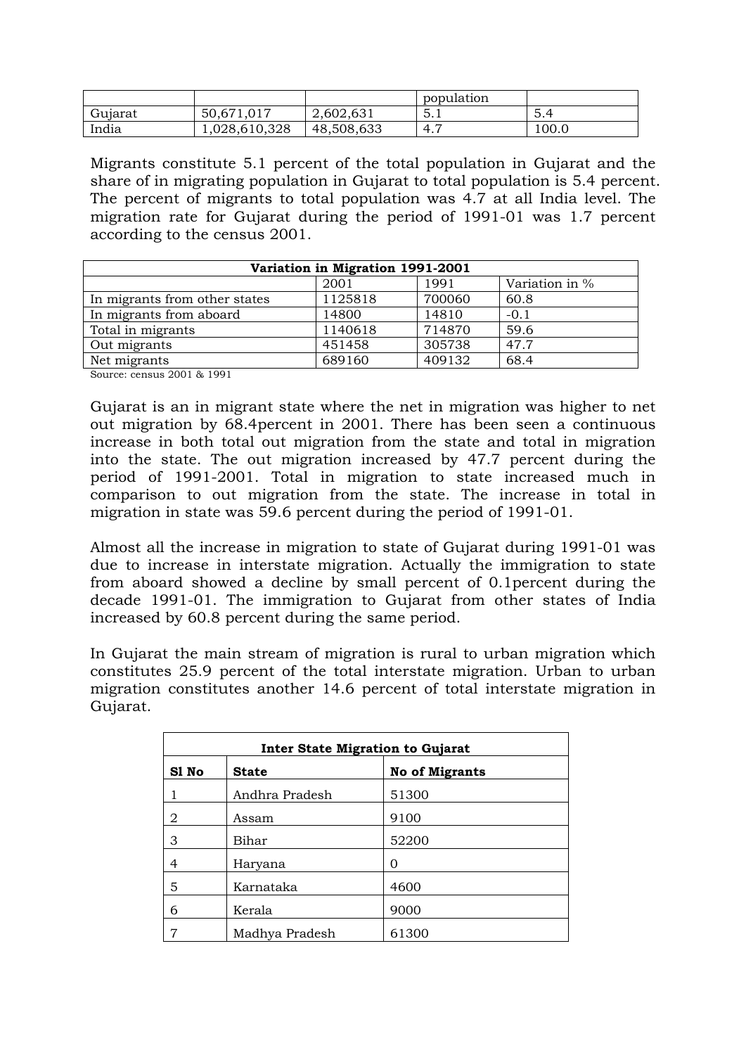| | | | population | |
|---|---|---|---|---|
| Gujarat | 50,671,017 | 2,602,631 | 5.1 | 5.4 |
| India | 1,028,610,328 | 48,508,633 | 4.7 | 100.0 |

Migrants constitute 5.1 percent of the total population in Gujarat and the share of in migrating population in Gujarat to total population is 5.4 percent. The percent of migrants to total population was 4.7 at all India level. The migration rate for Gujarat during the period of 1991-01 was 1.7 percent according to the census 2001.

| Variation in Migration 1991-2001 | | | |
|---|---|---|---|
| | 2001 | 1991 | Variation in % |
| In migrants from other states | 1125818 | 700060 | 60.8 |
| In migrants from aboard | 14800 | 14810 | -0.1 |
| Total in migrants | 1140618 | 714870 | 59.6 |
| Out migrants | 451458 | 305738 | 47.7 |
| Net migrants | 689160 | 409132 | 68.4 |

Source: census 2001 & 1991

Gujarat is an in migrant state where the net in migration was higher to net out migration by 68.4percent in 2001. There has been seen a continuous increase in both total out migration from the state and total in migration into the state. The out migration increased by 47.7 percent during the period of 1991-2001. Total in migration to state increased much in comparison to out migration from the state. The increase in total in migration in state was 59.6 percent during the period of 1991-01.

Almost all the increase in migration to state of Gujarat during 1991-01 was due to increase in interstate migration. Actually the immigration to state from aboard showed a decline by small percent of 0.1percent during the decade 1991-01. The immigration to Gujarat from other states of India increased by 60.8 percent during the same period.

In Gujarat the main stream of migration is rural to urban migration which constitutes 25.9 percent of the total interstate migration. Urban to urban migration constitutes another 14.6 percent of total interstate migration in Gujarat.

| **Inter State Migration to Gujarat** | | |
|---|---|---|
| **Sl No** | **State** | **No of Migrants** |
| 1 | Andhra Pradesh | 51300 |
| 2 | Assam | 9100 |
| 3 | Bihar | 52200 |
| 4 | Haryana | 0 |
| 5 | Karnataka | 4600 |
| 6 | Kerala | 9000 |
| 7 | Madhya Pradesh | 61300 |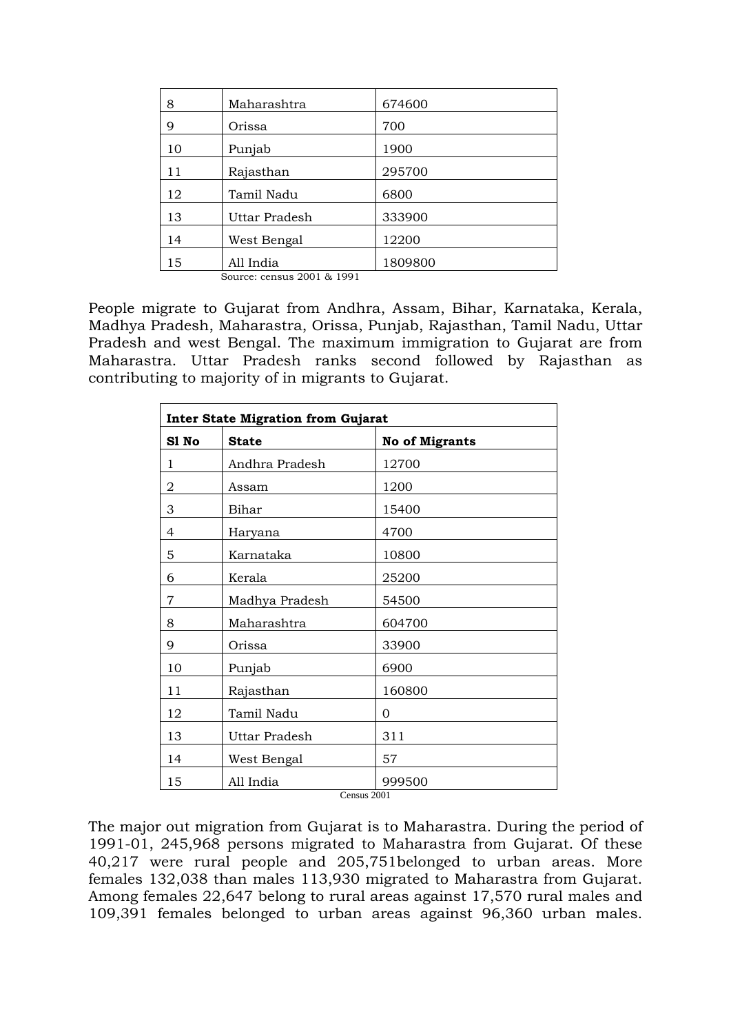| 8 | Maharashtra | 674600 |
|---|---|---|
| 9 | Orissa | 700 |
| 10 | Punjab | 1900 |
| 11 | Rajasthan | 295700 |
| 12 | Tamil Nadu | 6800 |
| 13 | Uttar Pradesh | 333900 |
| 14 | West Bengal | 12200 |
| 15 | All India | 1809800 |

Source: census 2001 & 1991

People migrate to Gujarat from Andhra, Assam, Bihar, Karnataka, Kerala, Madhya Pradesh, Maharastra, Orissa, Punjab, Rajasthan, Tamil Nadu, Uttar Pradesh and west Bengal. The maximum immigration to Gujarat are from Maharastra. Uttar Pradesh ranks second followed by Rajasthan as contributing to majority of in migrants to Gujarat.

| **Inter State Migration from Gujarat** | | |
|---|---|---|
| **Sl No** | **State** | **No of Migrants** |
| 1 | Andhra Pradesh | 12700 |
| 2 | Assam | 1200 |
| 3 | Bihar | 15400 |
| 4 | Haryana | 4700 |
| 5 | Karnataka | 10800 |
| 6 | Kerala | 25200 |
| 7 | Madhya Pradesh | 54500 |
| 8 | Maharashtra | 604700 |
| 9 | Orissa | 33900 |
| 10 | Punjab | 6900 |
| 11 | Rajasthan | 160800 |
| 12 | Tamil Nadu | 0 |
| 13 | Uttar Pradesh | 311 |
| 14 | West Bengal | 57 |
| 15 | All India | 999500 |

Census 2001

The major out migration from Gujarat is to Maharastra. During the period of 1991-01, 245,968 persons migrated to Maharastra from Gujarat. Of these 40,217 were rural people and 205,751belonged to urban areas. More females 132,038 than males 113,930 migrated to Maharastra from Gujarat. Among females 22,647 belong to rural areas against 17,570 rural males and 109,391 females belonged to urban areas against 96,360 urban males.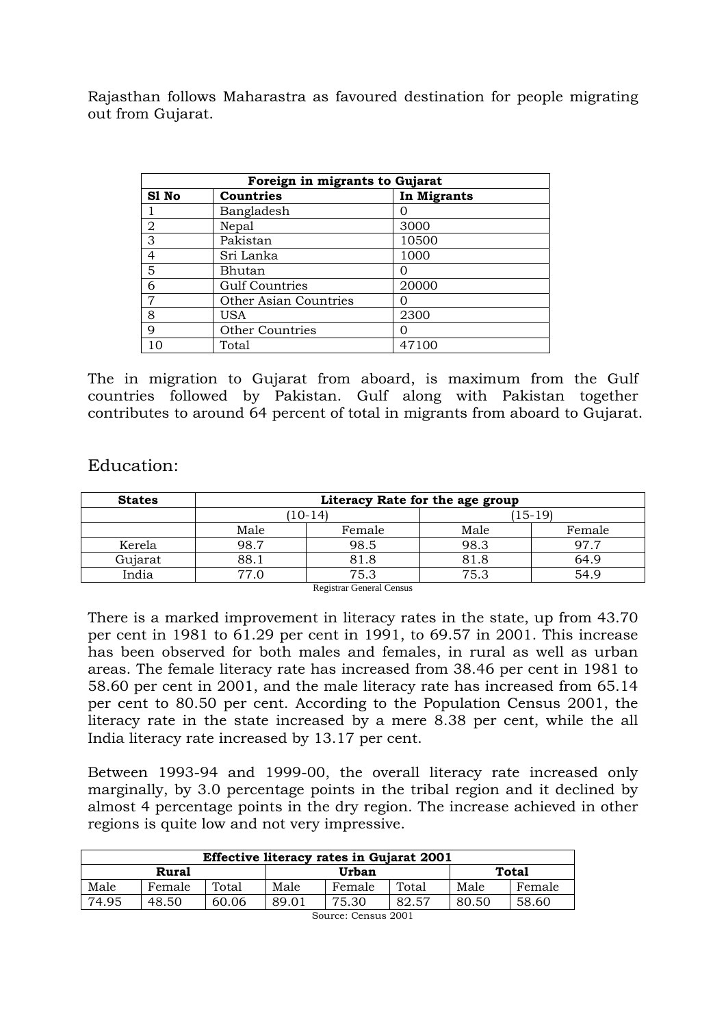Rajasthan follows Maharastra as favoured destination for people migrating out from Gujarat.

| Foreign in migrants to Gujarat | | |
|---|---|---|
| **Sl No** | **Countries** | **In Migrants** |
| 1 | Bangladesh | 0 |
| 2 | Nepal | 3000 |
| 3 | Pakistan | 10500 |
| 4 | Sri Lanka | 1000 |
| 5 | Bhutan | 0 |
| 6 | Gulf Countries | 20000 |
| 7 | Other Asian Countries | 0 |
| 8 | USA | 2300 |
| 9 | Other Countries | 0 |
| 10 | Total | 47100 |

The in migration to Gujarat from aboard, is maximum from the Gulf countries followed by Pakistan. Gulf along with Pakistan together contributes to around 64 percent of total in migrants from aboard to Gujarat.

## Education:

| **States** | **Literacy Rate for the age group** | | | |
|---|---|---|---|---|
| | (10-14) | | (15-19) | |
| | Male | Female | Male | Female |
| Kerela | 98.7 | 98.5 | 98.3 | 97.7 |
| Gujarat | 88.1 | 81.8 | 81.8 | 64.9 |
| India | 77.0 | 75.3 | 75.3 | 54.9 |

Registrar General Census

There is a marked improvement in literacy rates in the state, up from 43.70 per cent in 1981 to 61.29 per cent in 1991, to 69.57 in 2001. This increase has been observed for both males and females, in rural as well as urban areas. The female literacy rate has increased from 38.46 per cent in 1981 to 58.60 per cent in 2001, and the male literacy rate has increased from 65.14 per cent to 80.50 per cent. According to the Population Census 2001, the literacy rate in the state increased by a mere 8.38 per cent, while the all India literacy rate increased by 13.17 per cent.

Between 1993-94 and 1999-00, the overall literacy rate increased only marginally, by 3.0 percentage points in the tribal region and it declined by almost 4 percentage points in the dry region. The increase achieved in other regions is quite low and not very impressive.

| **Effective literacy rates in Gujarat 2001** | | | | | | | |
|---|---|---|---|---|---|---|---|
| **Rural** | | | **Urban** | | | **Total** | |
| Male | Female | Total | Male | Female | Total | Male | Female |
| 74.95 | 48.50 | 60.06 | 89.01 | 75.30 | 82.57 | 80.50 | 58.60 |

Source: Census 2001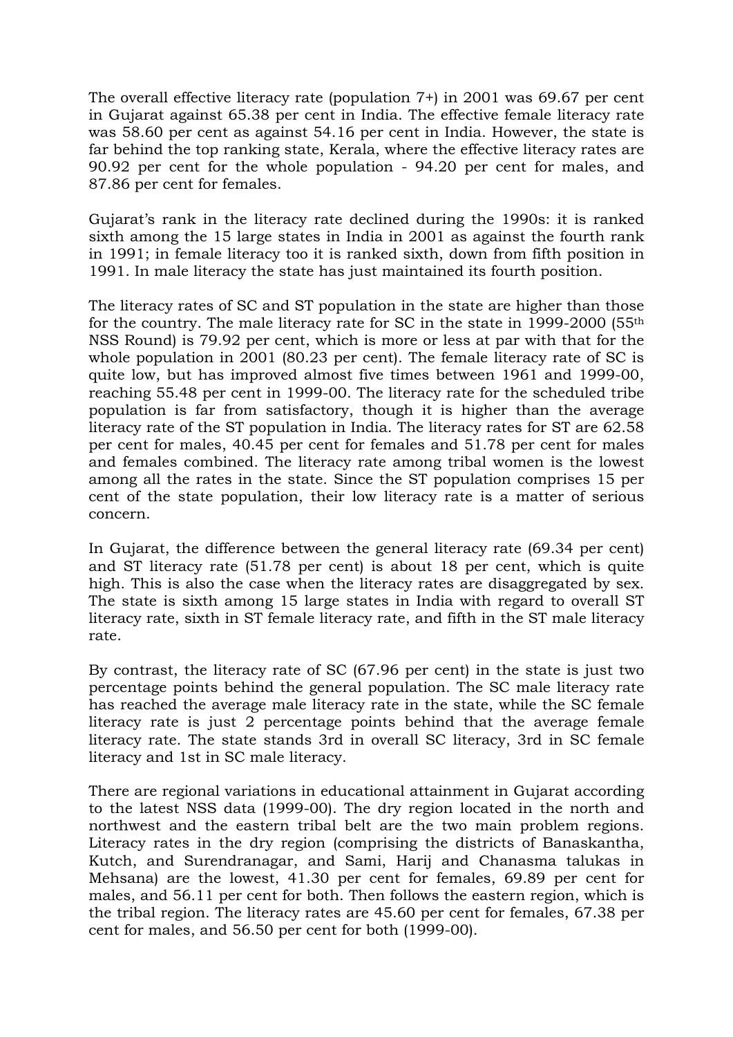The overall effective literacy rate (population 7+) in 2001 was 69.67 per cent in Gujarat against 65.38 per cent in India. The effective female literacy rate was 58.60 per cent as against 54.16 per cent in India. However, the state is far behind the top ranking state, Kerala, where the effective literacy rates are 90.92 per cent for the whole population - 94.20 per cent for males, and 87.86 per cent for females.

Gujarat's rank in the literacy rate declined during the 1990s: it is ranked sixth among the 15 large states in India in 2001 as against the fourth rank in 1991; in female literacy too it is ranked sixth, down from fifth position in 1991. In male literacy the state has just maintained its fourth position.

The literacy rates of SC and ST population in the state are higher than those for the country. The male literacy rate for SC in the state in 1999-2000 (55th NSS Round) is 79.92 per cent, which is more or less at par with that for the whole population in 2001 (80.23 per cent). The female literacy rate of SC is quite low, but has improved almost five times between 1961 and 1999-00, reaching 55.48 per cent in 1999-00. The literacy rate for the scheduled tribe population is far from satisfactory, though it is higher than the average literacy rate of the ST population in India. The literacy rates for ST are 62.58 per cent for males, 40.45 per cent for females and 51.78 per cent for males and females combined. The literacy rate among tribal women is the lowest among all the rates in the state. Since the ST population comprises 15 per cent of the state population, their low literacy rate is a matter of serious concern.

In Gujarat, the difference between the general literacy rate (69.34 per cent) and ST literacy rate (51.78 per cent) is about 18 per cent, which is quite high. This is also the case when the literacy rates are disaggregated by sex. The state is sixth among 15 large states in India with regard to overall ST literacy rate, sixth in ST female literacy rate, and fifth in the ST male literacy rate.

By contrast, the literacy rate of SC (67.96 per cent) in the state is just two percentage points behind the general population. The SC male literacy rate has reached the average male literacy rate in the state, while the SC female literacy rate is just 2 percentage points behind that the average female literacy rate. The state stands 3rd in overall SC literacy, 3rd in SC female literacy and 1st in SC male literacy.

There are regional variations in educational attainment in Gujarat according to the latest NSS data (1999-00). The dry region located in the north and northwest and the eastern tribal belt are the two main problem regions. Literacy rates in the dry region (comprising the districts of Banaskantha, Kutch, and Surendranagar, and Sami, Harij and Chanasma talukas in Mehsana) are the lowest, 41.30 per cent for females, 69.89 per cent for males, and 56.11 per cent for both. Then follows the eastern region, which is the tribal region. The literacy rates are 45.60 per cent for females, 67.38 per cent for males, and 56.50 per cent for both (1999-00).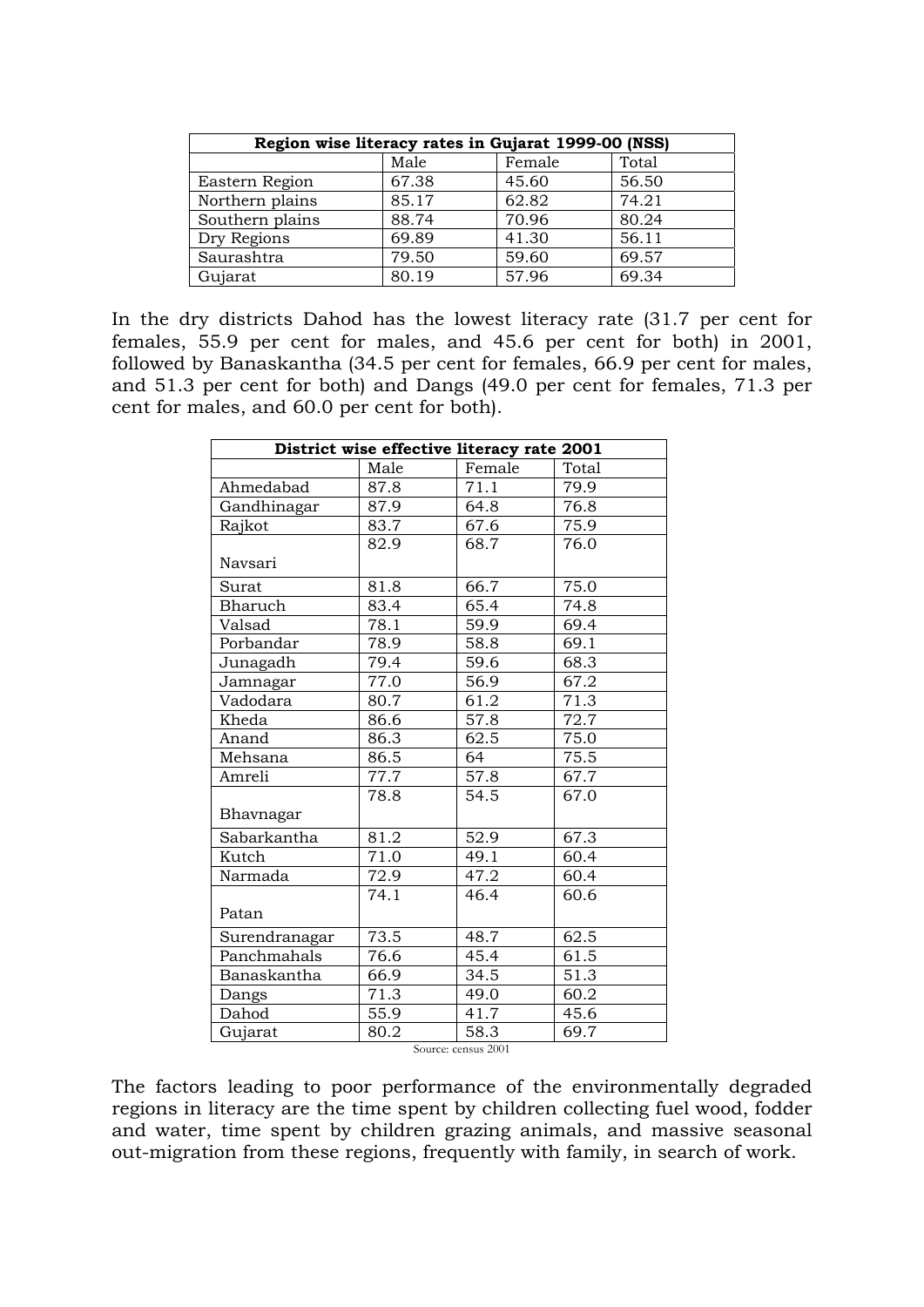| Region wise literacy rates in Gujarat 1999-00 (NSS) | | | |
|---|---|---|---|
| | Male | Female | Total |
| Eastern Region | 67.38 | 45.60 | 56.50 |
| Northern plains | 85.17 | 62.82 | 74.21 |
| Southern plains | 88.74 | 70.96 | 80.24 |
| Dry Regions | 69.89 | 41.30 | 56.11 |
| Saurashtra | 79.50 | 59.60 | 69.57 |
| Gujarat | 80.19 | 57.96 | 69.34 |

In the dry districts Dahod has the lowest literacy rate (31.7 per cent for females, 55.9 per cent for males, and 45.6 per cent for both) in 2001, followed by Banaskantha (34.5 per cent for females, 66.9 per cent for males, and 51.3 per cent for both) and Dangs (49.0 per cent for females, 71.3 per cent for males, and 60.0 per cent for both).

| District wise effective literacy rate 2001 | | | |
|---|---|---|---|
| | Male | Female | Total |
| Ahmedabad | 87.8 | 71.1 | 79.9 |
| Gandhinagar | 87.9 | 64.8 | 76.8 |
| Rajkot | 83.7 | 67.6 | 75.9 |
| Navsari | 82.9 | 68.7 | 76.0 |
| Surat | 81.8 | 66.7 | 75.0 |
| Bharuch | 83.4 | 65.4 | 74.8 |
| Valsad | 78.1 | 59.9 | 69.4 |
| Porbandar | 78.9 | 58.8 | 69.1 |
| Junagadh | 79.4 | 59.6 | 68.3 |
| Jamnagar | 77.0 | 56.9 | 67.2 |
| Vadodara | 80.7 | 61.2 | 71.3 |
| Kheda | 86.6 | 57.8 | 72.7 |
| Anand | 86.3 | 62.5 | 75.0 |
| Mehsana | 86.5 | 64 | 75.5 |
| Amreli | 77.7 | 57.8 | 67.7 |
| Bhavnagar | 78.8 | 54.5 | 67.0 |
| Sabarkantha | 81.2 | 52.9 | 67.3 |
| Kutch | 71.0 | 49.1 | 60.4 |
| Narmada | 72.9 | 47.2 | 60.4 |
| Patan | 74.1 | 46.4 | 60.6 |
| Surendranagar | 73.5 | 48.7 | 62.5 |
| Panchmahals | 76.6 | 45.4 | 61.5 |
| Banaskantha | 66.9 | 34.5 | 51.3 |
| Dangs | 71.3 | 49.0 | 60.2 |
| Dahod | 55.9 | 41.7 | 45.6 |
| Gujarat | 80.2 | 58.3 | 69.7 |

Source: census 2001

The factors leading to poor performance of the environmentally degraded regions in literacy are the time spent by children collecting fuel wood, fodder and water, time spent by children grazing animals, and massive seasonal out-migration from these regions, frequently with family, in search of work.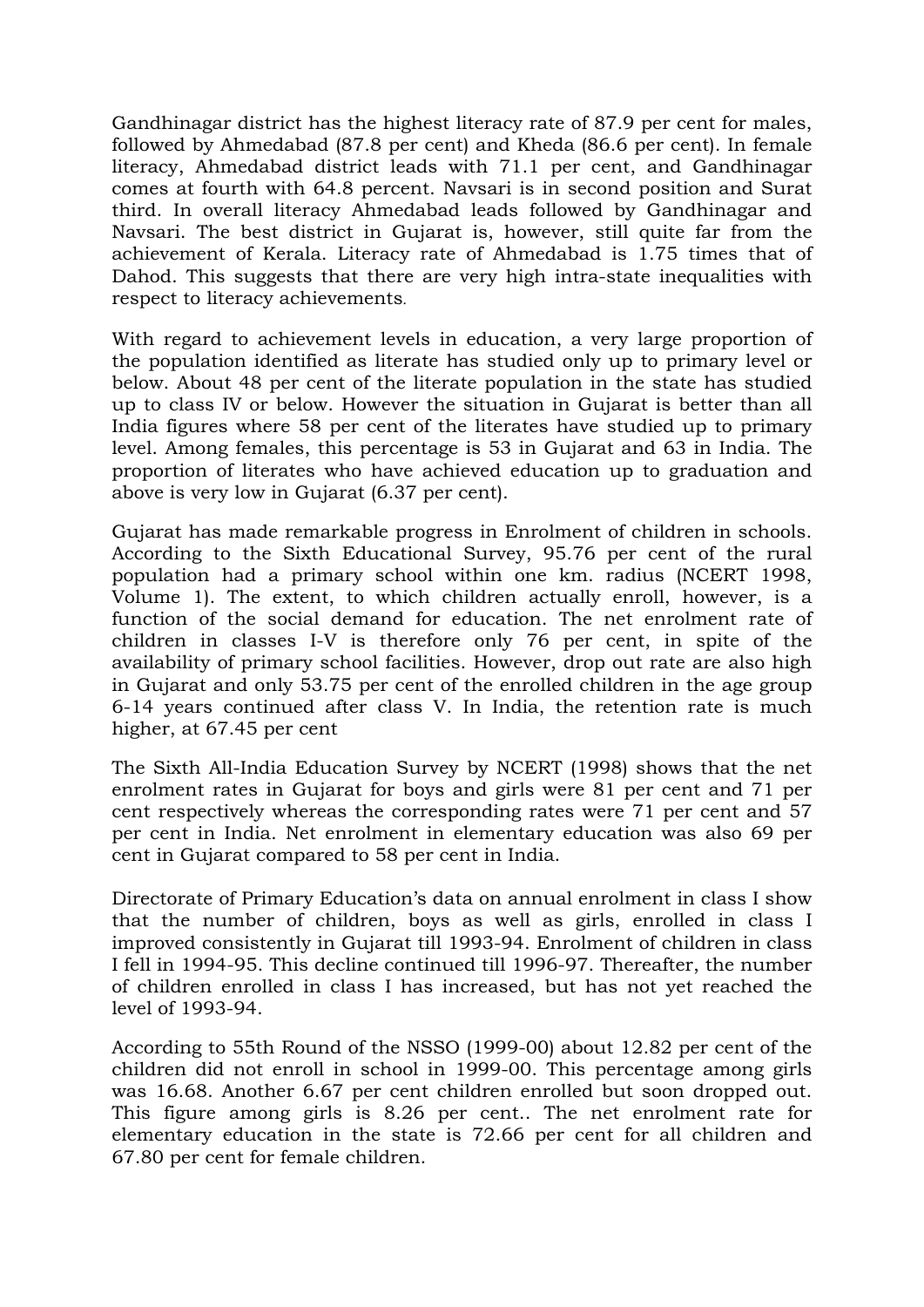Gandhinagar district has the highest literacy rate of 87.9 per cent for males, followed by Ahmedabad (87.8 per cent) and Kheda (86.6 per cent). In female literacy, Ahmedabad district leads with 71.1 per cent, and Gandhinagar comes at fourth with 64.8 percent. Navsari is in second position and Surat third. In overall literacy Ahmedabad leads followed by Gandhinagar and Navsari. The best district in Gujarat is, however, still quite far from the achievement of Kerala. Literacy rate of Ahmedabad is 1.75 times that of Dahod. This suggests that there are very high intra-state inequalities with respect to literacy achievements.

With regard to achievement levels in education, a very large proportion of the population identified as literate has studied only up to primary level or below. About 48 per cent of the literate population in the state has studied up to class IV or below. However the situation in Gujarat is better than all India figures where 58 per cent of the literates have studied up to primary level. Among females, this percentage is 53 in Gujarat and 63 in India. The proportion of literates who have achieved education up to graduation and above is very low in Gujarat (6.37 per cent).

Gujarat has made remarkable progress in Enrolment of children in schools. According to the Sixth Educational Survey, 95.76 per cent of the rural population had a primary school within one km. radius (NCERT 1998, Volume 1). The extent, to which children actually enroll, however, is a function of the social demand for education. The net enrolment rate of children in classes I-V is therefore only 76 per cent, in spite of the availability of primary school facilities. However, drop out rate are also high in Gujarat and only 53.75 per cent of the enrolled children in the age group 6-14 years continued after class V. In India, the retention rate is much higher, at 67.45 per cent

The Sixth All-India Education Survey by NCERT (1998) shows that the net enrolment rates in Gujarat for boys and girls were 81 per cent and 71 per cent respectively whereas the corresponding rates were 71 per cent and 57 per cent in India. Net enrolment in elementary education was also 69 per cent in Gujarat compared to 58 per cent in India.

Directorate of Primary Education's data on annual enrolment in class I show that the number of children, boys as well as girls, enrolled in class I improved consistently in Gujarat till 1993-94. Enrolment of children in class I fell in 1994-95. This decline continued till 1996-97. Thereafter, the number of children enrolled in class I has increased, but has not yet reached the level of 1993-94.

According to 55th Round of the NSSO (1999-00) about 12.82 per cent of the children did not enroll in school in 1999-00. This percentage among girls was 16.68. Another 6.67 per cent children enrolled but soon dropped out. This figure among girls is 8.26 per cent.. The net enrolment rate for elementary education in the state is 72.66 per cent for all children and 67.80 per cent for female children.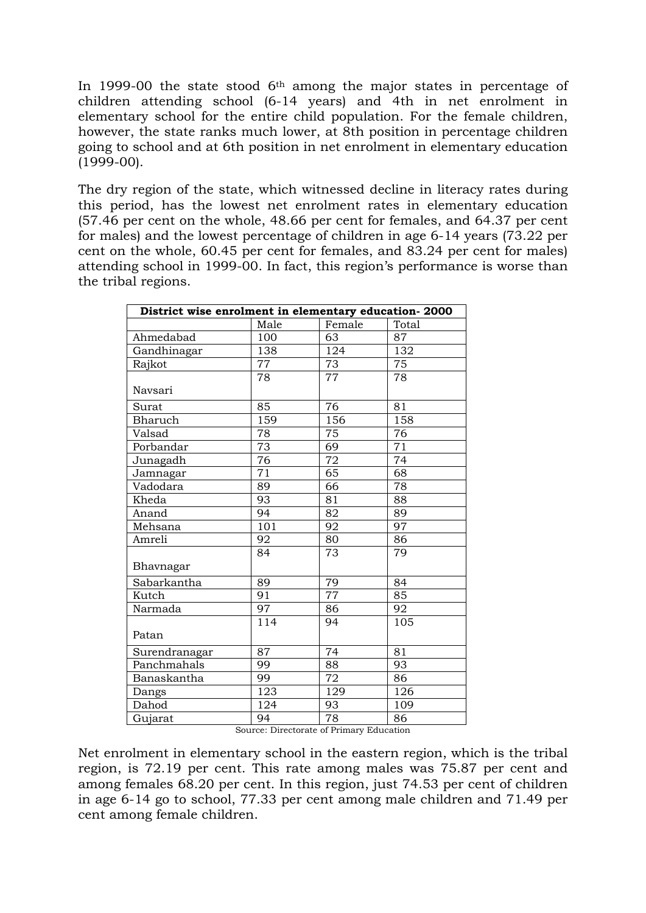In 1999-00 the state stood 6th among the major states in percentage of children attending school (6-14 years) and 4th in net enrolment in elementary school for the entire child population. For the female children, however, the state ranks much lower, at 8th position in percentage children going to school and at 6th position in net enrolment in elementary education (1999-00).

The dry region of the state, which witnessed decline in literacy rates during this period, has the lowest net enrolment rates in elementary education (57.46 per cent on the whole, 48.66 per cent for females, and 64.37 per cent for males) and the lowest percentage of children in age 6-14 years (73.22 per cent on the whole, 60.45 per cent for females, and 83.24 per cent for males) attending school in 1999-00. In fact, this region's performance is worse than the tribal regions.

| **District wise enrolment in elementary education- 2000** | | | |
|---|---|---|---|
| | Male | Female | Total |
| Ahmedabad | 100 | 63 | 87 |
| Gandhinagar | 138 | 124 | 132 |
| Rajkot | 77 | 73 | 75 |
| Navsari | 78 | 77 | 78 |
| Surat | 85 | 76 | 81 |
| Bharuch | 159 | 156 | 158 |
| Valsad | 78 | 75 | 76 |
| Porbandar | 73 | 69 | 71 |
| Junagadh | 76 | 72 | 74 |
| Jamnagar | 71 | 65 | 68 |
| Vadodara | 89 | 66 | 78 |
| Kheda | 93 | 81 | 88 |
| Anand | 94 | 82 | 89 |
| Mehsana | 101 | 92 | 97 |
| Amreli | 92 | 80 | 86 |
| Bhavnagar | 84 | 73 | 79 |
| Sabarkantha | 89 | 79 | 84 |
| Kutch | 91 | 77 | 85 |
| Narmada | 97 | 86 | 92 |
| Patan | 114 | 94 | 105 |
| Surendranagar | 87 | 74 | 81 |
| Panchmahals | 99 | 88 | 93 |
| Banaskantha | 99 | 72 | 86 |
| Dangs | 123 | 129 | 126 |
| Dahod | 124 | 93 | 109 |
| Gujarat | 94 | 78 | 86 |

Source: Directorate of Primary Education

Net enrolment in elementary school in the eastern region, which is the tribal region, is 72.19 per cent. This rate among males was 75.87 per cent and among females 68.20 per cent. In this region, just 74.53 per cent of children in age 6-14 go to school, 77.33 per cent among male children and 71.49 per cent among female children.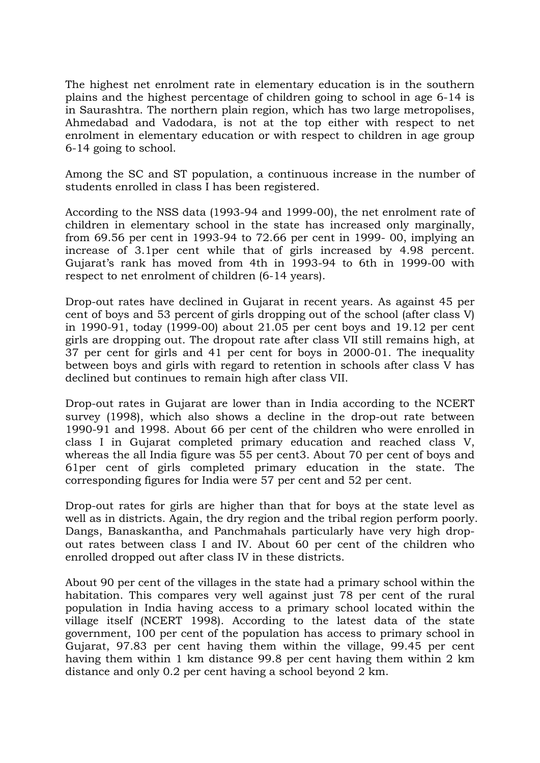The highest net enrolment rate in elementary education is in the southern plains and the highest percentage of children going to school in age 6-14 is in Saurashtra. The northern plain region, which has two large metropolises, Ahmedabad and Vadodara, is not at the top either with respect to net enrolment in elementary education or with respect to children in age group 6-14 going to school.

Among the SC and ST population, a continuous increase in the number of students enrolled in class I has been registered.

According to the NSS data (1993-94 and 1999-00), the net enrolment rate of children in elementary school in the state has increased only marginally, from 69.56 per cent in 1993-94 to 72.66 per cent in 1999- 00, implying an increase of 3.1per cent while that of girls increased by 4.98 percent. Gujarat's rank has moved from 4th in 1993-94 to 6th in 1999-00 with respect to net enrolment of children (6-14 years).

Drop-out rates have declined in Gujarat in recent years. As against 45 per cent of boys and 53 percent of girls dropping out of the school (after class V) in 1990-91, today (1999-00) about 21.05 per cent boys and 19.12 per cent girls are dropping out. The dropout rate after class VII still remains high, at 37 per cent for girls and 41 per cent for boys in 2000-01. The inequality between boys and girls with regard to retention in schools after class V has declined but continues to remain high after class VII.

Drop-out rates in Gujarat are lower than in India according to the NCERT survey (1998), which also shows a decline in the drop-out rate between 1990-91 and 1998. About 66 per cent of the children who were enrolled in class I in Gujarat completed primary education and reached class V, whereas the all India figure was 55 per cent[3]. About 70 per cent of boys and 61per cent of girls completed primary education in the state. The corresponding figures for India were 57 per cent and 52 per cent.

Drop-out rates for girls are higher than that for boys at the state level as well as in districts. Again, the dry region and the tribal region perform poorly. Dangs, Banaskantha, and Panchmahals particularly have very high drop-out rates between class I and IV. About 60 per cent of the children who enrolled dropped out after class IV in these districts.

About 90 per cent of the villages in the state had a primary school within the habitation. This compares very well against just 78 per cent of the rural population in India having access to a primary school located within the village itself (NCERT 1998). According to the latest data of the state government, 100 per cent of the population has access to primary school in Gujarat, 97.83 per cent having them within the village, 99.45 per cent having them within 1 km distance 99.8 per cent having them within 2 km distance and only 0.2 per cent having a school beyond 2 km.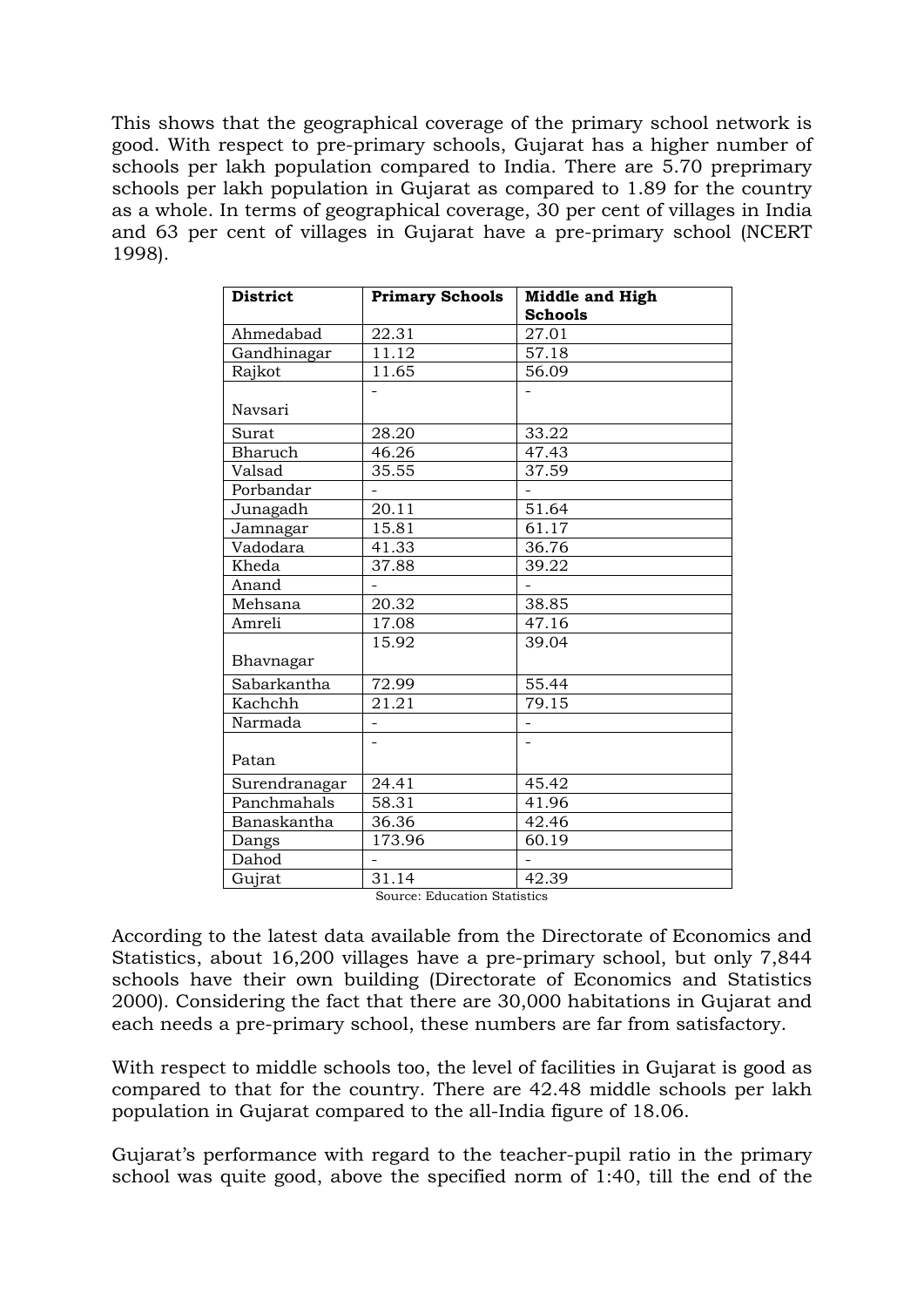This shows that the geographical coverage of the primary school network is good. With respect to pre-primary schools, Gujarat has a higher number of schools per lakh population compared to India. There are 5.70 preprimary schools per lakh population in Gujarat as compared to 1.89 for the country as a whole. In terms of geographical coverage, 30 per cent of villages in India and 63 per cent of villages in Gujarat have a pre-primary school (NCERT 1998).

| District | Primary Schools | Middle and High Schools |
|---|---|---|
| Ahmedabad | 22.31 | 27.01 |
| Gandhinagar | 11.12 | 57.18 |
| Rajkot | 11.65 | 56.09 |
| Navsari | - | - |
| Surat | 28.20 | 33.22 |
| Bharuch | 46.26 | 47.43 |
| Valsad | 35.55 | 37.59 |
| Porbandar | - | - |
| Junagadh | 20.11 | 51.64 |
| Jamnagar | 15.81 | 61.17 |
| Vadodara | 41.33 | 36.76 |
| Kheda | 37.88 | 39.22 |
| Anand | - | - |
| Mehsana | 20.32 | 38.85 |
| Amreli | 17.08 | 47.16 |
| Bhavnagar | 15.92 | 39.04 |
| Sabarkantha | 72.99 | 55.44 |
| Kachchh | 21.21 | 79.15 |
| Narmada | - | - |
| Patan | - | - |
| Surendranagar | 24.41 | 45.42 |
| Panchmahals | 58.31 | 41.96 |
| Banaskantha | 36.36 | 42.46 |
| Dangs | 173.96 | 60.19 |
| Dahod | - | - |
| Gujrat | 31.14 | 42.39 |

Source: Education Statistics

According to the latest data available from the Directorate of Economics and Statistics, about 16,200 villages have a pre-primary school, but only 7,844 schools have their own building (Directorate of Economics and Statistics 2000). Considering the fact that there are 30,000 habitations in Gujarat and each needs a pre-primary school, these numbers are far from satisfactory.

With respect to middle schools too, the level of facilities in Gujarat is good as compared to that for the country. There are 42.48 middle schools per lakh population in Gujarat compared to the all-India figure of 18.06.

Gujarat's performance with regard to the teacher-pupil ratio in the primary school was quite good, above the specified norm of 1:40, till the end of the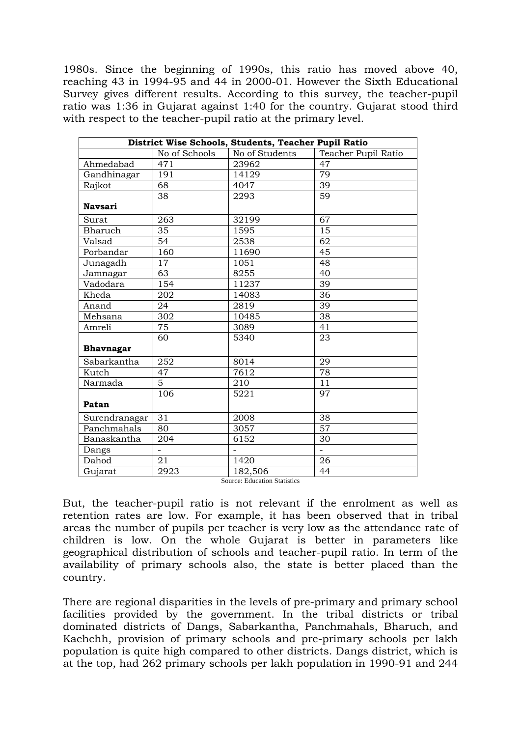1980s. Since the beginning of 1990s, this ratio has moved above 40, reaching 43 in 1994-95 and 44 in 2000-01. However the Sixth Educational Survey gives different results. According to this survey, the teacher-pupil ratio was 1:36 in Gujarat against 1:40 for the country. Gujarat stood third with respect to the teacher-pupil ratio at the primary level.

| District Wise Schools, Students, Teacher Pupil Ratio | | | |
|---|---|---|---|
| | No of Schools | No of Students | Teacher Pupil Ratio |
| Ahmedabad | 471 | 23962 | 47 |
| Gandhinagar | 191 | 14129 | 79 |
| Rajkot | 68 | 4047 | 39 |
| **Navsari** | 38 | 2293 | 59 |
| Surat | 263 | 32199 | 67 |
| Bharuch | 35 | 1595 | 15 |
| Valsad | 54 | 2538 | 62 |
| Porbandar | 160 | 11690 | 45 |
| Junagadh | 17 | 1051 | 48 |
| Jamnagar | 63 | 8255 | 40 |
| Vadodara | 154 | 11237 | 39 |
| Kheda | 202 | 14083 | 36 |
| Anand | 24 | 2819 | 39 |
| Mehsana | 302 | 10485 | 38 |
| Amreli | 75 | 3089 | 41 |
| **Bhavnagar** | 60 | 5340 | 23 |
| Sabarkantha | 252 | 8014 | 29 |
| Kutch | 47 | 7612 | 78 |
| Narmada | 5 | 210 | 11 |
| **Patan** | 106 | 5221 | 97 |
| Surendranagar | 31 | 2008 | 38 |
| Panchmahals | 80 | 3057 | 57 |
| Banaskantha | 204 | 6152 | 30 |
| Dangs | - | - | - |
| Dahod | 21 | 1420 | 26 |
| Gujarat | 2923 | 182,506 | 44 |

Source: Education Statistics

But, the teacher-pupil ratio is not relevant if the enrolment as well as retention rates are low. For example, it has been observed that in tribal areas the number of pupils per teacher is very low as the attendance rate of children is low. On the whole Gujarat is better in parameters like geographical distribution of schools and teacher-pupil ratio. In term of the availability of primary schools also, the state is better placed than the country.

There are regional disparities in the levels of pre-primary and primary school facilities provided by the government. In the tribal districts or tribal dominated districts of Dangs, Sabarkantha, Panchmahals, Bharuch, and Kachchh, provision of primary schools and pre-primary schools per lakh population is quite high compared to other districts. Dangs district, which is at the top, had 262 primary schools per lakh population in 1990-91 and 244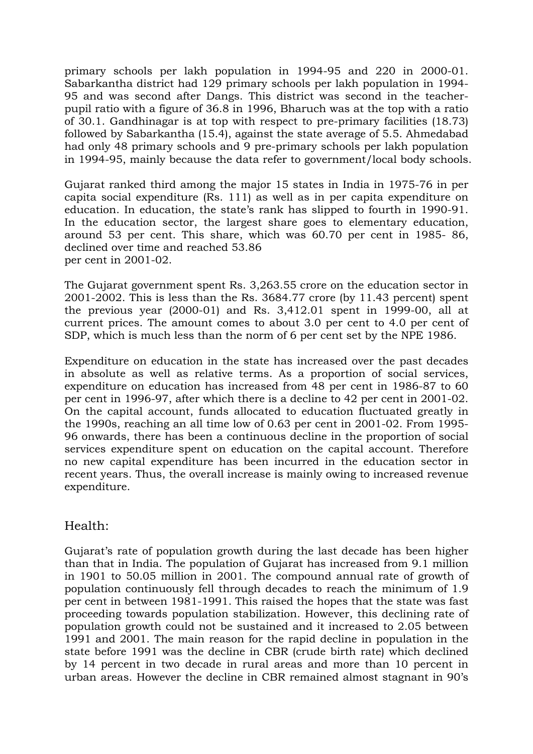primary schools per lakh population in 1994-95 and 220 in 2000-01. Sabarkantha district had 129 primary schools per lakh population in 1994-95 and was second after Dangs. This district was second in the teacher-pupil ratio with a figure of 36.8 in 1996, Bharuch was at the top with a ratio of 30.1. Gandhinagar is at top with respect to pre-primary facilities (18.73) followed by Sabarkantha (15.4), against the state average of 5.5. Ahmedabad had only 48 primary schools and 9 pre-primary schools per lakh population in 1994-95, mainly because the data refer to government/local body schools.

Gujarat ranked third among the major 15 states in India in 1975-76 in per capita social expenditure (Rs. 111) as well as in per capita expenditure on education. In education, the state's rank has slipped to fourth in 1990-91. In the education sector, the largest share goes to elementary education, around 53 per cent. This share, which was 60.70 per cent in 1985- 86, declined over time and reached 53.86
per cent in 2001-02.

The Gujarat government spent Rs. 3,263.55 crore on the education sector in 2001-2002. This is less than the Rs. 3684.77 crore (by 11.43 percent) spent the previous year (2000-01) and Rs. 3,412.01 spent in 1999-00, all at current prices. The amount comes to about 3.0 per cent to 4.0 per cent of SDP, which is much less than the norm of 6 per cent set by the NPE 1986.

Expenditure on education in the state has increased over the past decades in absolute as well as relative terms. As a proportion of social services, expenditure on education has increased from 48 per cent in 1986-87 to 60 per cent in 1996-97, after which there is a decline to 42 per cent in 2001-02. On the capital account, funds allocated to education fluctuated greatly in the 1990s, reaching an all time low of 0.63 per cent in 2001-02. From 1995-96 onwards, there has been a continuous decline in the proportion of social services expenditure spent on education on the capital account. Therefore no new capital expenditure has been incurred in the education sector in recent years. Thus, the overall increase is mainly owing to increased revenue expenditure.

## Health:

Gujarat's rate of population growth during the last decade has been higher than that in India. The population of Gujarat has increased from 9.1 million in 1901 to 50.05 million in 2001. The compound annual rate of growth of population continuously fell through decades to reach the minimum of 1.9 per cent in between 1981-1991. This raised the hopes that the state was fast proceeding towards population stabilization. However, this declining rate of population growth could not be sustained and it increased to 2.05 between 1991 and 2001. The main reason for the rapid decline in population in the state before 1991 was the decline in CBR (crude birth rate) which declined by 14 percent in two decade in rural areas and more than 10 percent in urban areas. However the decline in CBR remained almost stagnant in 90's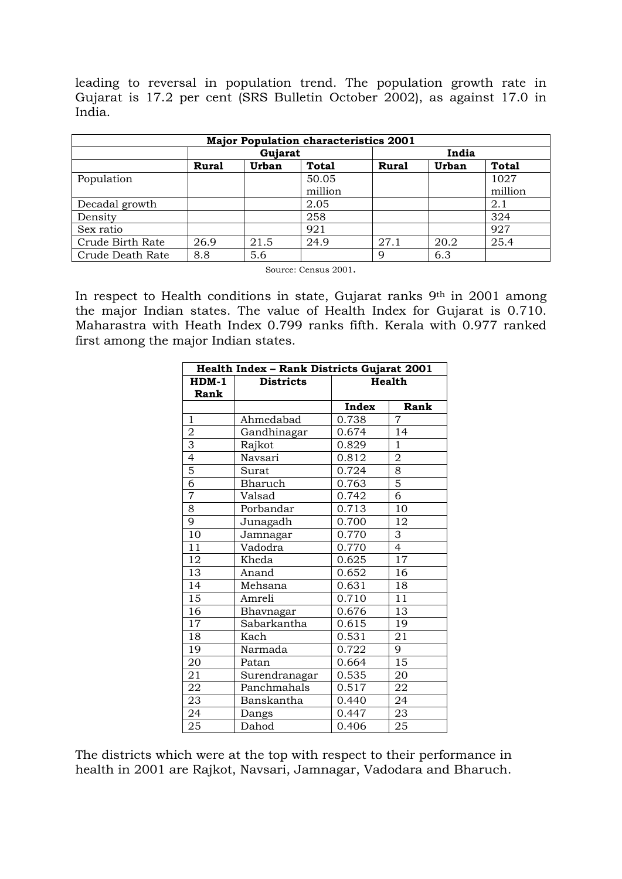leading to reversal in population trend. The population growth rate in Gujarat is 17.2 per cent (SRS Bulletin October 2002), as against 17.0 in India.

| Major Population characteristics 2001 | | | | | | |
|---|---|---|---|---|---|---|
| | Gujarat | | | India | | |
| | Rural | Urban | Total | Rural | Urban | Total |
| Population | | | 50.05 million | | | 1027 million |
| Decadal growth | | | 2.05 | | | 2.1 |
| Density | | | 258 | | | 324 |
| Sex ratio | | | 921 | | | 927 |
| Crude Birth Rate | 26.9 | 21.5 | 24.9 | 27.1 | 20.2 | 25.4 |
| Crude Death Rate | 8.8 | 5.6 | | 9 | 6.3 | |

Source: Census 2001.

In respect to Health conditions in state, Gujarat ranks 9th in 2001 among the major Indian states. The value of Health Index for Gujarat is 0.710. Maharastra with Heath Index 0.799 ranks fifth. Kerala with 0.977 ranked first among the major Indian states.

| Health Index – Rank Districts Gujarat 2001 | | | |
|---|---|---|---|
| HDM-1 Rank | Districts | Health | |
| | | Index | Rank |
| 1 | Ahmedabad | 0.738 | 7 |
| 2 | Gandhinagar | 0.674 | 14 |
| 3 | Rajkot | 0.829 | 1 |
| 4 | Navsari | 0.812 | 2 |
| 5 | Surat | 0.724 | 8 |
| 6 | Bharuch | 0.763 | 5 |
| 7 | Valsad | 0.742 | 6 |
| 8 | Porbandar | 0.713 | 10 |
| 9 | Junagadh | 0.700 | 12 |
| 10 | Jamnagar | 0.770 | 3 |
| 11 | Vadodra | 0.770 | 4 |
| 12 | Kheda | 0.625 | 17 |
| 13 | Anand | 0.652 | 16 |
| 14 | Mehsana | 0.631 | 18 |
| 15 | Amreli | 0.710 | 11 |
| 16 | Bhavnagar | 0.676 | 13 |
| 17 | Sabarkantha | 0.615 | 19 |
| 18 | Kach | 0.531 | 21 |
| 19 | Narmada | 0.722 | 9 |
| 20 | Patan | 0.664 | 15 |
| 21 | Surendranagar | 0.535 | 20 |
| 22 | Panchmahals | 0.517 | 22 |
| 23 | Banskantha | 0.440 | 24 |
| 24 | Dangs | 0.447 | 23 |
| 25 | Dahod | 0.406 | 25 |

The districts which were at the top with respect to their performance in health in 2001 are Rajkot, Navsari, Jamnagar, Vadodara and Bharuch.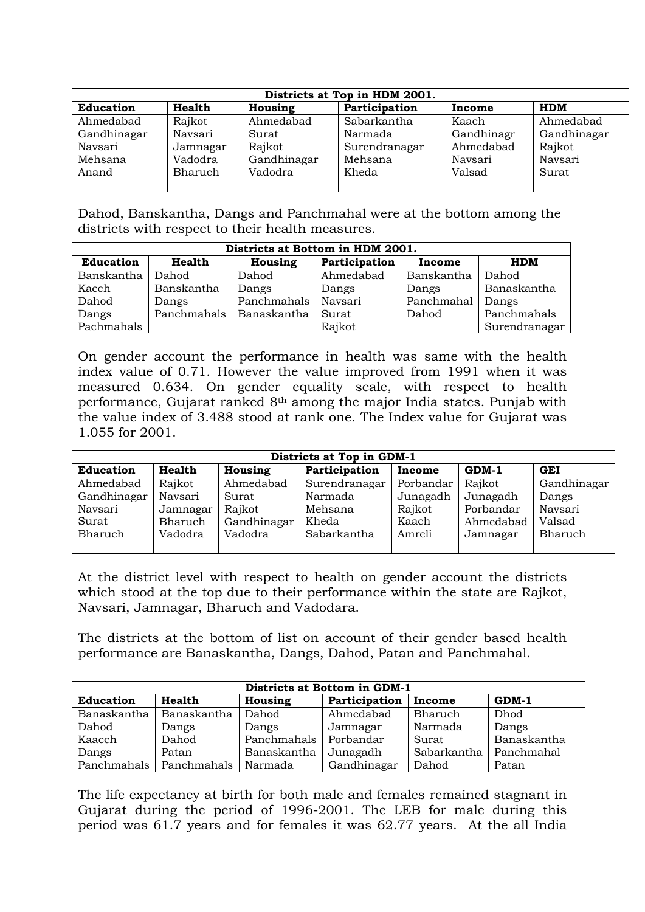| Districts at Top in HDM 2001. | | | | | |
|---|---|---|---|---|---|
| **Education** | **Health** | **Housing** | **Participation** | **Income** | **HDM** |
| Ahmedabad | Rajkot | Ahmedabad | Sabarkantha | Kaach | Ahmedabad |
| Gandhinagar | Navsari | Surat | Narmada | Gandhinagr | Gandhinagar |
| Navsari | Jamnagar | Rajkot | Surendranagar | Ahmedabad | Rajkot |
| Mehsana | Vadodra | Gandhinagar | Mehsana | Navsari | Navsari |
| Anand | Bharuch | Vadodra | Kheda | Valsad | Surat |

Dahod, Banskantha, Dangs and Panchmahal were at the bottom among the districts with respect to their health measures.

| Districts at Bottom in HDM 2001. | | | | | |
|---|---|---|---|---|---|
| **Education** | **Health** | **Housing** | **Participation** | **Income** | **HDM** |
| Banskantha | Dahod | Dahod | Ahmedabad | Banskantha | Dahod |
| Kacch | Banskantha | Dangs | Dangs | Dangs | Banaskantha |
| Dahod | Dangs | Panchmahals | Navsari | Panchmahal | Dangs |
| Dangs | Panchmahals | Banaskantha | Surat | Dahod | Panchmahals |
| Pachmahals | | | Rajkot | | Surendranagar |

On gender account the performance in health was same with the health index value of 0.71. However the value improved from 1991 when it was measured 0.634. On gender equality scale, with respect to health performance, Gujarat ranked 8th among the major India states. Punjab with the value index of 3.488 stood at rank one. The Index value for Gujarat was 1.055 for 2001.

| Districts at Top in GDM-1 | | | | | | |
|---|---|---|---|---|---|---|
| **Education** | **Health** | **Housing** | **Participation** | **Income** | **GDM-1** | **GEI** |
| Ahmedabad | Rajkot | Ahmedabad | Surendranagar | Porbandar | Rajkot | Gandhinagar |
| Gandhinagar | Navsari | Surat | Narmada | Junagadh | Junagadh | Dangs |
| Navsari | Jamnagar | Rajkot | Mehsana | Rajkot | Porbandar | Navsari |
| Surat | Bharuch | Gandhinagar | Kheda | Kaach | Ahmedabad | Valsad |
| Bharuch | Vadodra | Vadodra | Sabarkantha | Amreli | Jamnagar | Bharuch |

At the district level with respect to health on gender account the districts which stood at the top due to their performance within the state are Rajkot, Navsari, Jamnagar, Bharuch and Vadodara.

The districts at the bottom of list on account of their gender based health performance are Banaskantha, Dangs, Dahod, Patan and Panchmahal.

| Districts at Bottom in GDM-1 | | | | | |
|---|---|---|---|---|---|
| **Education** | **Health** | **Housing** | **Participation** | **Income** | **GDM-1** |
| Banaskantha | Banaskantha | Dahod | Ahmedabad | Bharuch | Dhod |
| Dahod | Dangs | Dangs | Jamnagar | Narmada | Dangs |
| Kaacch | Dahod | Panchmahals | Porbandar | Surat | Banaskantha |
| Dangs | Patan | Banaskantha | Junagadh | Sabarkantha | Panchmahal |
| Panchmahals | Panchmahals | Narmada | Gandhinagar | Dahod | Patan |

The life expectancy at birth for both male and females remained stagnant in Gujarat during the period of 1996-2001. The LEB for male during this period was 61.7 years and for females it was 62.77 years. At the all India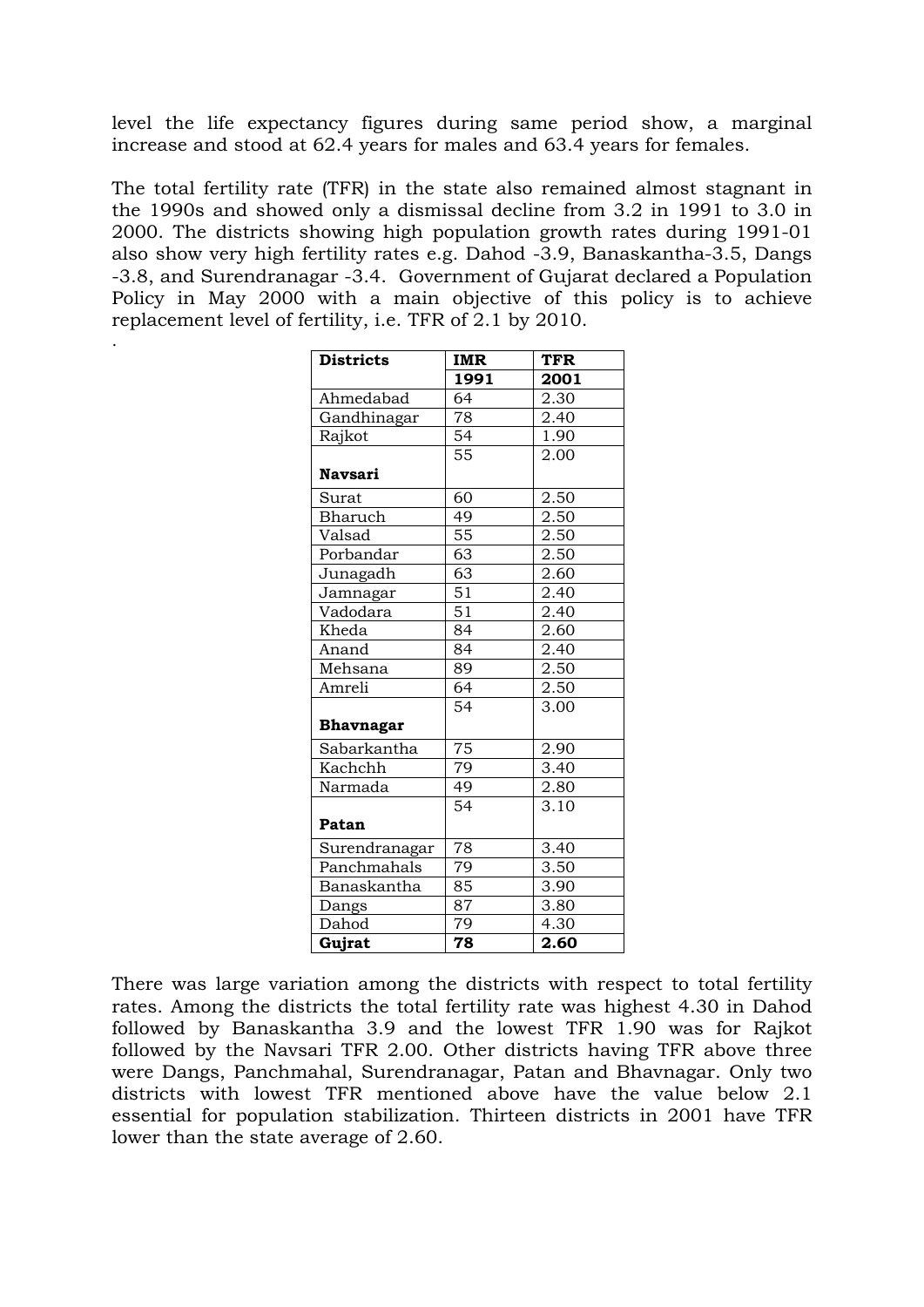level the life expectancy figures during same period show, a marginal increase and stood at 62.4 years for males and 63.4 years for females.

The total fertility rate (TFR) in the state also remained almost stagnant in the 1990s and showed only a dismissal decline from 3.2 in 1991 to 3.0 in 2000. The districts showing high population growth rates during 1991-01 also show very high fertility rates e.g. Dahod -3.9, Banaskantha-3.5, Dangs -3.8, and Surendranagar -3.4. Government of Gujarat declared a Population Policy in May 2000 with a main objective of this policy is to achieve replacement level of fertility, i.e. TFR of 2.1 by 2010.

.

| **Districts** | **IMR 1991** | **TFR 2001** |
|---|---|---|
| Ahmedabad | 64 | 2.30 |
| Gandhinagar | 78 | 2.40 |
| Rajkot | 54 | 1.90 |
| **Navsari** | 55 | 2.00 |
| Surat | 60 | 2.50 |
| Bharuch | 49 | 2.50 |
| Valsad | 55 | 2.50 |
| Porbandar | 63 | 2.50 |
| Junagadh | 63 | 2.60 |
| Jamnagar | 51 | 2.40 |
| Vadodara | 51 | 2.40 |
| Kheda | 84 | 2.60 |
| Anand | 84 | 2.40 |
| Mehsana | 89 | 2.50 |
| Amreli | 64 | 2.50 |
| **Bhavnagar** | 54 | 3.00 |
| Sabarkantha | 75 | 2.90 |
| Kachchh | 79 | 3.40 |
| Narmada | 49 | 2.80 |
| **Patan** | 54 | 3.10 |
| Surendranagar | 78 | 3.40 |
| Panchmahals | 79 | 3.50 |
| Banaskantha | 85 | 3.90 |
| Dangs | 87 | 3.80 |
| Dahod | 79 | 4.30 |
| **Gujrat** | **78** | **2.60** |

There was large variation among the districts with respect to total fertility rates. Among the districts the total fertility rate was highest 4.30 in Dahod followed by Banaskantha 3.9 and the lowest TFR 1.90 was for Rajkot followed by the Navsari TFR 2.00. Other districts having TFR above three were Dangs, Panchmahal, Surendranagar, Patan and Bhavnagar. Only two districts with lowest TFR mentioned above have the value below 2.1 essential for population stabilization. Thirteen districts in 2001 have TFR lower than the state average of 2.60.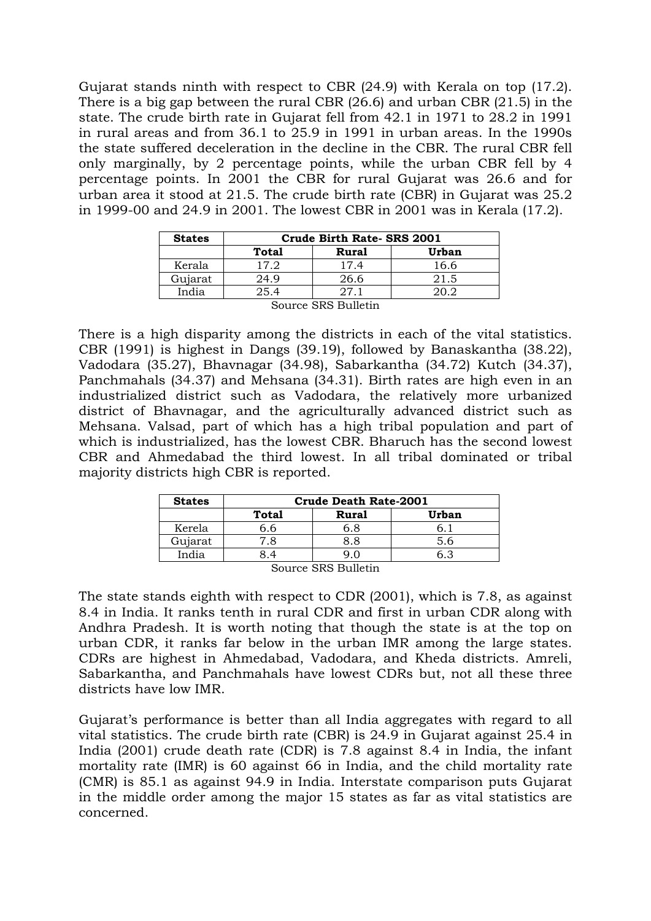Gujarat stands ninth with respect to CBR (24.9) with Kerala on top (17.2). There is a big gap between the rural CBR (26.6) and urban CBR (21.5) in the state. The crude birth rate in Gujarat fell from 42.1 in 1971 to 28.2 in 1991 in rural areas and from 36.1 to 25.9 in 1991 in urban areas. In the 1990s the state suffered deceleration in the decline in the CBR. The rural CBR fell only marginally, by 2 percentage points, while the urban CBR fell by 4 percentage points. In 2001 the CBR for rural Gujarat was 26.6 and for urban area it stood at 21.5. The crude birth rate (CBR) in Gujarat was 25.2 in 1999-00 and 24.9 in 2001. The lowest CBR in 2001 was in Kerala (17.2).

| **States** | **Crude Birth Rate- SRS 2001** | | |
|---|---|---|---|
| | **Total** | **Rural** | **Urban** |
| Kerala | 17.2 | 17.4 | 16.6 |
| Gujarat | 24.9 | 26.6 | 21.5 |
| India | 25.4 | 27.1 | 20.2 |

Source SRS Bulletin

There is a high disparity among the districts in each of the vital statistics. CBR (1991) is highest in Dangs (39.19), followed by Banaskantha (38.22), Vadodara (35.27), Bhavnagar (34.98), Sabarkantha (34.72) Kutch (34.37), Panchmahals (34.37) and Mehsana (34.31). Birth rates are high even in an industrialized district such as Vadodara, the relatively more urbanized district of Bhavnagar, and the agriculturally advanced district such as Mehsana. Valsad, part of which has a high tribal population and part of which is industrialized, has the lowest CBR. Bharuch has the second lowest CBR and Ahmedabad the third lowest. In all tribal dominated or tribal majority districts high CBR is reported.

| **States** | **Crude Death Rate-2001** | | |
|---|---|---|---|
| | **Total** | **Rural** | **Urban** |
| Kerela | 6.6 | 6.8 | 6.1 |
| Gujarat | 7.8 | 8.8 | 5.6 |
| India | 8.4 | 9.0 | 6.3 |

Source SRS Bulletin

The state stands eighth with respect to CDR (2001), which is 7.8, as against 8.4 in India. It ranks tenth in rural CDR and first in urban CDR along with Andhra Pradesh. It is worth noting that though the state is at the top on urban CDR, it ranks far below in the urban IMR among the large states. CDRs are highest in Ahmedabad, Vadodara, and Kheda districts. Amreli, Sabarkantha, and Panchmahals have lowest CDRs but, not all these three districts have low IMR.

Gujarat's performance is better than all India aggregates with regard to all vital statistics. The crude birth rate (CBR) is 24.9 in Gujarat against 25.4 in India (2001) crude death rate (CDR) is 7.8 against 8.4 in India, the infant mortality rate (IMR) is 60 against 66 in India, and the child mortality rate (CMR) is 85.1 as against 94.9 in India. Interstate comparison puts Gujarat in the middle order among the major 15 states as far as vital statistics are concerned.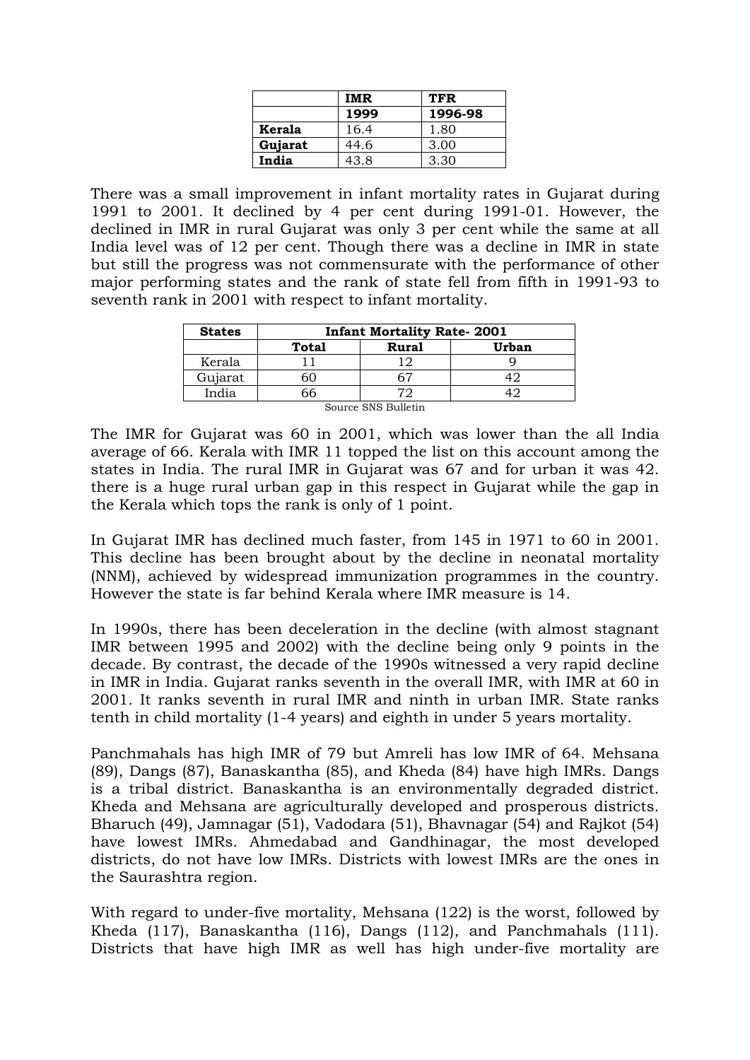| | IMR | TFR |
|---|---|---|
| | **1999** | **1996-98** |
| **Kerala** | 16.4 | 1.80 |
| **Gujarat** | 44.6 | 3.00 |
| **India** | 43.8 | 3.30 |

There was a small improvement in infant mortality rates in Gujarat during 1991 to 2001. It declined by 4 per cent during 1991-01. However, the declined in IMR in rural Gujarat was only 3 per cent while the same at all India level was of 12 per cent. Though there was a decline in IMR in state but still the progress was not commensurate with the performance of other major performing states and the rank of state fell from fifth in 1991-93 to seventh rank in 2001 with respect to infant mortality.

| States | Infant Mortality Rate- 2001 | | |
|---|---|---|---|
| | Total | Rural | Urban |
| Kerala | 11 | 12 | 9 |
| Gujarat | 60 | 67 | 42 |
| India | 66 | 72 | 42 |

Source SNS Bulletin

The IMR for Gujarat was 60 in 2001, which was lower than the all India average of 66. Kerala with IMR 11 topped the list on this account among the states in India. The rural IMR in Gujarat was 67 and for urban it was 42. there is a huge rural urban gap in this respect in Gujarat while the gap in the Kerala which tops the rank is only of 1 point.

In Gujarat IMR has declined much faster, from 145 in 1971 to 60 in 2001. This decline has been brought about by the decline in neonatal mortality (NNM), achieved by widespread immunization programmes in the country. However the state is far behind Kerala where IMR measure is 14.

In 1990s, there has been deceleration in the decline (with almost stagnant IMR between 1995 and 2002) with the decline being only 9 points in the decade. By contrast, the decade of the 1990s witnessed a very rapid decline in IMR in India. Gujarat ranks seventh in the overall IMR, with IMR at 60 in 2001. It ranks seventh in rural IMR and ninth in urban IMR. State ranks tenth in child mortality (1-4 years) and eighth in under 5 years mortality.

Panchmahals has high IMR of 79 but Amreli has low IMR of 64. Mehsana (89), Dangs (87), Banaskantha (85), and Kheda (84) have high IMRs. Dangs is a tribal district. Banaskantha is an environmentally degraded district. Kheda and Mehsana are agriculturally developed and prosperous districts. Bharuch (49), Jamnagar (51), Vadodara (51), Bhavnagar (54) and Rajkot (54) have lowest IMRs. Ahmedabad and Gandhinagar, the most developed districts, do not have low IMRs. Districts with lowest IMRs are the ones in the Saurashtra region.

With regard to under-five mortality, Mehsana (122) is the worst, followed by Kheda (117), Banaskantha (116), Dangs (112), and Panchmahals (111). Districts that have high IMR as well has high under-five mortality are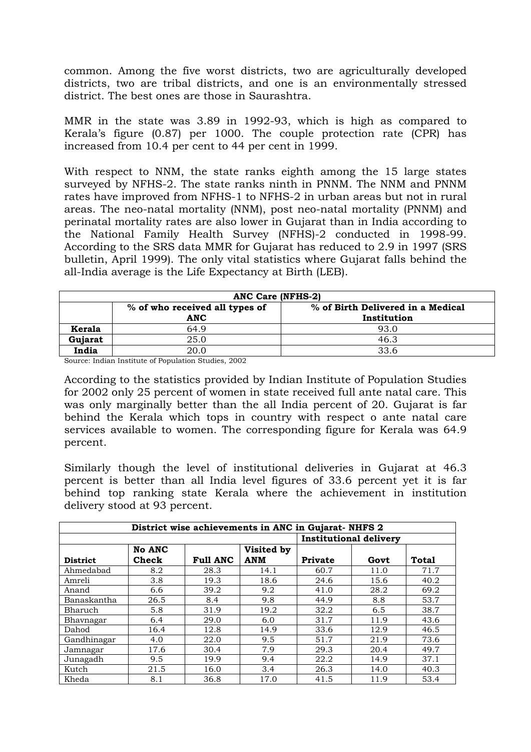common. Among the five worst districts, two are agriculturally developed districts, two are tribal districts, and one is an environmentally stressed district. The best ones are those in Saurashtra.

MMR in the state was 3.89 in 1992-93, which is high as compared to Kerala's figure (0.87) per 1000. The couple protection rate (CPR) has increased from 10.4 per cent to 44 per cent in 1999.

With respect to NNM, the state ranks eighth among the 15 large states surveyed by NFHS-2. The state ranks ninth in PNNM. The NNM and PNNM rates have improved from NFHS-1 to NFHS-2 in urban areas but not in rural areas. The neo-natal mortality (NNM), post neo-natal mortality (PNNM) and perinatal mortality rates are also lower in Gujarat than in India according to the National Family Health Survey (NFHS)-2 conducted in 1998-99. According to the SRS data MMR for Gujarat has reduced to 2.9 in 1997 (SRS bulletin, April 1999). The only vital statistics where Gujarat falls behind the all-India average is the Life Expectancy at Birth (LEB).

| ANC Care (NFHS-2) | | |
|---|---|---|
| | **% of who received all types of ANC** | **% of Birth Delivered in a Medical Institution** |
| **Kerala** | 64.9 | 93.0 |
| **Gujarat** | 25.0 | 46.3 |
| **India** | 20.0 | 33.6 |

Source: Indian Institute of Population Studies, 2002

According to the statistics provided by Indian Institute of Population Studies for 2002 only 25 percent of women in state received full ante natal care. This was only marginally better than the all India percent of 20. Gujarat is far behind the Kerala which tops in country with respect o ante natal care services available to women. The corresponding figure for Kerala was 64.9 percent.

Similarly though the level of institutional deliveries in Gujarat at 46.3 percent is better than all India level figures of 33.6 percent yet it is far behind top ranking state Kerala where the achievement in institution delivery stood at 93 percent.

| District wise achievements in ANC in Gujarat- NHFS 2 | | | | | | |
|---|---|---|---|---|---|---|
| | | | | **Institutional delivery** | | |
| **District** | **No ANC Check** | **Full ANC** | **Visited by ANM** | **Private** | **Govt** | **Total** |
| Ahmedabad | 8.2 | 28.3 | 14.1 | 60.7 | 11.0 | 71.7 |
| Amreli | 3.8 | 19.3 | 18.6 | 24.6 | 15.6 | 40.2 |
| Anand | 6.6 | 39.2 | 9.2 | 41.0 | 28.2 | 69.2 |
| Banaskantha | 26.5 | 8.4 | 9.8 | 44.9 | 8.8 | 53.7 |
| Bharuch | 5.8 | 31.9 | 19.2 | 32.2 | 6.5 | 38.7 |
| Bhavnagar | 6.4 | 29.0 | 6.0 | 31.7 | 11.9 | 43.6 |
| Dahod | 16.4 | 12.8 | 14.9 | 33.6 | 12.9 | 46.5 |
| Gandhinagar | 4.0 | 22.0 | 9.5 | 51.7 | 21.9 | 73.6 |
| Jamnagar | 17.6 | 30.4 | 7.9 | 29.3 | 20.4 | 49.7 |
| Junagadh | 9.5 | 19.9 | 9.4 | 22.2 | 14.9 | 37.1 |
| Kutch | 21.5 | 16.0 | 3.4 | 26.3 | 14.0 | 40.3 |
| Kheda | 8.1 | 36.8 | 17.0 | 41.5 | 11.9 | 53.4 |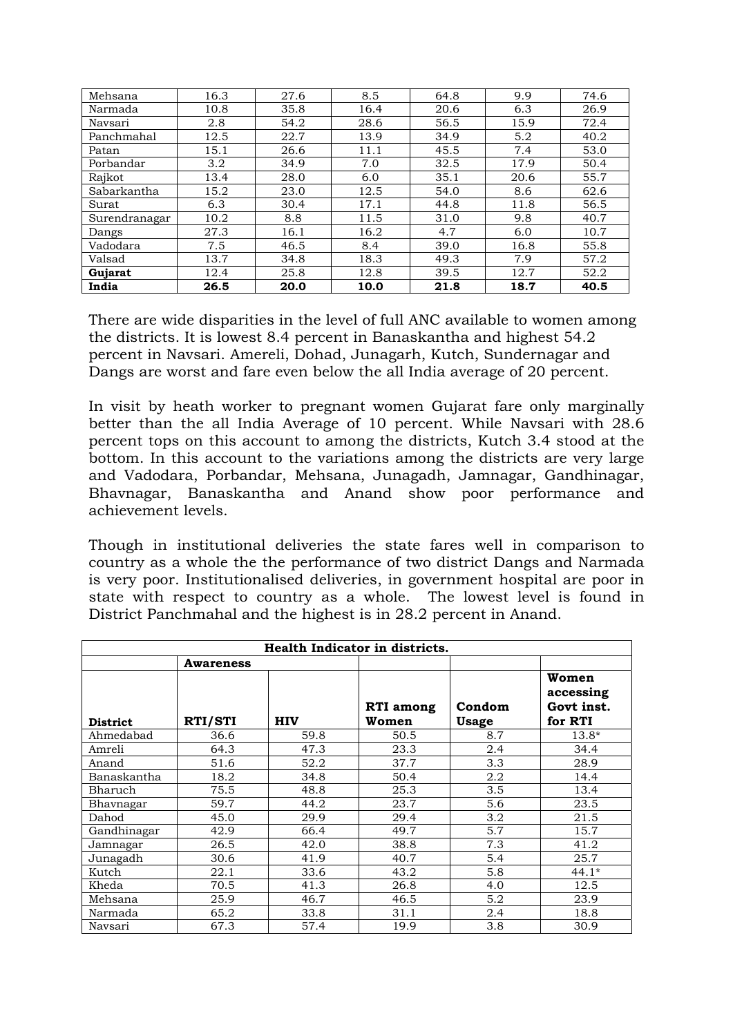| | | | | | | |
|---|---|---|---|---|---|---|
| Mehsana | 16.3 | 27.6 | 8.5 | 64.8 | 9.9 | 74.6 |
| Narmada | 10.8 | 35.8 | 16.4 | 20.6 | 6.3 | 26.9 |
| Navsari | 2.8 | 54.2 | 28.6 | 56.5 | 15.9 | 72.4 |
| Panchmahal | 12.5 | 22.7 | 13.9 | 34.9 | 5.2 | 40.2 |
| Patan | 15.1 | 26.6 | 11.1 | 45.5 | 7.4 | 53.0 |
| Porbandar | 3.2 | 34.9 | 7.0 | 32.5 | 17.9 | 50.4 |
| Rajkot | 13.4 | 28.0 | 6.0 | 35.1 | 20.6 | 55.7 |
| Sabarkantha | 15.2 | 23.0 | 12.5 | 54.0 | 8.6 | 62.6 |
| Surat | 6.3 | 30.4 | 17.1 | 44.8 | 11.8 | 56.5 |
| Surendranagar | 10.2 | 8.8 | 11.5 | 31.0 | 9.8 | 40.7 |
| Dangs | 27.3 | 16.1 | 16.2 | 4.7 | 6.0 | 10.7 |
| Vadodara | 7.5 | 46.5 | 8.4 | 39.0 | 16.8 | 55.8 |
| Valsad | 13.7 | 34.8 | 18.3 | 49.3 | 7.9 | 57.2 |
| **Gujarat** | 12.4 | 25.8 | 12.8 | 39.5 | 12.7 | 52.2 |
| **India** | **26.5** | **20.0** | **10.0** | **21.8** | **18.7** | **40.5** |

There are wide disparities in the level of full ANC available to women among the districts. It is lowest 8.4 percent in Banaskantha and highest 54.2 percent in Navsari. Amereli, Dohad, Junagarh, Kutch, Sundernagar and Dangs are worst and fare even below the all India average of 20 percent.

In visit by heath worker to pregnant women Gujarat fare only marginally better than the all India Average of 10 percent. While Navsari with 28.6 percent tops on this account to among the districts, Kutch 3.4 stood at the bottom. In this account to the variations among the districts are very large and Vadodara, Porbandar, Mehsana, Junagadh, Jamnagar, Gandhinagar, Bhavnagar, Banaskantha and Anand show poor performance and achievement levels.

Though in institutional deliveries the state fares well in comparison to country as a whole the the performance of two district Dangs and Narmada is very poor. Institutionalised deliveries, in government hospital are poor in state with respect to country as a whole. The lowest level is found in District Panchmahal and the highest is in 28.2 percent in Anand.

| **Health Indicator in districts.** | | | | | |
|---|---|---|---|---|---|
| | **Awareness** | | | | |
| **District** | **RTI/STI** | **HIV** | **RTI among Women** | **Condom Usage** | **Women accessing Govt inst. for RTI** |
| Ahmedabad | 36.6 | 59.8 | 50.5 | 8.7 | 13.8* |
| Amreli | 64.3 | 47.3 | 23.3 | 2.4 | 34.4 |
| Anand | 51.6 | 52.2 | 37.7 | 3.3 | 28.9 |
| Banaskantha | 18.2 | 34.8 | 50.4 | 2.2 | 14.4 |
| Bharuch | 75.5 | 48.8 | 25.3 | 3.5 | 13.4 |
| Bhavnagar | 59.7 | 44.2 | 23.7 | 5.6 | 23.5 |
| Dahod | 45.0 | 29.9 | 29.4 | 3.2 | 21.5 |
| Gandhinagar | 42.9 | 66.4 | 49.7 | 5.7 | 15.7 |
| Jamnagar | 26.5 | 42.0 | 38.8 | 7.3 | 41.2 |
| Junagadh | 30.6 | 41.9 | 40.7 | 5.4 | 25.7 |
| Kutch | 22.1 | 33.6 | 43.2 | 5.8 | 44.1* |
| Kheda | 70.5 | 41.3 | 26.8 | 4.0 | 12.5 |
| Mehsana | 25.9 | 46.7 | 46.5 | 5.2 | 23.9 |
| Narmada | 65.2 | 33.8 | 31.1 | 2.4 | 18.8 |
| Navsari | 67.3 | 57.4 | 19.9 | 3.8 | 30.9 |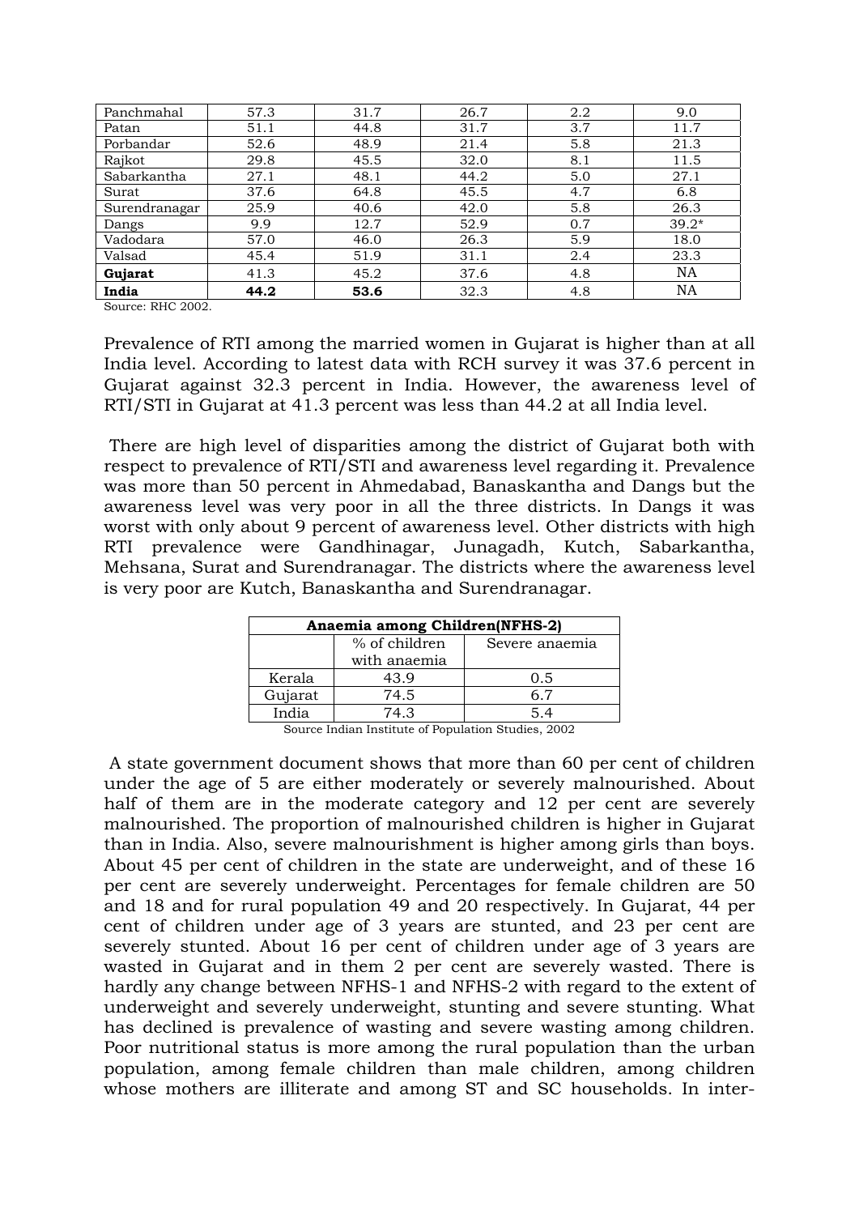| Panchmahal | 57.3 | 31.7 | 26.7 | 2.2 | 9.0 |
|---|---|---|---|---|---|
| Patan | 51.1 | 44.8 | 31.7 | 3.7 | 11.7 |
| Porbandar | 52.6 | 48.9 | 21.4 | 5.8 | 21.3 |
| Rajkot | 29.8 | 45.5 | 32.0 | 8.1 | 11.5 |
| Sabarkantha | 27.1 | 48.1 | 44.2 | 5.0 | 27.1 |
| Surat | 37.6 | 64.8 | 45.5 | 4.7 | 6.8 |
| Surendranagar | 25.9 | 40.6 | 42.0 | 5.8 | 26.3 |
| Dangs | 9.9 | 12.7 | 52.9 | 0.7 | 39.2* |
| Vadodara | 57.0 | 46.0 | 26.3 | 5.9 | 18.0 |
| Valsad | 45.4 | 51.9 | 31.1 | 2.4 | 23.3 |
| **Gujarat** | 41.3 | 45.2 | 37.6 | 4.8 | NA |
| **India** | **44.2** | **53.6** | 32.3 | 4.8 | NA |

Source: RHC 2002.

Prevalence of RTI among the married women in Gujarat is higher than at all India level. According to latest data with RCH survey it was 37.6 percent in Gujarat against 32.3 percent in India. However, the awareness level of RTI/STI in Gujarat at 41.3 percent was less than 44.2 at all India level.

There are high level of disparities among the district of Gujarat both with respect to prevalence of RTI/STI and awareness level regarding it. Prevalence was more than 50 percent in Ahmedabad, Banaskantha and Dangs but the awareness level was very poor in all the three districts. In Dangs it was worst with only about 9 percent of awareness level. Other districts with high RTI prevalence were Gandhinagar, Junagadh, Kutch, Sabarkantha, Mehsana, Surat and Surendranagar. The districts where the awareness level is very poor are Kutch, Banaskantha and Surendranagar.

| **Anaemia among Children(NFHS-2)** | | |
|---|---|---|
| | % of children with anaemia | Severe anaemia |
| Kerala | 43.9 | 0.5 |
| Gujarat | 74.5 | 6.7 |
| India | 74.3 | 5.4 |

Source Indian Institute of Population Studies, 2002

A state government document shows that more than 60 per cent of children under the age of 5 are either moderately or severely malnourished. About half of them are in the moderate category and 12 per cent are severely malnourished. The proportion of malnourished children is higher in Gujarat than in India. Also, severe malnourishment is higher among girls than boys. About 45 per cent of children in the state are underweight, and of these 16 per cent are severely underweight. Percentages for female children are 50 and 18 and for rural population 49 and 20 respectively. In Gujarat, 44 per cent of children under age of 3 years are stunted, and 23 per cent are severely stunted. About 16 per cent of children under age of 3 years are wasted in Gujarat and in them 2 per cent are severely wasted. There is hardly any change between NFHS-1 and NFHS-2 with regard to the extent of underweight and severely underweight, stunting and severe stunting. What has declined is prevalence of wasting and severe wasting among children. Poor nutritional status is more among the rural population than the urban population, among female children than male children, among children whose mothers are illiterate and among ST and SC households. In inter-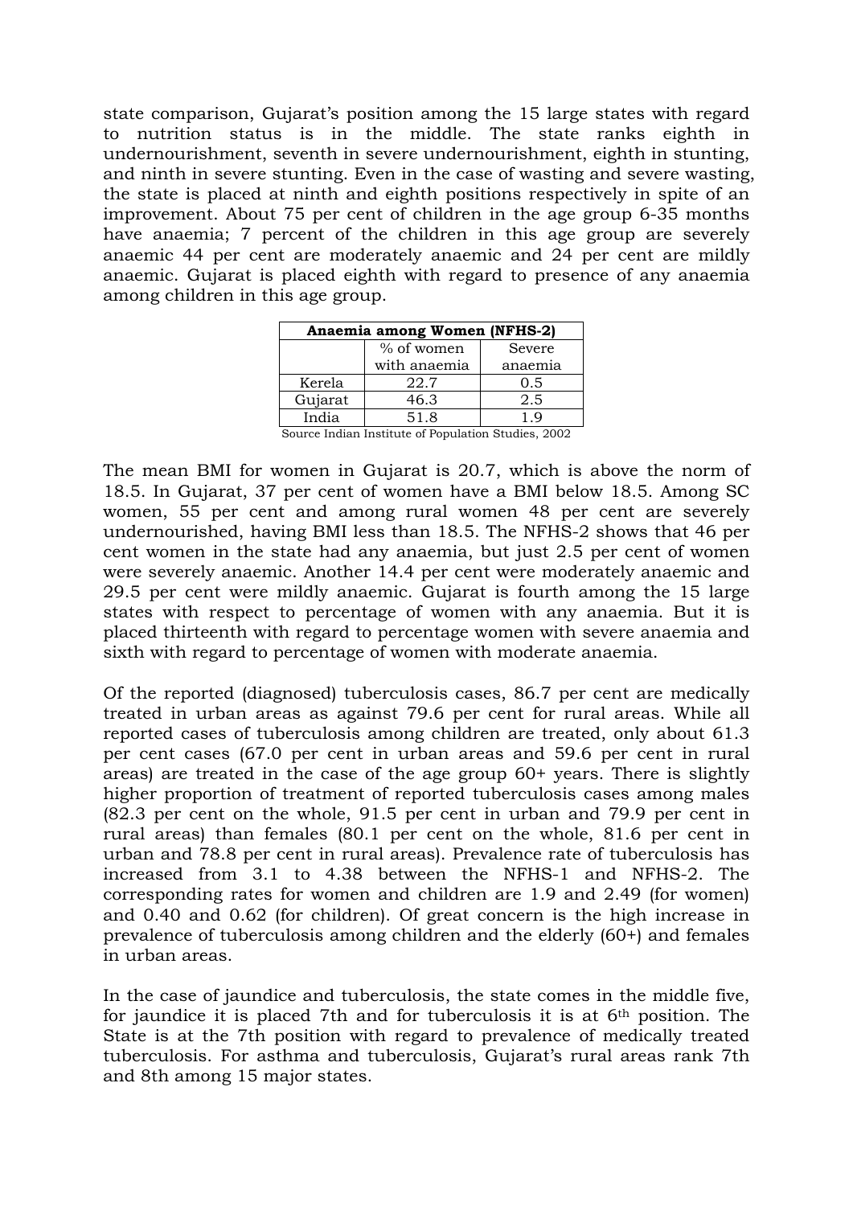state comparison, Gujarat's position among the 15 large states with regard to nutrition status is in the middle. The state ranks eighth in undernourishment, seventh in severe undernourishment, eighth in stunting, and ninth in severe stunting. Even in the case of wasting and severe wasting, the state is placed at ninth and eighth positions respectively in spite of an improvement. About 75 per cent of children in the age group 6-35 months have anaemia; 7 percent of the children in this age group are severely anaemic 44 per cent are moderately anaemic and 24 per cent are mildly anaemic. Gujarat is placed eighth with regard to presence of any anaemia among children in this age group.

| **Anaemia among Women (NFHS-2)** | | |
|---|---|---|
| | % of women with anaemia | Severe anaemia |
| Kerela | 22.7 | 0.5 |
| Gujarat | 46.3 | 2.5 |
| India | 51.8 | 1.9 |

Source Indian Institute of Population Studies, 2002

The mean BMI for women in Gujarat is 20.7, which is above the norm of 18.5. In Gujarat, 37 per cent of women have a BMI below 18.5. Among SC women, 55 per cent and among rural women 48 per cent are severely undernourished, having BMI less than 18.5. The NFHS-2 shows that 46 per cent women in the state had any anaemia, but just 2.5 per cent of women were severely anaemic. Another 14.4 per cent were moderately anaemic and 29.5 per cent were mildly anaemic. Gujarat is fourth among the 15 large states with respect to percentage of women with any anaemia. But it is placed thirteenth with regard to percentage women with severe anaemia and sixth with regard to percentage of women with moderate anaemia.

Of the reported (diagnosed) tuberculosis cases, 86.7 per cent are medically treated in urban areas as against 79.6 per cent for rural areas. While all reported cases of tuberculosis among children are treated, only about 61.3 per cent cases (67.0 per cent in urban areas and 59.6 per cent in rural areas) are treated in the case of the age group 60+ years. There is slightly higher proportion of treatment of reported tuberculosis cases among males (82.3 per cent on the whole, 91.5 per cent in urban and 79.9 per cent in rural areas) than females (80.1 per cent on the whole, 81.6 per cent in urban and 78.8 per cent in rural areas). Prevalence rate of tuberculosis has increased from 3.1 to 4.38 between the NFHS-1 and NFHS-2. The corresponding rates for women and children are 1.9 and 2.49 (for women) and 0.40 and 0.62 (for children). Of great concern is the high increase in prevalence of tuberculosis among children and the elderly (60+) and females in urban areas.

In the case of jaundice and tuberculosis, the state comes in the middle five, for jaundice it is placed 7th and for tuberculosis it is at 6th position. The State is at the 7th position with regard to prevalence of medically treated tuberculosis. For asthma and tuberculosis, Gujarat's rural areas rank 7th and 8th among 15 major states.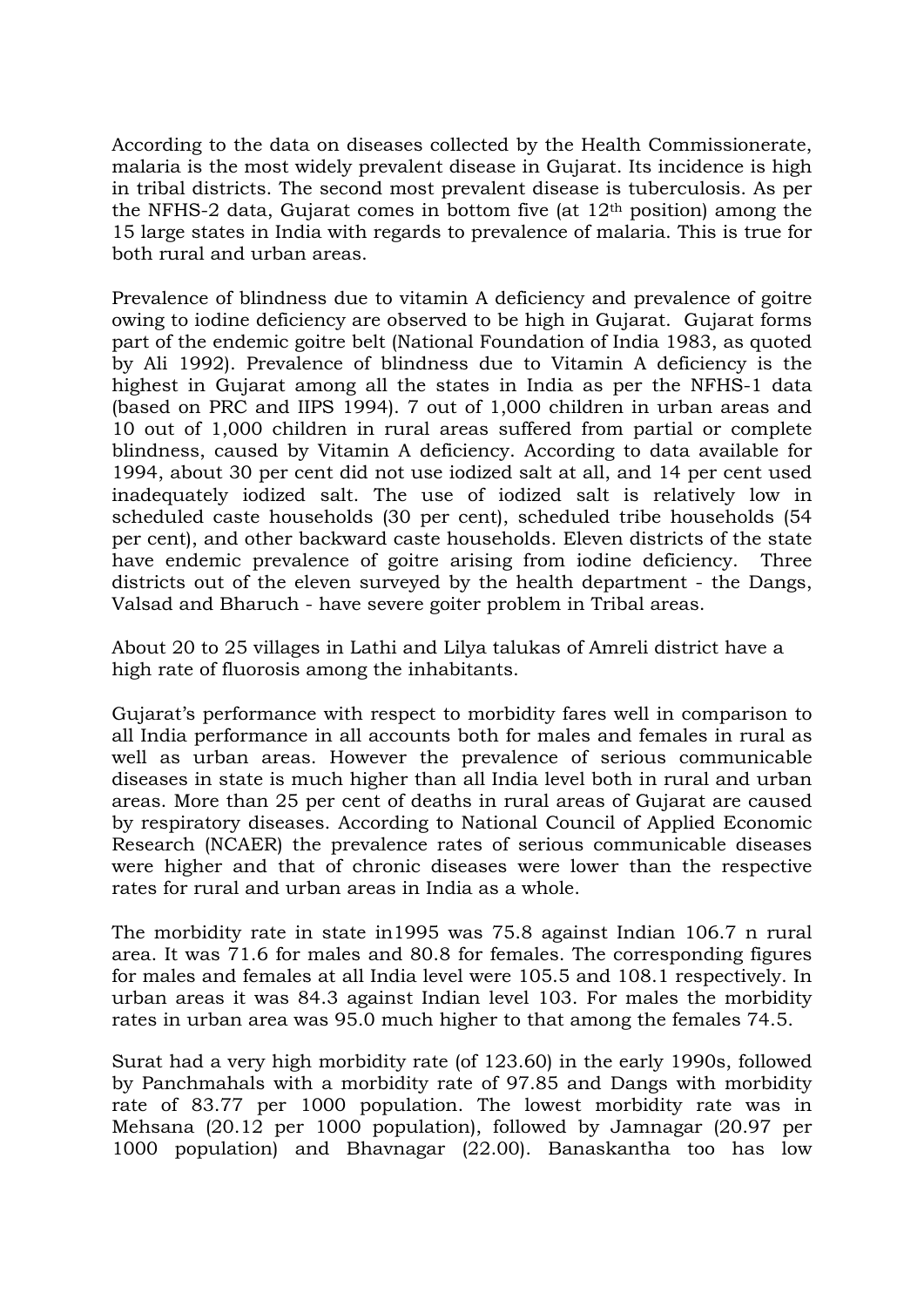According to the data on diseases collected by the Health Commissionerate, malaria is the most widely prevalent disease in Gujarat. Its incidence is high in tribal districts. The second most prevalent disease is tuberculosis. As per the NFHS-2 data, Gujarat comes in bottom five (at 12th position) among the 15 large states in India with regards to prevalence of malaria. This is true for both rural and urban areas.

Prevalence of blindness due to vitamin A deficiency and prevalence of goitre owing to iodine deficiency are observed to be high in Gujarat. Gujarat forms part of the endemic goitre belt (National Foundation of India 1983, as quoted by Ali 1992). Prevalence of blindness due to Vitamin A deficiency is the highest in Gujarat among all the states in India as per the NFHS-1 data (based on PRC and IIPS 1994). 7 out of 1,000 children in urban areas and 10 out of 1,000 children in rural areas suffered from partial or complete blindness, caused by Vitamin A deficiency. According to data available for 1994, about 30 per cent did not use iodized salt at all, and 14 per cent used inadequately iodized salt. The use of iodized salt is relatively low in scheduled caste households (30 per cent), scheduled tribe households (54 per cent), and other backward caste households. Eleven districts of the state have endemic prevalence of goitre arising from iodine deficiency. Three districts out of the eleven surveyed by the health department - the Dangs, Valsad and Bharuch - have severe goiter problem in Tribal areas.

About 20 to 25 villages in Lathi and Lilya talukas of Amreli district have a high rate of fluorosis among the inhabitants.

Gujarat's performance with respect to morbidity fares well in comparison to all India performance in all accounts both for males and females in rural as well as urban areas. However the prevalence of serious communicable diseases in state is much higher than all India level both in rural and urban areas. More than 25 per cent of deaths in rural areas of Gujarat are caused by respiratory diseases. According to National Council of Applied Economic Research (NCAER) the prevalence rates of serious communicable diseases were higher and that of chronic diseases were lower than the respective rates for rural and urban areas in India as a whole.

The morbidity rate in state in1995 was 75.8 against Indian 106.7 n rural area. It was 71.6 for males and 80.8 for females. The corresponding figures for males and females at all India level were 105.5 and 108.1 respectively. In urban areas it was 84.3 against Indian level 103. For males the morbidity rates in urban area was 95.0 much higher to that among the females 74.5.

Surat had a very high morbidity rate (of 123.60) in the early 1990s, followed by Panchmahals with a morbidity rate of 97.85 and Dangs with morbidity rate of 83.77 per 1000 population. The lowest morbidity rate was in Mehsana (20.12 per 1000 population), followed by Jamnagar (20.97 per 1000 population) and Bhavnagar (22.00). Banaskantha too has low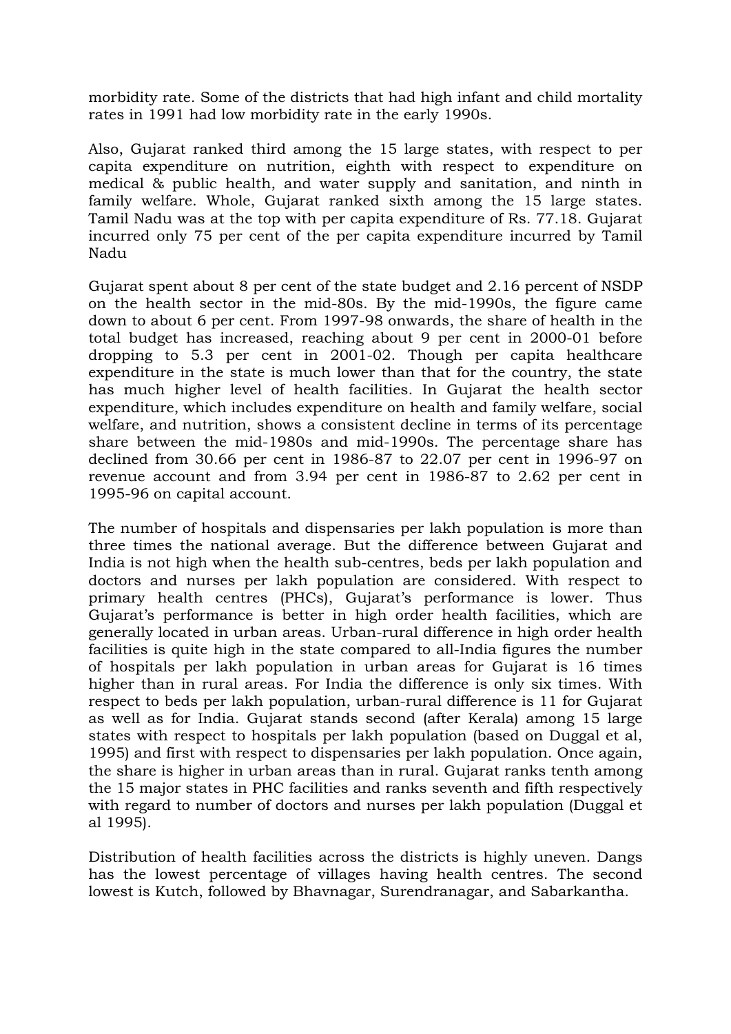morbidity rate. Some of the districts that had high infant and child mortality rates in 1991 had low morbidity rate in the early 1990s.

Also, Gujarat ranked third among the 15 large states, with respect to per capita expenditure on nutrition, eighth with respect to expenditure on medical & public health, and water supply and sanitation, and ninth in family welfare. Whole, Gujarat ranked sixth among the 15 large states. Tamil Nadu was at the top with per capita expenditure of Rs. 77.18. Gujarat incurred only 75 per cent of the per capita expenditure incurred by Tamil Nadu

Gujarat spent about 8 per cent of the state budget and 2.16 percent of NSDP on the health sector in the mid-80s. By the mid-1990s, the figure came down to about 6 per cent. From 1997-98 onwards, the share of health in the total budget has increased, reaching about 9 per cent in 2000-01 before dropping to 5.3 per cent in 2001-02. Though per capita healthcare expenditure in the state is much lower than that for the country, the state has much higher level of health facilities. In Gujarat the health sector expenditure, which includes expenditure on health and family welfare, social welfare, and nutrition, shows a consistent decline in terms of its percentage share between the mid-1980s and mid-1990s. The percentage share has declined from 30.66 per cent in 1986-87 to 22.07 per cent in 1996-97 on revenue account and from 3.94 per cent in 1986-87 to 2.62 per cent in 1995-96 on capital account.

The number of hospitals and dispensaries per lakh population is more than three times the national average. But the difference between Gujarat and India is not high when the health sub-centres, beds per lakh population and doctors and nurses per lakh population are considered. With respect to primary health centres (PHCs), Gujarat's performance is lower. Thus Gujarat's performance is better in high order health facilities, which are generally located in urban areas. Urban-rural difference in high order health facilities is quite high in the state compared to all-India figures the number of hospitals per lakh population in urban areas for Gujarat is 16 times higher than in rural areas. For India the difference is only six times. With respect to beds per lakh population, urban-rural difference is 11 for Gujarat as well as for India. Gujarat stands second (after Kerala) among 15 large states with respect to hospitals per lakh population (based on Duggal et al, 1995) and first with respect to dispensaries per lakh population. Once again, the share is higher in urban areas than in rural. Gujarat ranks tenth among the 15 major states in PHC facilities and ranks seventh and fifth respectively with regard to number of doctors and nurses per lakh population (Duggal et al 1995).

Distribution of health facilities across the districts is highly uneven. Dangs has the lowest percentage of villages having health centres. The second lowest is Kutch, followed by Bhavnagar, Surendranagar, and Sabarkantha.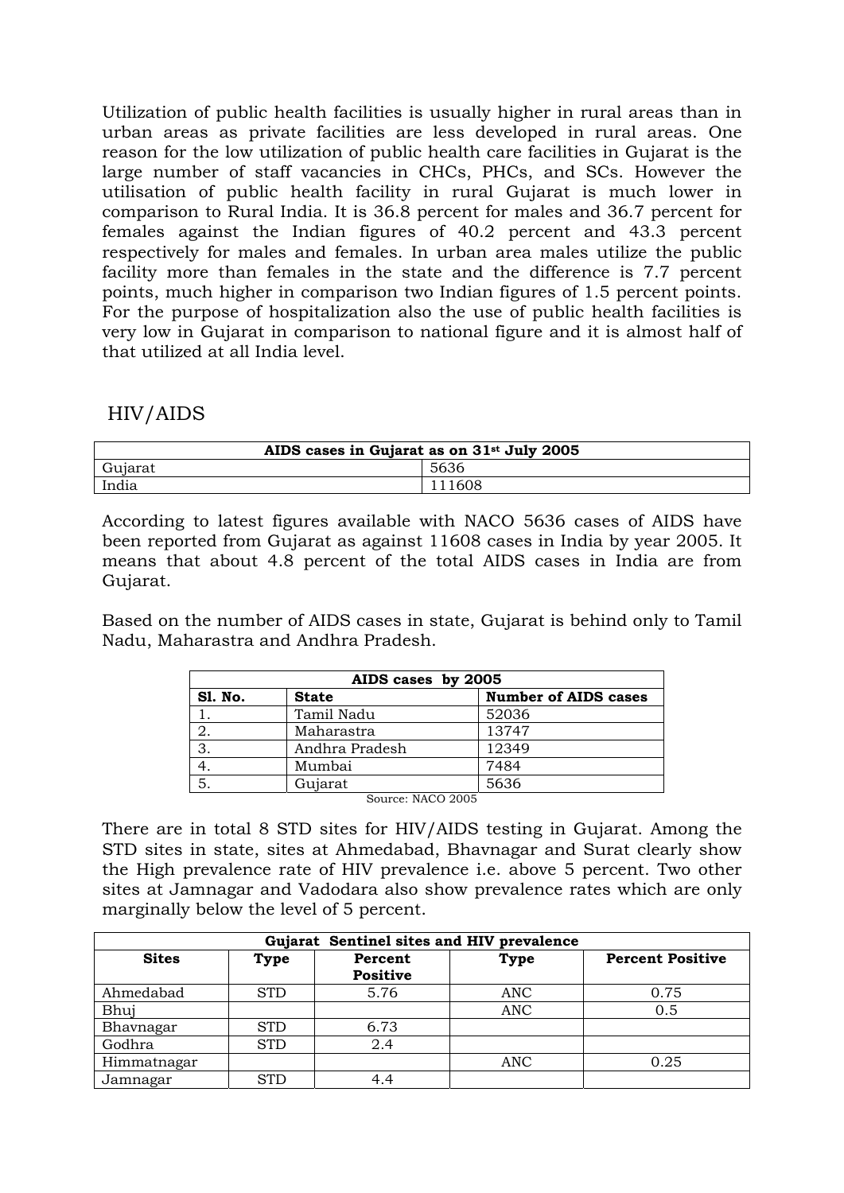Utilization of public health facilities is usually higher in rural areas than in urban areas as private facilities are less developed in rural areas. One reason for the low utilization of public health care facilities in Gujarat is the large number of staff vacancies in CHCs, PHCs, and SCs. However the utilisation of public health facility in rural Gujarat is much lower in comparison to Rural India. It is 36.8 percent for males and 36.7 percent for females against the Indian figures of 40.2 percent and 43.3 percent respectively for males and females. In urban area males utilize the public facility more than females in the state and the difference is 7.7 percent points, much higher in comparison two Indian figures of 1.5 percent points. For the purpose of hospitalization also the use of public health facilities is very low in Gujarat in comparison to national figure and it is almost half of that utilized at all India level.

## HIV/AIDS

| **AIDS cases in Gujarat as on 31st July 2005** | |
|---|---|
| Gujarat | 5636 |
| India | 111608 |

According to latest figures available with NACO 5636 cases of AIDS have been reported from Gujarat as against 11608 cases in India by year 2005. It means that about 4.8 percent of the total AIDS cases in India are from Gujarat.

Based on the number of AIDS cases in state, Gujarat is behind only to Tamil Nadu, Maharastra and Andhra Pradesh.

| **AIDS cases by 2005** | | |
|---|---|---|
| **Sl. No.** | **State** | **Number of AIDS cases** |
| 1. | Tamil Nadu | 52036 |
| 2. | Maharastra | 13747 |
| 3. | Andhra Pradesh | 12349 |
| 4. | Mumbai | 7484 |
| 5. | Gujarat | 5636 |

Source: NACO 2005

There are in total 8 STD sites for HIV/AIDS testing in Gujarat. Among the STD sites in state, sites at Ahmedabad, Bhavnagar and Surat clearly show the High prevalence rate of HIV prevalence i.e. above 5 percent. Two other sites at Jamnagar and Vadodara also show prevalence rates which are only marginally below the level of 5 percent.

| **Gujarat Sentinel sites and HIV prevalence** | | | | |
|---|---|---|---|---|
| **Sites** | **Type** | **Percent Positive** | **Type** | **Percent Positive** |
| Ahmedabad | STD | 5.76 | ANC | 0.75 |
| Bhuj | | | ANC | 0.5 |
| Bhavnagar | STD | 6.73 | | |
| Godhra | STD | 2.4 | | |
| Himmatnagar | | | ANC | 0.25 |
| Jamnagar | STD | 4.4 | | |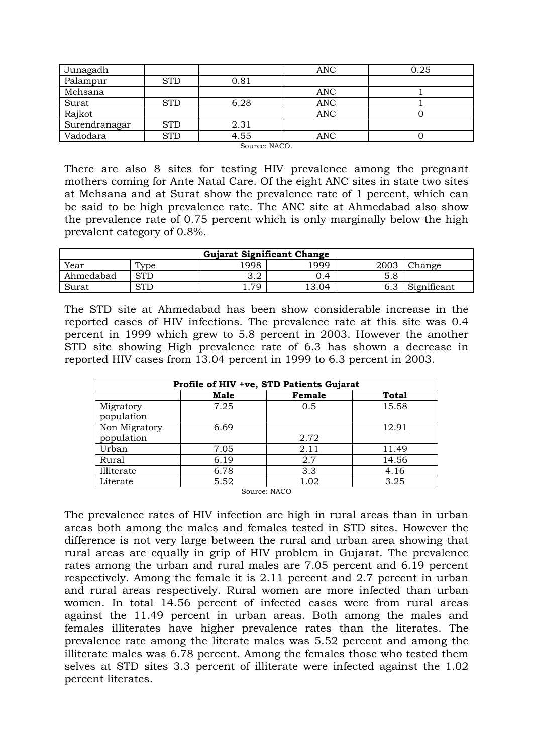| Junagadh | | | ANC | 0.25 |
|---|---|---|---|---|
| Palampur | STD | 0.81 | | |
| Mehsana | | | ANC | 1 |
| Surat | STD | 6.28 | ANC | 1 |
| Rajkot | | | ANC | 0 |
| Surendranagar | STD | 2.31 | | |
| Vadodara | STD | 4.55 | ANC | 0 |

Source: NACO.

There are also 8 sites for testing HIV prevalence among the pregnant mothers coming for Ante Natal Care. Of the eight ANC sites in state two sites at Mehsana and at Surat show the prevalence rate of 1 percent, which can be said to be high prevalence rate. The ANC site at Ahmedabad also show the prevalence rate of 0.75 percent which is only marginally below the high prevalent category of 0.8%.

| Gujarat Significant Change | | | | | |
|---|---|---|---|---|---|
| Year | Type | 1998 | 1999 | 2003 | Change |
| Ahmedabad | STD | 3.2 | 0.4 | 5.8 | |
| Surat | STD | 1.79 | 13.04 | 6.3 | Significant |

The STD site at Ahmedabad has been show considerable increase in the reported cases of HIV infections. The prevalence rate at this site was 0.4 percent in 1999 which grew to 5.8 percent in 2003. However the another STD site showing High prevalence rate of 6.3 has shown a decrease in reported HIV cases from 13.04 percent in 1999 to 6.3 percent in 2003.

| Profile of HIV +ve, STD Patients Gujarat | | | |
|---|---|---|---|
| | **Male** | **Female** | **Total** |
| Migratory population | 7.25 | 0.5 | 15.58 |
| Non Migratory population | 6.69 | 2.72 | 12.91 |
| Urban | 7.05 | 2.11 | 11.49 |
| Rural | 6.19 | 2.7 | 14.56 |
| Illiterate | 6.78 | 3.3 | 4.16 |
| Literate | 5.52 | 1.02 | 3.25 |

Source: NACO

The prevalence rates of HIV infection are high in rural areas than in urban areas both among the males and females tested in STD sites. However the difference is not very large between the rural and urban area showing that rural areas are equally in grip of HIV problem in Gujarat. The prevalence rates among the urban and rural males are 7.05 percent and 6.19 percent respectively. Among the female it is 2.11 percent and 2.7 percent in urban and rural areas respectively. Rural women are more infected than urban women. In total 14.56 percent of infected cases were from rural areas against the 11.49 percent in urban areas. Both among the males and females illiterates have higher prevalence rates than the literates. The prevalence rate among the literate males was 5.52 percent and among the illiterate males was 6.78 percent. Among the females those who tested them selves at STD sites 3.3 percent of illiterate were infected against the 1.02 percent literates.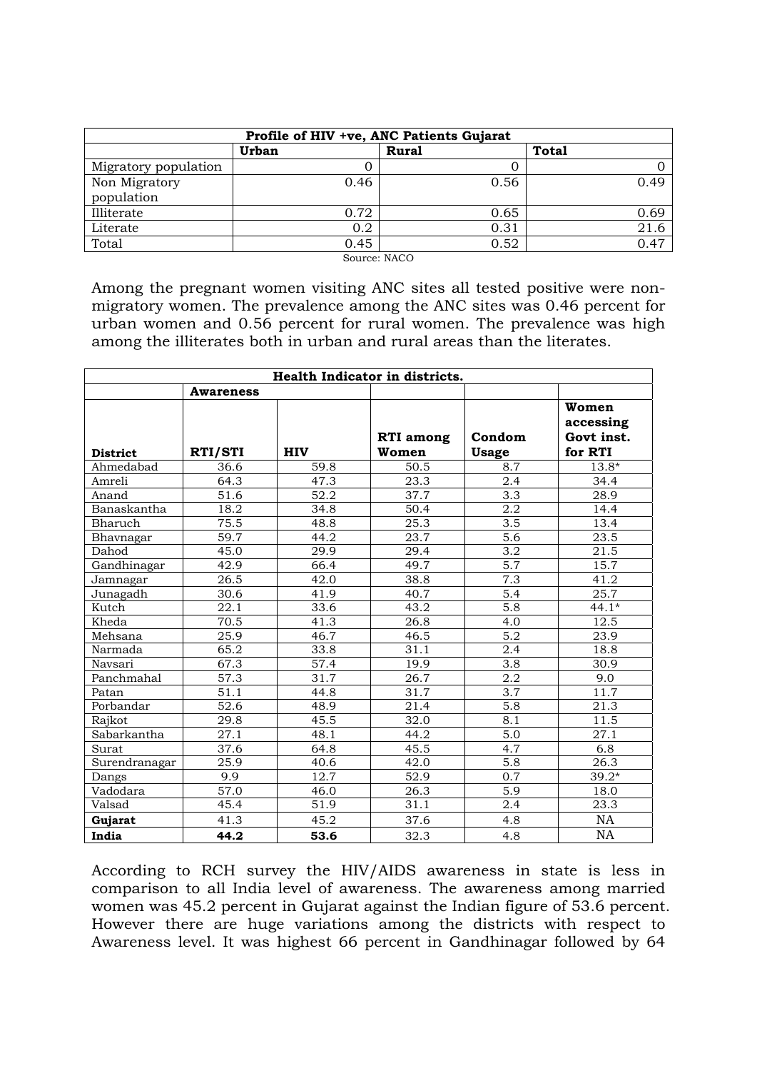| Profile of HIV +ve, ANC Patients Gujarat | | | |
|---|---|---|---|
| | **Urban** | **Rural** | **Total** |
| Migratory population | 0 | 0 | 0 |
| Non Migratory population | 0.46 | 0.56 | 0.49 |
| Illiterate | 0.72 | 0.65 | 0.69 |
| Literate | 0.2 | 0.31 | 21.6 |
| Total | 0.45 | 0.52 | 0.47 |

Source: NACO

Among the pregnant women visiting ANC sites all tested positive were non-migratory women. The prevalence among the ANC sites was 0.46 percent for urban women and 0.56 percent for rural women. The prevalence was high among the illiterates both in urban and rural areas than the literates.

| Health Indicator in districts. | | | | | |
|---|---|---|---|---|---|
| | **Awareness** | | | | |
| **District** | **RTI/STI** | **HIV** | **RTI among Women** | **Condom Usage** | **Women accessing Govt inst. for RTI** |
| Ahmedabad | 36.6 | 59.8 | 50.5 | 8.7 | 13.8* |
| Amreli | 64.3 | 47.3 | 23.3 | 2.4 | 34.4 |
| Anand | 51.6 | 52.2 | 37.7 | 3.3 | 28.9 |
| Banaskantha | 18.2 | 34.8 | 50.4 | 2.2 | 14.4 |
| Bharuch | 75.5 | 48.8 | 25.3 | 3.5 | 13.4 |
| Bhavnagar | 59.7 | 44.2 | 23.7 | 5.6 | 23.5 |
| Dahod | 45.0 | 29.9 | 29.4 | 3.2 | 21.5 |
| Gandhinagar | 42.9 | 66.4 | 49.7 | 5.7 | 15.7 |
| Jamnagar | 26.5 | 42.0 | 38.8 | 7.3 | 41.2 |
| Junagadh | 30.6 | 41.9 | 40.7 | 5.4 | 25.7 |
| Kutch | 22.1 | 33.6 | 43.2 | 5.8 | 44.1* |
| Kheda | 70.5 | 41.3 | 26.8 | 4.0 | 12.5 |
| Mehsana | 25.9 | 46.7 | 46.5 | 5.2 | 23.9 |
| Narmada | 65.2 | 33.8 | 31.1 | 2.4 | 18.8 |
| Navsari | 67.3 | 57.4 | 19.9 | 3.8 | 30.9 |
| Panchmahal | 57.3 | 31.7 | 26.7 | 2.2 | 9.0 |
| Patan | 51.1 | 44.8 | 31.7 | 3.7 | 11.7 |
| Porbandar | 52.6 | 48.9 | 21.4 | 5.8 | 21.3 |
| Rajkot | 29.8 | 45.5 | 32.0 | 8.1 | 11.5 |
| Sabarkantha | 27.1 | 48.1 | 44.2 | 5.0 | 27.1 |
| Surat | 37.6 | 64.8 | 45.5 | 4.7 | 6.8 |
| Surendranagar | 25.9 | 40.6 | 42.0 | 5.8 | 26.3 |
| Dangs | 9.9 | 12.7 | 52.9 | 0.7 | 39.2* |
| Vadodara | 57.0 | 46.0 | 26.3 | 5.9 | 18.0 |
| Valsad | 45.4 | 51.9 | 31.1 | 2.4 | 23.3 |
| **Gujarat** | 41.3 | 45.2 | 37.6 | 4.8 | NA |
| **India** | **44.2** | **53.6** | 32.3 | 4.8 | NA |

According to RCH survey the HIV/AIDS awareness in state is less in comparison to all India level of awareness. The awareness among married women was 45.2 percent in Gujarat against the Indian figure of 53.6 percent. However there are huge variations among the districts with respect to Awareness level. It was highest 66 percent in Gandhinagar followed by 64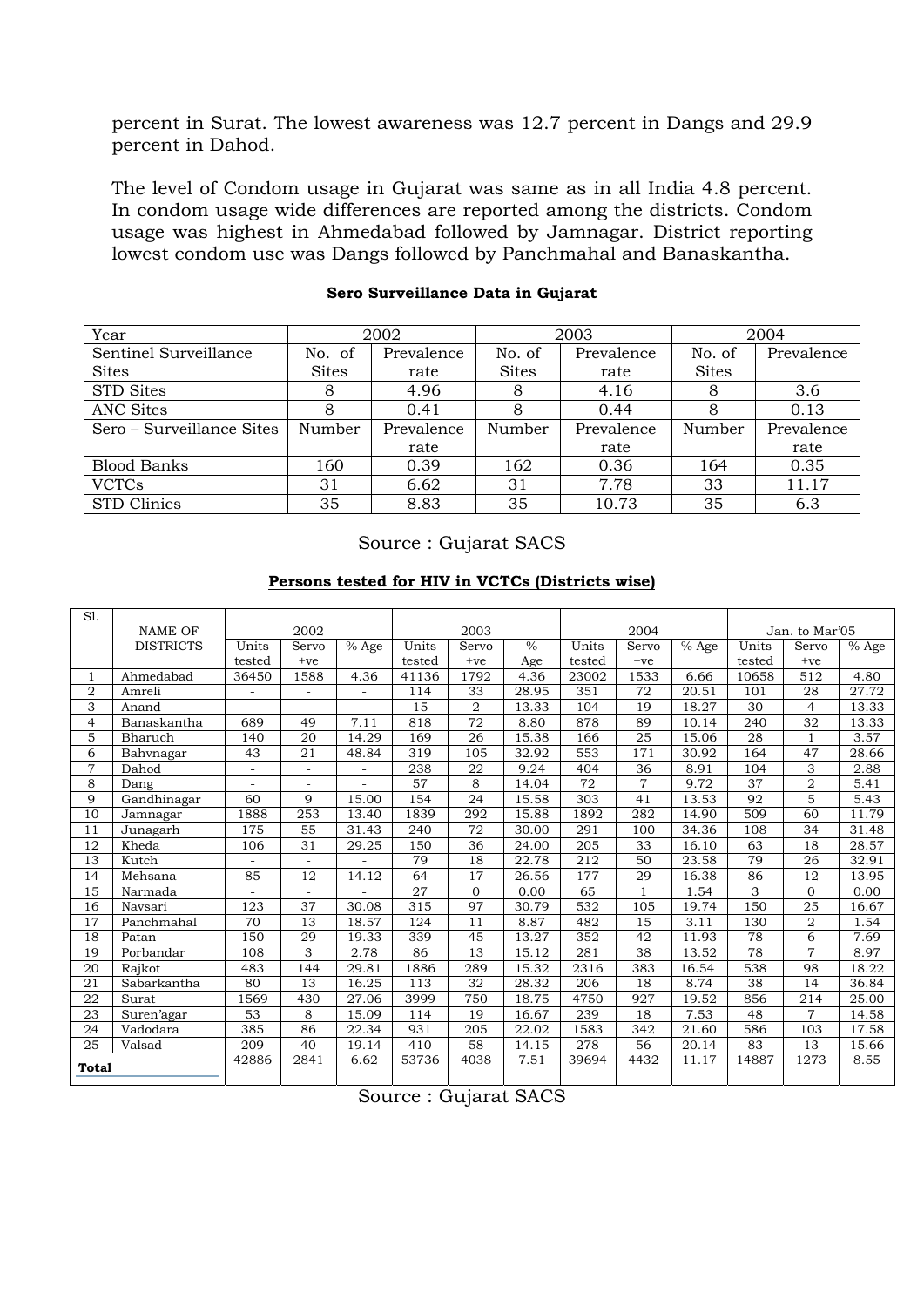percent in Surat. The lowest awareness was 12.7 percent in Dangs and 29.9 percent in Dahod.

The level of Condom usage in Gujarat was same as in all India 4.8 percent. In condom usage wide differences are reported among the districts. Condom usage was highest in Ahmedabad followed by Jamnagar. District reporting lowest condom use was Dangs followed by Panchmahal and Banaskantha.

**Sero Surveillance Data in Gujarat**

| Year | 2002 | | 2003 | | 2004 | |
|---|---|---|---|---|---|---|
| Sentinel Surveillance Sites | No. of Sites | Prevalence rate | No. of Sites | Prevalence rate | No. of Sites | Prevalence |
| STD Sites | 8 | 4.96 | 8 | 4.16 | 8 | 3.6 |
| ANC Sites | 8 | 0.41 | 8 | 0.44 | 8 | 0.13 |
| Sero – Surveillance Sites | Number | Prevalence rate | Number | Prevalence rate | Number | Prevalence rate |
| Blood Banks | 160 | 0.39 | 162 | 0.36 | 164 | 0.35 |
| VCTCs | 31 | 6.62 | 31 | 7.78 | 33 | 11.17 |
| STD Clinics | 35 | 8.83 | 35 | 10.73 | 35 | 6.3 |

Source : Gujarat SACS

**Persons tested for HIV in VCTCs (Districts wise)**

| Sl. | NAME OF DISTRICTS | 2002 | | | 2003 | | | 2004 | | | Jan. to Mar'05 | | |
|---|---|---|---|---|---|---|---|---|---|---|---|---|---|
| | | Units tested | Servo +ve | % Age | Units tested | Servo +ve | % Age | Units tested | Servo +ve | % Age | Units tested | Servo +ve | % Age |
| 1 | Ahmedabad | 36450 | 1588 | 4.36 | 41136 | 1792 | 4.36 | 23002 | 1533 | 6.66 | 10658 | 512 | 4.80 |
| 2 | Amreli | - | - | - | 114 | 33 | 28.95 | 351 | 72 | 20.51 | 101 | 28 | 27.72 |
| 3 | Anand | - | - | - | 15 | 2 | 13.33 | 104 | 19 | 18.27 | 30 | 4 | 13.33 |
| 4 | Banaskantha | 689 | 49 | 7.11 | 818 | 72 | 8.80 | 878 | 89 | 10.14 | 240 | 32 | 13.33 |
| 5 | Bharuch | 140 | 20 | 14.29 | 169 | 26 | 15.38 | 166 | 25 | 15.06 | 28 | 1 | 3.57 |
| 6 | Bahvnagar | 43 | 21 | 48.84 | 319 | 105 | 32.92 | 553 | 171 | 30.92 | 164 | 47 | 28.66 |
| 7 | Dahod | - | - | - | 238 | 22 | 9.24 | 404 | 36 | 8.91 | 104 | 3 | 2.88 |
| 8 | Dang | - | - | - | 57 | 8 | 14.04 | 72 | 7 | 9.72 | 37 | 2 | 5.41 |
| 9 | Gandhinagar | 60 | 9 | 15.00 | 154 | 24 | 15.58 | 303 | 41 | 13.53 | 92 | 5 | 5.43 |
| 10 | Jamnagar | 1888 | 253 | 13.40 | 1839 | 292 | 15.88 | 1892 | 282 | 14.90 | 509 | 60 | 11.79 |
| 11 | Junagarh | 175 | 55 | 31.43 | 240 | 72 | 30.00 | 291 | 100 | 34.36 | 108 | 34 | 31.48 |
| 12 | Kheda | 106 | 31 | 29.25 | 150 | 36 | 24.00 | 205 | 33 | 16.10 | 63 | 18 | 28.57 |
| 13 | Kutch | - | - | - | 79 | 18 | 22.78 | 212 | 50 | 23.58 | 79 | 26 | 32.91 |
| 14 | Mehsana | 85 | 12 | 14.12 | 64 | 17 | 26.56 | 177 | 29 | 16.38 | 86 | 12 | 13.95 |
| 15 | Narmada | - | - | - | 27 | 0 | 0.00 | 65 | 1 | 1.54 | 3 | 0 | 0.00 |
| 16 | Navsari | 123 | 37 | 30.08 | 315 | 97 | 30.79 | 532 | 105 | 19.74 | 150 | 25 | 16.67 |
| 17 | Panchmahal | 70 | 13 | 18.57 | 124 | 11 | 8.87 | 482 | 15 | 3.11 | 130 | 2 | 1.54 |
| 18 | Patan | 150 | 29 | 19.33 | 339 | 45 | 13.27 | 352 | 42 | 11.93 | 78 | 6 | 7.69 |
| 19 | Porbandar | 108 | 3 | 2.78 | 86 | 13 | 15.12 | 281 | 38 | 13.52 | 78 | 7 | 8.97 |
| 20 | Rajkot | 483 | 144 | 29.81 | 1886 | 289 | 15.32 | 2316 | 383 | 16.54 | 538 | 98 | 18.22 |
| 21 | Sabarkantha | 80 | 13 | 16.25 | 113 | 32 | 28.32 | 206 | 18 | 8.74 | 38 | 14 | 36.84 |
| 22 | Surat | 1569 | 430 | 27.06 | 3999 | 750 | 18.75 | 4750 | 927 | 19.52 | 856 | 214 | 25.00 |
| 23 | Suren'agar | 53 | 8 | 15.09 | 114 | 19 | 16.67 | 239 | 18 | 7.53 | 48 | 7 | 14.58 |
| 24 | Vadodara | 385 | 86 | 22.34 | 931 | 205 | 22.02 | 1583 | 342 | 21.60 | 586 | 103 | 17.58 |
| 25 | Valsad | 209 | 40 | 19.14 | 410 | 58 | 14.15 | 278 | 56 | 20.14 | 83 | 13 | 15.66 |
| **Total** | | 42886 | 2841 | 6.62 | 53736 | 4038 | 7.51 | 39694 | 4432 | 11.17 | 14887 | 1273 | 8.55 |

Source : Gujarat SACS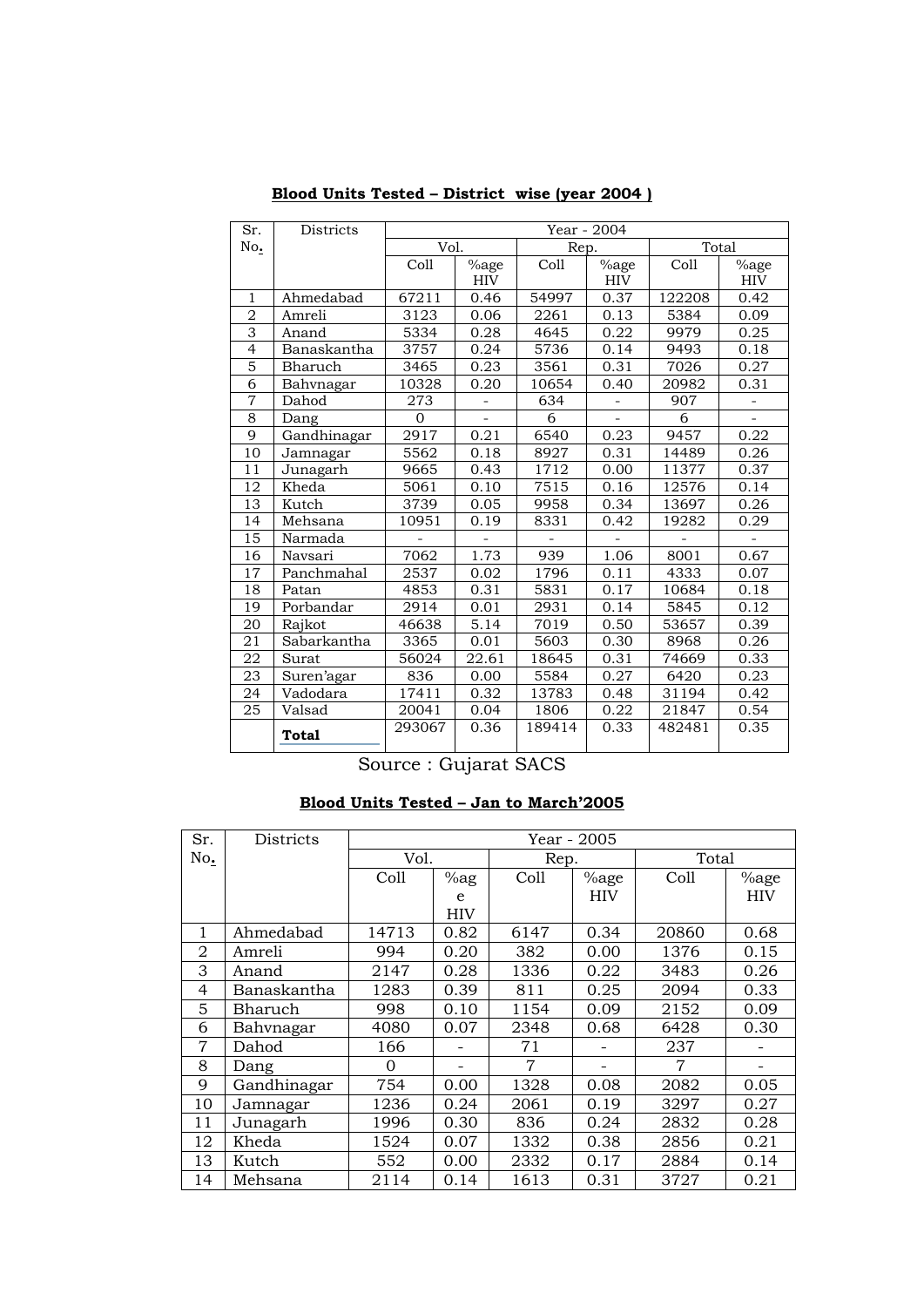**Blood Units Tested – District wise (year 2004 )**

| Sr. No. | Districts | Year - 2004 | | | | | |
|---|---|---|---|---|---|---|---|
| | | Vol. | | Rep. | | Total | |
| | | Coll | %age HIV | Coll | %age HIV | Coll | %age HIV |
| 1 | Ahmedabad | 67211 | 0.46 | 54997 | 0.37 | 122208 | 0.42 |
| 2 | Amreli | 3123 | 0.06 | 2261 | 0.13 | 5384 | 0.09 |
| 3 | Anand | 5334 | 0.28 | 4645 | 0.22 | 9979 | 0.25 |
| 4 | Banaskantha | 3757 | 0.24 | 5736 | 0.14 | 9493 | 0.18 |
| 5 | Bharuch | 3465 | 0.23 | 3561 | 0.31 | 7026 | 0.27 |
| 6 | Bahvnagar | 10328 | 0.20 | 10654 | 0.40 | 20982 | 0.31 |
| 7 | Dahod | 273 | - | 634 | - | 907 | - |
| 8 | Dang | 0 | - | 6 | - | 6 | - |
| 9 | Gandhinagar | 2917 | 0.21 | 6540 | 0.23 | 9457 | 0.22 |
| 10 | Jamnagar | 5562 | 0.18 | 8927 | 0.31 | 14489 | 0.26 |
| 11 | Junagarh | 9665 | 0.43 | 1712 | 0.00 | 11377 | 0.37 |
| 12 | Kheda | 5061 | 0.10 | 7515 | 0.16 | 12576 | 0.14 |
| 13 | Kutch | 3739 | 0.05 | 9958 | 0.34 | 13697 | 0.26 |
| 14 | Mehsana | 10951 | 0.19 | 8331 | 0.42 | 19282 | 0.29 |
| 15 | Narmada | - | - | - | - | - | - |
| 16 | Navsari | 7062 | 1.73 | 939 | 1.06 | 8001 | 0.67 |
| 17 | Panchmahal | 2537 | 0.02 | 1796 | 0.11 | 4333 | 0.07 |
| 18 | Patan | 4853 | 0.31 | 5831 | 0.17 | 10684 | 0.18 |
| 19 | Porbandar | 2914 | 0.01 | 2931 | 0.14 | 5845 | 0.12 |
| 20 | Rajkot | 46638 | 5.14 | 7019 | 0.50 | 53657 | 0.39 |
| 21 | Sabarkantha | 3365 | 0.01 | 5603 | 0.30 | 8968 | 0.26 |
| 22 | Surat | 56024 | 22.61 | 18645 | 0.31 | 74669 | 0.33 |
| 23 | Suren'agar | 836 | 0.00 | 5584 | 0.27 | 6420 | 0.23 |
| 24 | Vadodara | 17411 | 0.32 | 13783 | 0.48 | 31194 | 0.42 |
| 25 | Valsad | 20041 | 0.04 | 1806 | 0.22 | 21847 | 0.54 |
| | **Total** | 293067 | 0.36 | 189414 | 0.33 | 482481 | 0.35 |

Source : Gujarat SACS

**Blood Units Tested – Jan to March'2005**

| Sr. No. | Districts | Year - 2005 | | | | | |
|---|---|---|---|---|---|---|---|
| | | Vol. | | Rep. | | Total | |
| | | Coll | %age HIV | Coll | %age HIV | Coll | %age HIV |
| 1 | Ahmedabad | 14713 | 0.82 | 6147 | 0.34 | 20860 | 0.68 |
| 2 | Amreli | 994 | 0.20 | 382 | 0.00 | 1376 | 0.15 |
| 3 | Anand | 2147 | 0.28 | 1336 | 0.22 | 3483 | 0.26 |
| 4 | Banaskantha | 1283 | 0.39 | 811 | 0.25 | 2094 | 0.33 |
| 5 | Bharuch | 998 | 0.10 | 1154 | 0.09 | 2152 | 0.09 |
| 6 | Bahvnagar | 4080 | 0.07 | 2348 | 0.68 | 6428 | 0.30 |
| 7 | Dahod | 166 | - | 71 | - | 237 | - |
| 8 | Dang | 0 | - | 7 | - | 7 | - |
| 9 | Gandhinagar | 754 | 0.00 | 1328 | 0.08 | 2082 | 0.05 |
| 10 | Jamnagar | 1236 | 0.24 | 2061 | 0.19 | 3297 | 0.27 |
| 11 | Junagarh | 1996 | 0.30 | 836 | 0.24 | 2832 | 0.28 |
| 12 | Kheda | 1524 | 0.07 | 1332 | 0.38 | 2856 | 0.21 |
| 13 | Kutch | 552 | 0.00 | 2332 | 0.17 | 2884 | 0.14 |
| 14 | Mehsana | 2114 | 0.14 | 1613 | 0.31 | 3727 | 0.21 |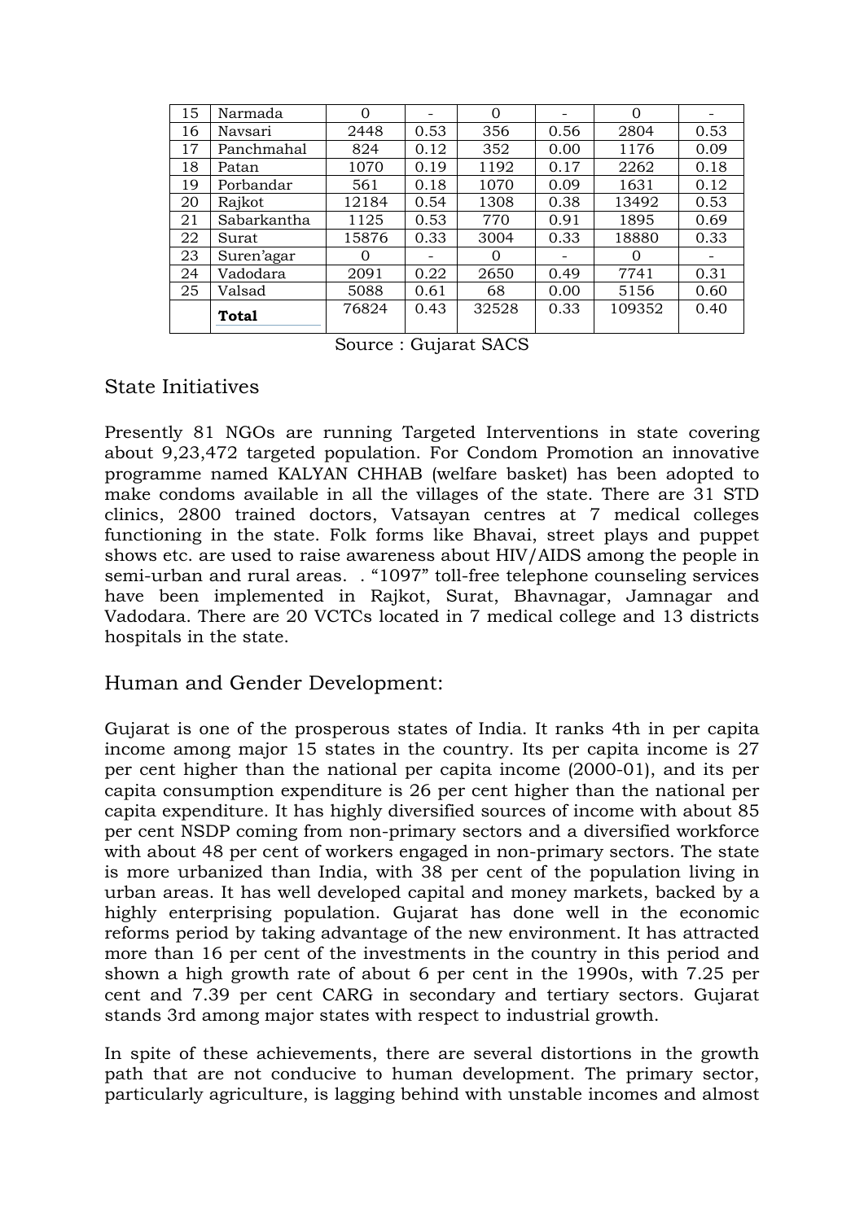| 15 | Narmada | 0 | - | 0 | - | 0 | - |
|---|---|---|---|---|---|---|---|
| 16 | Navsari | 2448 | 0.53 | 356 | 0.56 | 2804 | 0.53 |
| 17 | Panchmahal | 824 | 0.12 | 352 | 0.00 | 1176 | 0.09 |
| 18 | Patan | 1070 | 0.19 | 1192 | 0.17 | 2262 | 0.18 |
| 19 | Porbandar | 561 | 0.18 | 1070 | 0.09 | 1631 | 0.12 |
| 20 | Rajkot | 12184 | 0.54 | 1308 | 0.38 | 13492 | 0.53 |
| 21 | Sabarkantha | 1125 | 0.53 | 770 | 0.91 | 1895 | 0.69 |
| 22 | Surat | 15876 | 0.33 | 3004 | 0.33 | 18880 | 0.33 |
| 23 | Suren'agar | 0 | - | 0 | - | 0 | - |
| 24 | Vadodara | 2091 | 0.22 | 2650 | 0.49 | 7741 | 0.31 |
| 25 | Valsad | 5088 | 0.61 | 68 | 0.00 | 5156 | 0.60 |
| | **Total** | 76824 | 0.43 | 32528 | 0.33 | 109352 | 0.40 |

Source : Gujarat SACS

## State Initiatives

Presently 81 NGOs are running Targeted Interventions in state covering about 9,23,472 targeted population. For Condom Promotion an innovative programme named KALYAN CHHAB (welfare basket) has been adopted to make condoms available in all the villages of the state. There are 31 STD clinics, 2800 trained doctors, Vatsayan centres at 7 medical colleges functioning in the state. Folk forms like Bhavai, street plays and puppet shows etc. are used to raise awareness about HIV/AIDS among the people in semi-urban and rural areas. . "1097" toll-free telephone counseling services have been implemented in Rajkot, Surat, Bhavnagar, Jamnagar and Vadodara. There are 20 VCTCs located in 7 medical college and 13 districts hospitals in the state.

## Human and Gender Development:

Gujarat is one of the prosperous states of India. It ranks 4th in per capita income among major 15 states in the country. Its per capita income is 27 per cent higher than the national per capita income (2000-01), and its per capita consumption expenditure is 26 per cent higher than the national per capita expenditure. It has highly diversified sources of income with about 85 per cent NSDP coming from non-primary sectors and a diversified workforce with about 48 per cent of workers engaged in non-primary sectors. The state is more urbanized than India, with 38 per cent of the population living in urban areas. It has well developed capital and money markets, backed by a highly enterprising population. Gujarat has done well in the economic reforms period by taking advantage of the new environment. It has attracted more than 16 per cent of the investments in the country in this period and shown a high growth rate of about 6 per cent in the 1990s, with 7.25 per cent and 7.39 per cent CARG in secondary and tertiary sectors. Gujarat stands 3rd among major states with respect to industrial growth.

In spite of these achievements, there are several distortions in the growth path that are not conducive to human development. The primary sector, particularly agriculture, is lagging behind with unstable incomes and almost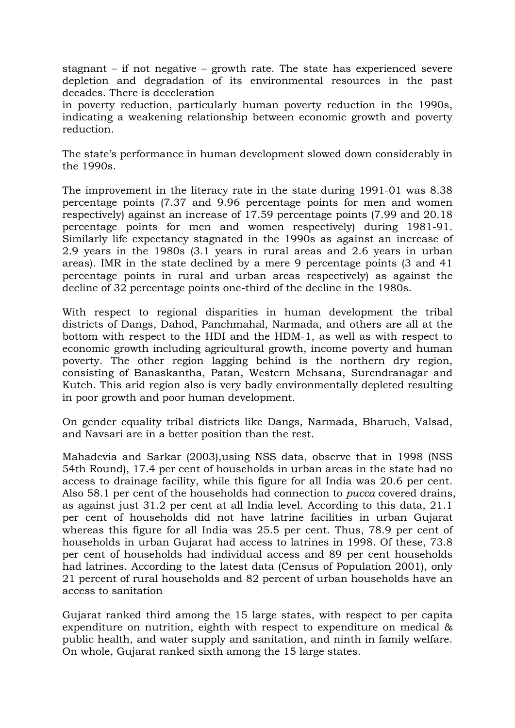stagnant – if not negative – growth rate. The state has experienced severe depletion and degradation of its environmental resources in the past decades. There is deceleration
in poverty reduction, particularly human poverty reduction in the 1990s, indicating a weakening relationship between economic growth and poverty reduction.

The state's performance in human development slowed down considerably in the 1990s.

The improvement in the literacy rate in the state during 1991-01 was 8.38 percentage points (7.37 and 9.96 percentage points for men and women respectively) against an increase of 17.59 percentage points (7.99 and 20.18 percentage points for men and women respectively) during 1981-91. Similarly life expectancy stagnated in the 1990s as against an increase of 2.9 years in the 1980s (3.1 years in rural areas and 2.6 years in urban areas). IMR in the state declined by a mere 9 percentage points (3 and 41 percentage points in rural and urban areas respectively) as against the decline of 32 percentage points one-third of the decline in the 1980s.

With respect to regional disparities in human development the tribal districts of Dangs, Dahod, Panchmahal, Narmada, and others are all at the bottom with respect to the HDI and the HDM-1, as well as with respect to economic growth including agricultural growth, income poverty and human poverty. The other region lagging behind is the northern dry region, consisting of Banaskantha, Patan, Western Mehsana, Surendranagar and Kutch. This arid region also is very badly environmentally depleted resulting in poor growth and poor human development.

On gender equality tribal districts like Dangs, Narmada, Bharuch, Valsad, and Navsari are in a better position than the rest.

Mahadevia and Sarkar (2003),using NSS data, observe that in 1998 (NSS 54th Round), 17.4 per cent of households in urban areas in the state had no access to drainage facility, while this figure for all India was 20.6 per cent. Also 58.1 per cent of the households had connection to *pucca* covered drains, as against just 31.2 per cent at all India level. According to this data, 21.1 per cent of households did not have latrine facilities in urban Gujarat whereas this figure for all India was 25.5 per cent. Thus, 78.9 per cent of households in urban Gujarat had access to latrines in 1998. Of these, 73.8 per cent of households had individual access and 89 per cent households had latrines. According to the latest data (Census of Population 2001), only 21 percent of rural households and 82 percent of urban households have an access to sanitation

Gujarat ranked third among the 15 large states, with respect to per capita expenditure on nutrition, eighth with respect to expenditure on medical & public health, and water supply and sanitation, and ninth in family welfare. On whole, Gujarat ranked sixth among the 15 large states.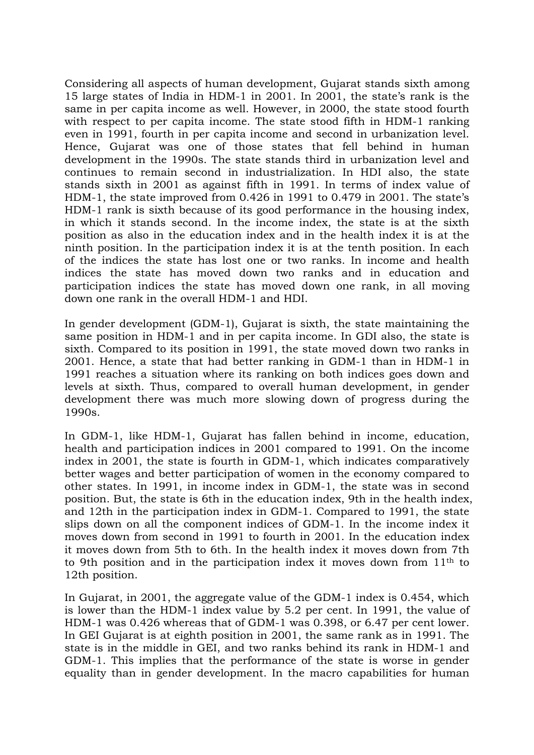Considering all aspects of human development, Gujarat stands sixth among 15 large states of India in HDM-1 in 2001. In 2001, the state's rank is the same in per capita income as well. However, in 2000, the state stood fourth with respect to per capita income. The state stood fifth in HDM-1 ranking even in 1991, fourth in per capita income and second in urbanization level. Hence, Gujarat was one of those states that fell behind in human development in the 1990s. The state stands third in urbanization level and continues to remain second in industrialization. In HDI also, the state stands sixth in 2001 as against fifth in 1991. In terms of index value of HDM-1, the state improved from 0.426 in 1991 to 0.479 in 2001. The state's HDM-1 rank is sixth because of its good performance in the housing index, in which it stands second. In the income index, the state is at the sixth position as also in the education index and in the health index it is at the ninth position. In the participation index it is at the tenth position. In each of the indices the state has lost one or two ranks. In income and health indices the state has moved down two ranks and in education and participation indices the state has moved down one rank, in all moving down one rank in the overall HDM-1 and HDI.

In gender development (GDM-1), Gujarat is sixth, the state maintaining the same position in HDM-1 and in per capita income. In GDI also, the state is sixth. Compared to its position in 1991, the state moved down two ranks in 2001. Hence, a state that had better ranking in GDM-1 than in HDM-1 in 1991 reaches a situation where its ranking on both indices goes down and levels at sixth. Thus, compared to overall human development, in gender development there was much more slowing down of progress during the 1990s.

In GDM-1, like HDM-1, Gujarat has fallen behind in income, education, health and participation indices in 2001 compared to 1991. On the income index in 2001, the state is fourth in GDM-1, which indicates comparatively better wages and better participation of women in the economy compared to other states. In 1991, in income index in GDM-1, the state was in second position. But, the state is 6th in the education index, 9th in the health index, and 12th in the participation index in GDM-1. Compared to 1991, the state slips down on all the component indices of GDM-1. In the income index it moves down from second in 1991 to fourth in 2001. In the education index it moves down from 5th to 6th. In the health index it moves down from 7th to 9th position and in the participation index it moves down from 11th to 12th position.

In Gujarat, in 2001, the aggregate value of the GDM-1 index is 0.454, which is lower than the HDM-1 index value by 5.2 per cent. In 1991, the value of HDM-1 was 0.426 whereas that of GDM-1 was 0.398, or 6.47 per cent lower. In GEI Gujarat is at eighth position in 2001, the same rank as in 1991. The state is in the middle in GEI, and two ranks behind its rank in HDM-1 and GDM-1. This implies that the performance of the state is worse in gender equality than in gender development. In the macro capabilities for human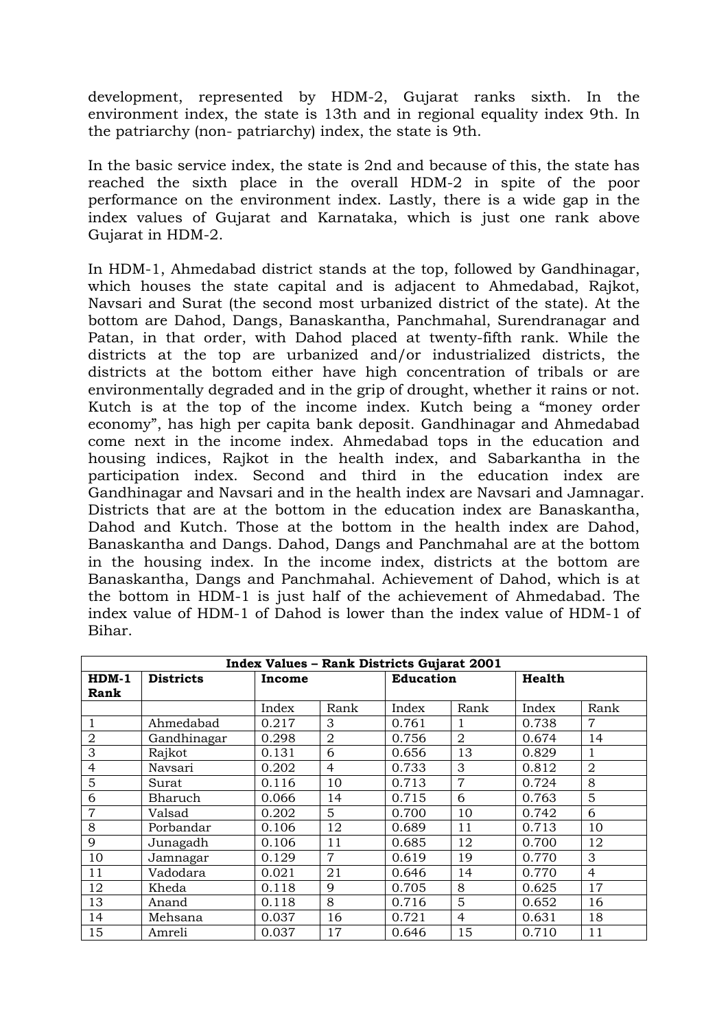development, represented by HDM-2, Gujarat ranks sixth. In the environment index, the state is 13th and in regional equality index 9th. In the patriarchy (non- patriarchy) index, the state is 9th.

In the basic service index, the state is 2nd and because of this, the state has reached the sixth place in the overall HDM-2 in spite of the poor performance on the environment index. Lastly, there is a wide gap in the index values of Gujarat and Karnataka, which is just one rank above Gujarat in HDM-2.

In HDM-1, Ahmedabad district stands at the top, followed by Gandhinagar, which houses the state capital and is adjacent to Ahmedabad, Rajkot, Navsari and Surat (the second most urbanized district of the state). At the bottom are Dahod, Dangs, Banaskantha, Panchmahal, Surendranagar and Patan, in that order, with Dahod placed at twenty-fifth rank. While the districts at the top are urbanized and/or industrialized districts, the districts at the bottom either have high concentration of tribals or are environmentally degraded and in the grip of drought, whether it rains or not. Kutch is at the top of the income index. Kutch being a "money order economy", has high per capita bank deposit. Gandhinagar and Ahmedabad come next in the income index. Ahmedabad tops in the education and housing indices, Rajkot in the health index, and Sabarkantha in the participation index. Second and third in the education index are Gandhinagar and Navsari and in the health index are Navsari and Jamnagar. Districts that are at the bottom in the education index are Banaskantha, Dahod and Kutch. Those at the bottom in the health index are Dahod, Banaskantha and Dangs. Dahod, Dangs and Panchmahal are at the bottom in the housing index. In the income index, districts at the bottom are Banaskantha, Dangs and Panchmahal. Achievement of Dahod, which is at the bottom in HDM-1 is just half of the achievement of Ahmedabad. The index value of HDM-1 of Dahod is lower than the index value of HDM-1 of Bihar.

| **Index Values – Rank Districts Gujarat 2001** | | | | | | | |
|---|---|---|---|---|---|---|---|
| **HDM-1 Rank** | **Districts** | **Income** | | **Education** | | **Health** | |
| | | Index | Rank | Index | Rank | Index | Rank |
| 1 | Ahmedabad | 0.217 | 3 | 0.761 | 1 | 0.738 | 7 |
| 2 | Gandhinagar | 0.298 | 2 | 0.756 | 2 | 0.674 | 14 |
| 3 | Rajkot | 0.131 | 6 | 0.656 | 13 | 0.829 | 1 |
| 4 | Navsari | 0.202 | 4 | 0.733 | 3 | 0.812 | 2 |
| 5 | Surat | 0.116 | 10 | 0.713 | 7 | 0.724 | 8 |
| 6 | Bharuch | 0.066 | 14 | 0.715 | 6 | 0.763 | 5 |
| 7 | Valsad | 0.202 | 5 | 0.700 | 10 | 0.742 | 6 |
| 8 | Porbandar | 0.106 | 12 | 0.689 | 11 | 0.713 | 10 |
| 9 | Junagadh | 0.106 | 11 | 0.685 | 12 | 0.700 | 12 |
| 10 | Jamnagar | 0.129 | 7 | 0.619 | 19 | 0.770 | 3 |
| 11 | Vadodara | 0.021 | 21 | 0.646 | 14 | 0.770 | 4 |
| 12 | Kheda | 0.118 | 9 | 0.705 | 8 | 0.625 | 17 |
| 13 | Anand | 0.118 | 8 | 0.716 | 5 | 0.652 | 16 |
| 14 | Mehsana | 0.037 | 16 | 0.721 | 4 | 0.631 | 18 |
| 15 | Amreli | 0.037 | 17 | 0.646 | 15 | 0.710 | 11 |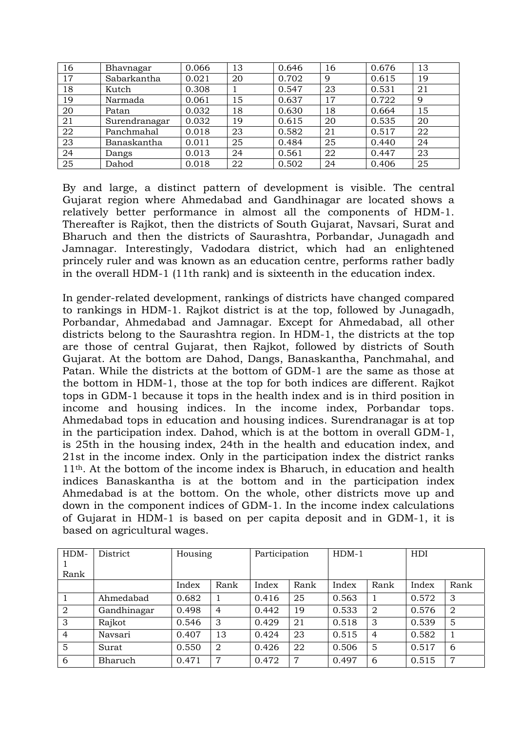| 16 | Bhavnagar | 0.066 | 13 | 0.646 | 16 | 0.676 | 13 |
|---|---|---|---|---|---|---|---|
| 17 | Sabarkantha | 0.021 | 20 | 0.702 | 9 | 0.615 | 19 |
| 18 | Kutch | 0.308 | 1 | 0.547 | 23 | 0.531 | 21 |
| 19 | Narmada | 0.061 | 15 | 0.637 | 17 | 0.722 | 9 |
| 20 | Patan | 0.032 | 18 | 0.630 | 18 | 0.664 | 15 |
| 21 | Surendranagar | 0.032 | 19 | 0.615 | 20 | 0.535 | 20 |
| 22 | Panchmahal | 0.018 | 23 | 0.582 | 21 | 0.517 | 22 |
| 23 | Banaskantha | 0.011 | 25 | 0.484 | 25 | 0.440 | 24 |
| 24 | Dangs | 0.013 | 24 | 0.561 | 22 | 0.447 | 23 |
| 25 | Dahod | 0.018 | 22 | 0.502 | 24 | 0.406 | 25 |

By and large, a distinct pattern of development is visible. The central Gujarat region where Ahmedabad and Gandhinagar are located shows a relatively better performance in almost all the components of HDM-1. Thereafter is Rajkot, then the districts of South Gujarat, Navsari, Surat and Bharuch and then the districts of Saurashtra, Porbandar, Junagadh and Jamnagar. Interestingly, Vadodara district, which had an enlightened princely ruler and was known as an education centre, performs rather badly in the overall HDM-1 (11th rank) and is sixteenth in the education index.

In gender-related development, rankings of districts have changed compared to rankings in HDM-1. Rajkot district is at the top, followed by Junagadh, Porbandar, Ahmedabad and Jamnagar. Except for Ahmedabad, all other districts belong to the Saurashtra region. In HDM-1, the districts at the top are those of central Gujarat, then Rajkot, followed by districts of South Gujarat. At the bottom are Dahod, Dangs, Banaskantha, Panchmahal, and Patan. While the districts at the bottom of GDM-1 are the same as those at the bottom in HDM-1, those at the top for both indices are different. Rajkot tops in GDM-1 because it tops in the health index and is in third position in income and housing indices. In the income index, Porbandar tops. Ahmedabad tops in education and housing indices. Surendranagar is at top in the participation index. Dahod, which is at the bottom in overall GDM-1, is 25th in the housing index, 24th in the health and education index, and 21st in the income index. Only in the participation index the district ranks 11th. At the bottom of the income index is Bharuch, in education and health indices Banaskantha is at the bottom and in the participation index Ahmedabad is at the bottom. On the whole, other districts move up and down in the component indices of GDM-1. In the income index calculations of Gujarat in HDM-1 is based on per capita deposit and in GDM-1, it is based on agricultural wages.

| HDM-1 Rank | District | Housing | | Participation | | HDM-1 | | HDI | |
|---|---|---|---|---|---|---|---|---|---|
| | | Index | Rank | Index | Rank | Index | Rank | Index | Rank |
| 1 | Ahmedabad | 0.682 | 1 | 0.416 | 25 | 0.563 | 1 | 0.572 | 3 |
| 2 | Gandhinagar | 0.498 | 4 | 0.442 | 19 | 0.533 | 2 | 0.576 | 2 |
| 3 | Rajkot | 0.546 | 3 | 0.429 | 21 | 0.518 | 3 | 0.539 | 5 |
| 4 | Navsari | 0.407 | 13 | 0.424 | 23 | 0.515 | 4 | 0.582 | 1 |
| 5 | Surat | 0.550 | 2 | 0.426 | 22 | 0.506 | 5 | 0.517 | 6 |
| 6 | Bharuch | 0.471 | 7 | 0.472 | 7 | 0.497 | 6 | 0.515 | 7 |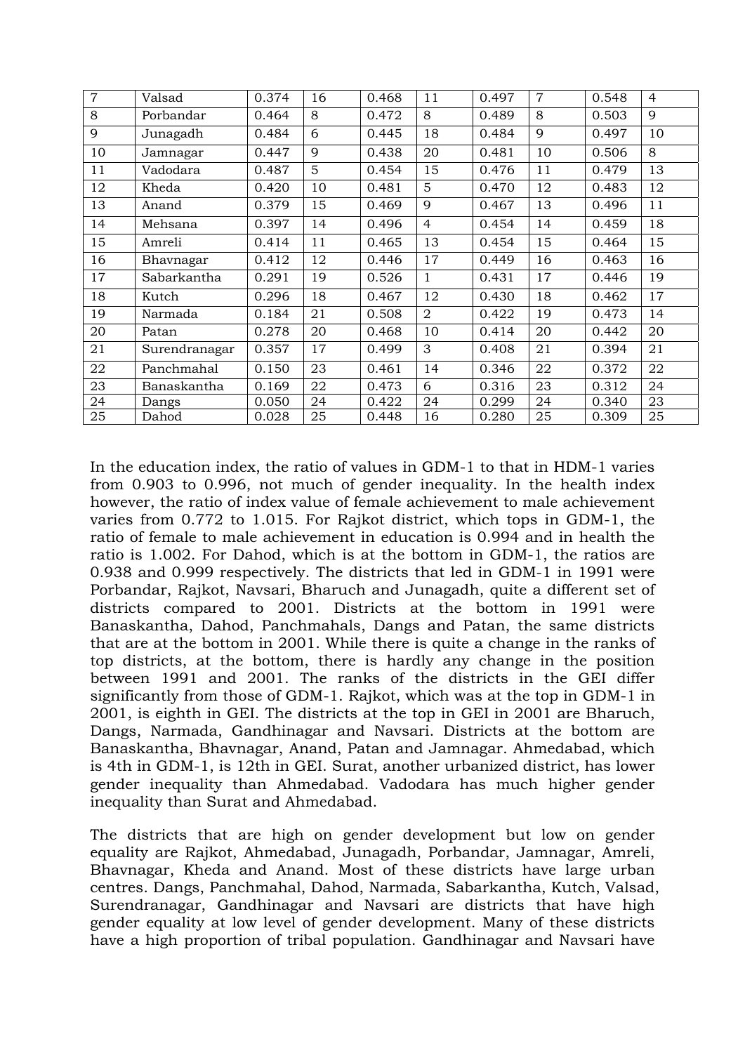| 7 | Valsad | 0.374 | 16 | 0.468 | 11 | 0.497 | 7 | 0.548 | 4 |
|---|---|---|---|---|---|---|---|---|---|
| 8 | Porbandar | 0.464 | 8 | 0.472 | 8 | 0.489 | 8 | 0.503 | 9 |
| 9 | Junagadh | 0.484 | 6 | 0.445 | 18 | 0.484 | 9 | 0.497 | 10 |
| 10 | Jamnagar | 0.447 | 9 | 0.438 | 20 | 0.481 | 10 | 0.506 | 8 |
| 11 | Vadodara | 0.487 | 5 | 0.454 | 15 | 0.476 | 11 | 0.479 | 13 |
| 12 | Kheda | 0.420 | 10 | 0.481 | 5 | 0.470 | 12 | 0.483 | 12 |
| 13 | Anand | 0.379 | 15 | 0.469 | 9 | 0.467 | 13 | 0.496 | 11 |
| 14 | Mehsana | 0.397 | 14 | 0.496 | 4 | 0.454 | 14 | 0.459 | 18 |
| 15 | Amreli | 0.414 | 11 | 0.465 | 13 | 0.454 | 15 | 0.464 | 15 |
| 16 | Bhavnagar | 0.412 | 12 | 0.446 | 17 | 0.449 | 16 | 0.463 | 16 |
| 17 | Sabarkantha | 0.291 | 19 | 0.526 | 1 | 0.431 | 17 | 0.446 | 19 |
| 18 | Kutch | 0.296 | 18 | 0.467 | 12 | 0.430 | 18 | 0.462 | 17 |
| 19 | Narmada | 0.184 | 21 | 0.508 | 2 | 0.422 | 19 | 0.473 | 14 |
| 20 | Patan | 0.278 | 20 | 0.468 | 10 | 0.414 | 20 | 0.442 | 20 |
| 21 | Surendranagar | 0.357 | 17 | 0.499 | 3 | 0.408 | 21 | 0.394 | 21 |
| 22 | Panchmahal | 0.150 | 23 | 0.461 | 14 | 0.346 | 22 | 0.372 | 22 |
| 23 | Banaskantha | 0.169 | 22 | 0.473 | 6 | 0.316 | 23 | 0.312 | 24 |
| 24 | Dangs | 0.050 | 24 | 0.422 | 24 | 0.299 | 24 | 0.340 | 23 |
| 25 | Dahod | 0.028 | 25 | 0.448 | 16 | 0.280 | 25 | 0.309 | 25 |

In the education index, the ratio of values in GDM-1 to that in HDM-1 varies from 0.903 to 0.996, not much of gender inequality. In the health index however, the ratio of index value of female achievement to male achievement varies from 0.772 to 1.015. For Rajkot district, which tops in GDM-1, the ratio of female to male achievement in education is 0.994 and in health the ratio is 1.002. For Dahod, which is at the bottom in GDM-1, the ratios are 0.938 and 0.999 respectively. The districts that led in GDM-1 in 1991 were Porbandar, Rajkot, Navsari, Bharuch and Junagadh, quite a different set of districts compared to 2001. Districts at the bottom in 1991 were Banaskantha, Dahod, Panchmahals, Dangs and Patan, the same districts that are at the bottom in 2001. While there is quite a change in the ranks of top districts, at the bottom, there is hardly any change in the position between 1991 and 2001. The ranks of the districts in the GEI differ significantly from those of GDM-1. Rajkot, which was at the top in GDM-1 in 2001, is eighth in GEI. The districts at the top in GEI in 2001 are Bharuch, Dangs, Narmada, Gandhinagar and Navsari. Districts at the bottom are Banaskantha, Bhavnagar, Anand, Patan and Jamnagar. Ahmedabad, which is 4th in GDM-1, is 12th in GEI. Surat, another urbanized district, has lower gender inequality than Ahmedabad. Vadodara has much higher gender inequality than Surat and Ahmedabad.

The districts that are high on gender development but low on gender equality are Rajkot, Ahmedabad, Junagadh, Porbandar, Jamnagar, Amreli, Bhavnagar, Kheda and Anand. Most of these districts have large urban centres. Dangs, Panchmahal, Dahod, Narmada, Sabarkantha, Kutch, Valsad, Surendranagar, Gandhinagar and Navsari are districts that have high gender equality at low level of gender development. Many of these districts have a high proportion of tribal population. Gandhinagar and Navsari have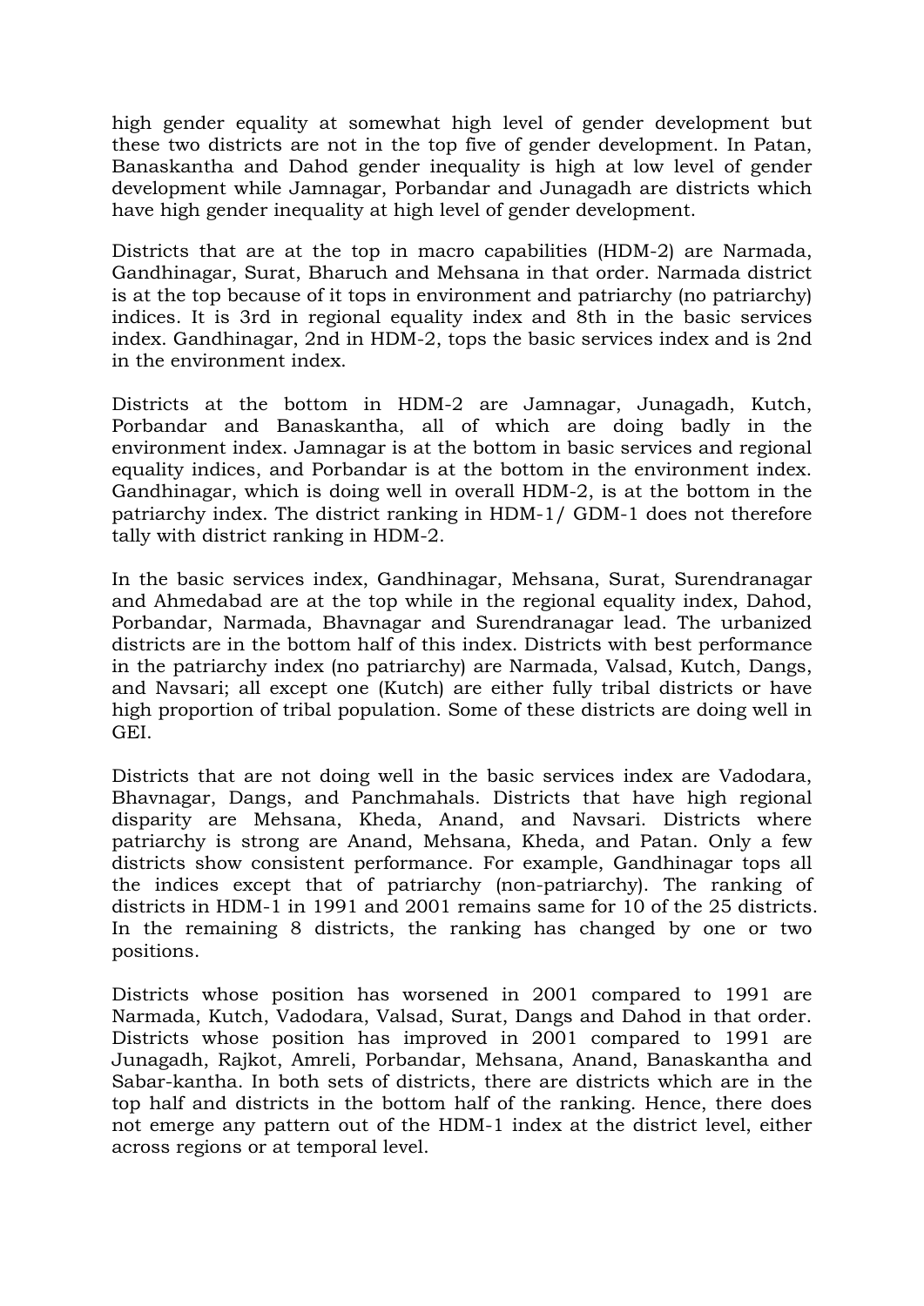high gender equality at somewhat high level of gender development but these two districts are not in the top five of gender development. In Patan, Banaskantha and Dahod gender inequality is high at low level of gender development while Jamnagar, Porbandar and Junagadh are districts which have high gender inequality at high level of gender development.

Districts that are at the top in macro capabilities (HDM-2) are Narmada, Gandhinagar, Surat, Bharuch and Mehsana in that order. Narmada district is at the top because of it tops in environment and patriarchy (no patriarchy) indices. It is 3rd in regional equality index and 8th in the basic services index. Gandhinagar, 2nd in HDM-2, tops the basic services index and is 2nd in the environment index.

Districts at the bottom in HDM-2 are Jamnagar, Junagadh, Kutch, Porbandar and Banaskantha, all of which are doing badly in the environment index. Jamnagar is at the bottom in basic services and regional equality indices, and Porbandar is at the bottom in the environment index. Gandhinagar, which is doing well in overall HDM-2, is at the bottom in the patriarchy index. The district ranking in HDM-1/ GDM-1 does not therefore tally with district ranking in HDM-2.

In the basic services index, Gandhinagar, Mehsana, Surat, Surendranagar and Ahmedabad are at the top while in the regional equality index, Dahod, Porbandar, Narmada, Bhavnagar and Surendranagar lead. The urbanized districts are in the bottom half of this index. Districts with best performance in the patriarchy index (no patriarchy) are Narmada, Valsad, Kutch, Dangs, and Navsari; all except one (Kutch) are either fully tribal districts or have high proportion of tribal population. Some of these districts are doing well in GEI.

Districts that are not doing well in the basic services index are Vadodara, Bhavnagar, Dangs, and Panchmahals. Districts that have high regional disparity are Mehsana, Kheda, Anand, and Navsari. Districts where patriarchy is strong are Anand, Mehsana, Kheda, and Patan. Only a few districts show consistent performance. For example, Gandhinagar tops all the indices except that of patriarchy (non-patriarchy). The ranking of districts in HDM-1 in 1991 and 2001 remains same for 10 of the 25 districts. In the remaining 8 districts, the ranking has changed by one or two positions.

Districts whose position has worsened in 2001 compared to 1991 are Narmada, Kutch, Vadodara, Valsad, Surat, Dangs and Dahod in that order. Districts whose position has improved in 2001 compared to 1991 are Junagadh, Rajkot, Amreli, Porbandar, Mehsana, Anand, Banaskantha and Sabar-kantha. In both sets of districts, there are districts which are in the top half and districts in the bottom half of the ranking. Hence, there does not emerge any pattern out of the HDM-1 index at the district level, either across regions or at temporal level.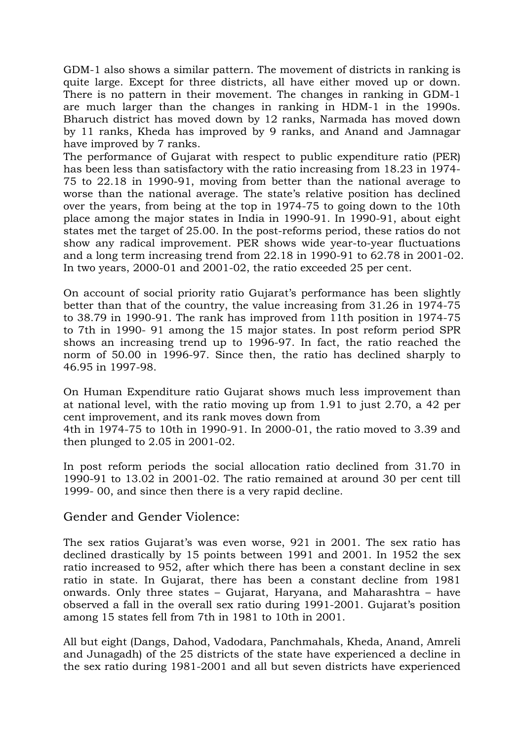GDM-1 also shows a similar pattern. The movement of districts in ranking is quite large. Except for three districts, all have either moved up or down. There is no pattern in their movement. The changes in ranking in GDM-1 are much larger than the changes in ranking in HDM-1 in the 1990s. Bharuch district has moved down by 12 ranks, Narmada has moved down by 11 ranks, Kheda has improved by 9 ranks, and Anand and Jamnagar have improved by 7 ranks.

The performance of Gujarat with respect to public expenditure ratio (PER) has been less than satisfactory with the ratio increasing from 18.23 in 1974-75 to 22.18 in 1990-91, moving from better than the national average to worse than the national average. The state's relative position has declined over the years, from being at the top in 1974-75 to going down to the 10th place among the major states in India in 1990-91. In 1990-91, about eight states met the target of 25.00. In the post-reforms period, these ratios do not show any radical improvement. PER shows wide year-to-year fluctuations and a long term increasing trend from 22.18 in 1990-91 to 62.78 in 2001-02. In two years, 2000-01 and 2001-02, the ratio exceeded 25 per cent.

On account of social priority ratio Gujarat's performance has been slightly better than that of the country, the value increasing from 31.26 in 1974-75 to 38.79 in 1990-91. The rank has improved from 11th position in 1974-75 to 7th in 1990- 91 among the 15 major states. In post reform period SPR shows an increasing trend up to 1996-97. In fact, the ratio reached the norm of 50.00 in 1996-97. Since then, the ratio has declined sharply to 46.95 in 1997-98.

On Human Expenditure ratio Gujarat shows much less improvement than at national level, with the ratio moving up from 1.91 to just 2.70, a 42 per cent improvement, and its rank moves down from
4th in 1974-75 to 10th in 1990-91. In 2000-01, the ratio moved to 3.39 and then plunged to 2.05 in 2001-02.

In post reform periods the social allocation ratio declined from 31.70 in 1990-91 to 13.02 in 2001-02. The ratio remained at around 30 per cent till 1999- 00, and since then there is a very rapid decline.

## Gender and Gender Violence:

The sex ratios Gujarat's was even worse, 921 in 2001. The sex ratio has declined drastically by 15 points between 1991 and 2001. In 1952 the sex ratio increased to 952, after which there has been a constant decline in sex ratio in state. In Gujarat, there has been a constant decline from 1981 onwards. Only three states – Gujarat, Haryana, and Maharashtra – have observed a fall in the overall sex ratio during 1991-2001. Gujarat's position among 15 states fell from 7th in 1981 to 10th in 2001.

All but eight (Dangs, Dahod, Vadodara, Panchmahals, Kheda, Anand, Amreli and Junagadh) of the 25 districts of the state have experienced a decline in the sex ratio during 1981-2001 and all but seven districts have experienced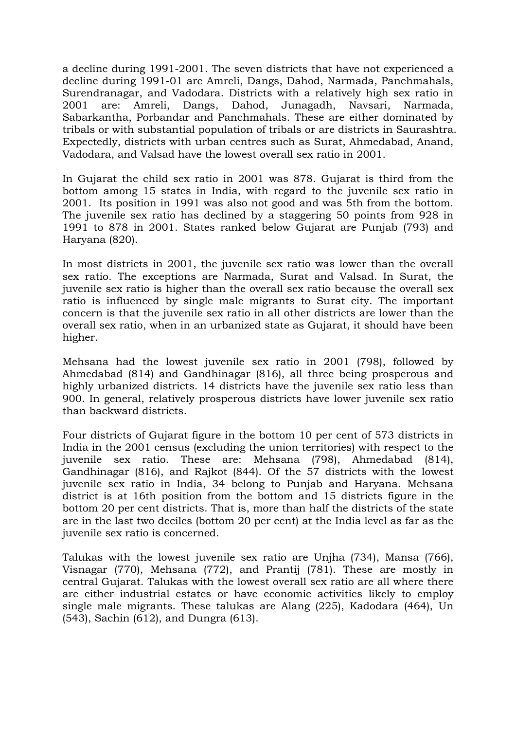a decline during 1991-2001. The seven districts that have not experienced a decline during 1991-01 are Amreli, Dangs, Dahod, Narmada, Panchmahals, Surendranagar, and Vadodara. Districts with a relatively high sex ratio in 2001 are: Amreli, Dangs, Dahod, Junagadh, Navsari, Narmada, Sabarkantha, Porbandar and Panchmahals. These are either dominated by tribals or with substantial population of tribals or are districts in Saurashtra. Expectedly, districts with urban centres such as Surat, Ahmedabad, Anand, Vadodara, and Valsad have the lowest overall sex ratio in 2001.

In Gujarat the child sex ratio in 2001 was 878. Gujarat is third from the bottom among 15 states in India, with regard to the juvenile sex ratio in 2001. Its position in 1991 was also not good and was 5th from the bottom. The juvenile sex ratio has declined by a staggering 50 points from 928 in 1991 to 878 in 2001. States ranked below Gujarat are Punjab (793) and Haryana (820).

In most districts in 2001, the juvenile sex ratio was lower than the overall sex ratio. The exceptions are Narmada, Surat and Valsad. In Surat, the juvenile sex ratio is higher than the overall sex ratio because the overall sex ratio is influenced by single male migrants to Surat city. The important concern is that the juvenile sex ratio in all other districts are lower than the overall sex ratio, when in an urbanized state as Gujarat, it should have been higher.

Mehsana had the lowest juvenile sex ratio in 2001 (798), followed by Ahmedabad (814) and Gandhinagar (816), all three being prosperous and highly urbanized districts. 14 districts have the juvenile sex ratio less than 900. In general, relatively prosperous districts have lower juvenile sex ratio than backward districts.

Four districts of Gujarat figure in the bottom 10 per cent of 573 districts in India in the 2001 census (excluding the union territories) with respect to the juvenile sex ratio. These are: Mehsana (798), Ahmedabad (814), Gandhinagar (816), and Rajkot (844). Of the 57 districts with the lowest juvenile sex ratio in India, 34 belong to Punjab and Haryana. Mehsana district is at 16th position from the bottom and 15 districts figure in the bottom 20 per cent districts. That is, more than half the districts of the state are in the last two deciles (bottom 20 per cent) at the India level as far as the juvenile sex ratio is concerned.

Talukas with the lowest juvenile sex ratio are Unjha (734), Mansa (766), Visnagar (770), Mehsana (772), and Prantij (781). These are mostly in central Gujarat. Talukas with the lowest overall sex ratio are all where there are either industrial estates or have economic activities likely to employ single male migrants. These talukas are Alang (225), Kadodara (464), Un (543), Sachin (612), and Dungra (613).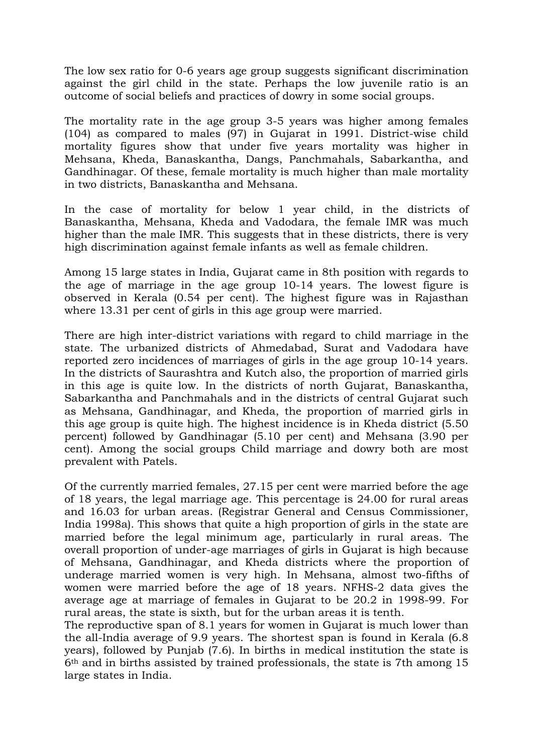The low sex ratio for 0-6 years age group suggests significant discrimination against the girl child in the state. Perhaps the low juvenile ratio is an outcome of social beliefs and practices of dowry in some social groups.

The mortality rate in the age group 3-5 years was higher among females (104) as compared to males (97) in Gujarat in 1991. District-wise child mortality figures show that under five years mortality was higher in Mehsana, Kheda, Banaskantha, Dangs, Panchmahals, Sabarkantha, and Gandhinagar. Of these, female mortality is much higher than male mortality in two districts, Banaskantha and Mehsana.

In the case of mortality for below 1 year child, in the districts of Banaskantha, Mehsana, Kheda and Vadodara, the female IMR was much higher than the male IMR. This suggests that in these districts, there is very high discrimination against female infants as well as female children.

Among 15 large states in India, Gujarat came in 8th position with regards to the age of marriage in the age group 10-14 years. The lowest figure is observed in Kerala (0.54 per cent). The highest figure was in Rajasthan where 13.31 per cent of girls in this age group were married.

There are high inter-district variations with regard to child marriage in the state. The urbanized districts of Ahmedabad, Surat and Vadodara have reported zero incidences of marriages of girls in the age group 10-14 years. In the districts of Saurashtra and Kutch also, the proportion of married girls in this age is quite low. In the districts of north Gujarat, Banaskantha, Sabarkantha and Panchmahals and in the districts of central Gujarat such as Mehsana, Gandhinagar, and Kheda, the proportion of married girls in this age group is quite high. The highest incidence is in Kheda district (5.50 percent) followed by Gandhinagar (5.10 per cent) and Mehsana (3.90 per cent). Among the social groups Child marriage and dowry both are most prevalent with Patels.

Of the currently married females, 27.15 per cent were married before the age of 18 years, the legal marriage age. This percentage is 24.00 for rural areas and 16.03 for urban areas. (Registrar General and Census Commissioner, India 1998a). This shows that quite a high proportion of girls in the state are married before the legal minimum age, particularly in rural areas. The overall proportion of under-age marriages of girls in Gujarat is high because of Mehsana, Gandhinagar, and Kheda districts where the proportion of underage married women is very high. In Mehsana, almost two-fifths of women were married before the age of 18 years. NFHS-2 data gives the average age at marriage of females in Gujarat to be 20.2 in 1998-99. For rural areas, the state is sixth, but for the urban areas it is tenth.

The reproductive span of 8.1 years for women in Gujarat is much lower than the all-India average of 9.9 years. The shortest span is found in Kerala (6.8 years), followed by Punjab (7.6). In births in medical institution the state is 6th and in births assisted by trained professionals, the state is 7th among 15 large states in India.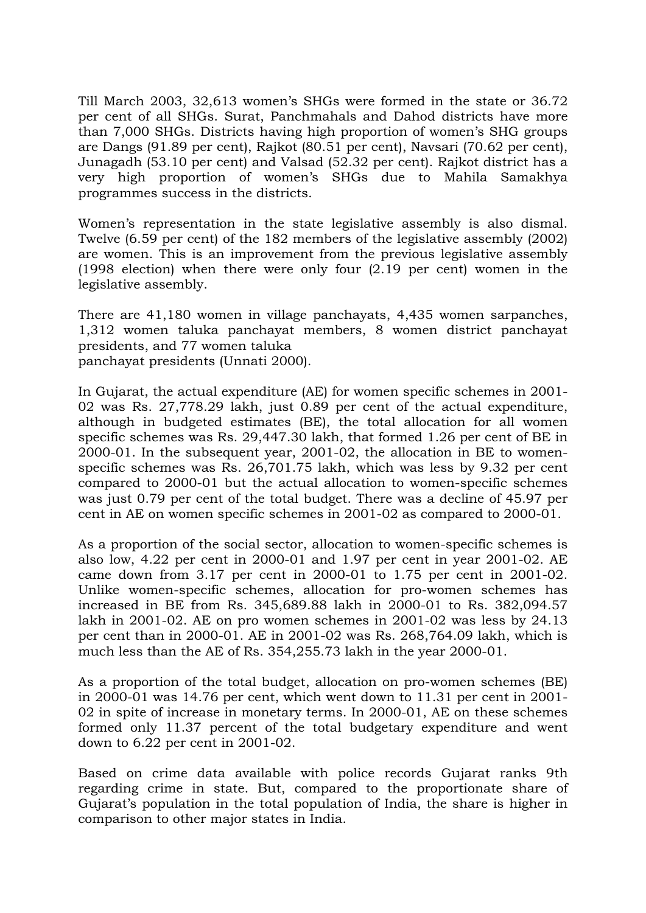Till March 2003, 32,613 women's SHGs were formed in the state or 36.72 per cent of all SHGs. Surat, Panchmahals and Dahod districts have more than 7,000 SHGs. Districts having high proportion of women's SHG groups are Dangs (91.89 per cent), Rajkot (80.51 per cent), Navsari (70.62 per cent), Junagadh (53.10 per cent) and Valsad (52.32 per cent). Rajkot district has a very high proportion of women's SHGs due to Mahila Samakhya programmes success in the districts.

Women's representation in the state legislative assembly is also dismal. Twelve (6.59 per cent) of the 182 members of the legislative assembly (2002) are women. This is an improvement from the previous legislative assembly (1998 election) when there were only four (2.19 per cent) women in the legislative assembly.

There are 41,180 women in village panchayats, 4,435 women sarpanches, 1,312 women taluka panchayat members, 8 women district panchayat presidents, and 77 women taluka panchayat presidents (Unnati 2000).

In Gujarat, the actual expenditure (AE) for women specific schemes in 2001-02 was Rs. 27,778.29 lakh, just 0.89 per cent of the actual expenditure, although in budgeted estimates (BE), the total allocation for all women specific schemes was Rs. 29,447.30 lakh, that formed 1.26 per cent of BE in 2000-01. In the subsequent year, 2001-02, the allocation in BE to women-specific schemes was Rs. 26,701.75 lakh, which was less by 9.32 per cent compared to 2000-01 but the actual allocation to women-specific schemes was just 0.79 per cent of the total budget. There was a decline of 45.97 per cent in AE on women specific schemes in 2001-02 as compared to 2000-01.

As a proportion of the social sector, allocation to women-specific schemes is also low, 4.22 per cent in 2000-01 and 1.97 per cent in year 2001-02. AE came down from 3.17 per cent in 2000-01 to 1.75 per cent in 2001-02. Unlike women-specific schemes, allocation for pro-women schemes has increased in BE from Rs. 345,689.88 lakh in 2000-01 to Rs. 382,094.57 lakh in 2001-02. AE on pro women schemes in 2001-02 was less by 24.13 per cent than in 2000-01. AE in 2001-02 was Rs. 268,764.09 lakh, which is much less than the AE of Rs. 354,255.73 lakh in the year 2000-01.

As a proportion of the total budget, allocation on pro-women schemes (BE) in 2000-01 was 14.76 per cent, which went down to 11.31 per cent in 2001-02 in spite of increase in monetary terms. In 2000-01, AE on these schemes formed only 11.37 percent of the total budgetary expenditure and went down to 6.22 per cent in 2001-02.

Based on crime data available with police records Gujarat ranks 9th regarding crime in state. But, compared to the proportionate share of Gujarat's population in the total population of India, the share is higher in comparison to other major states in India.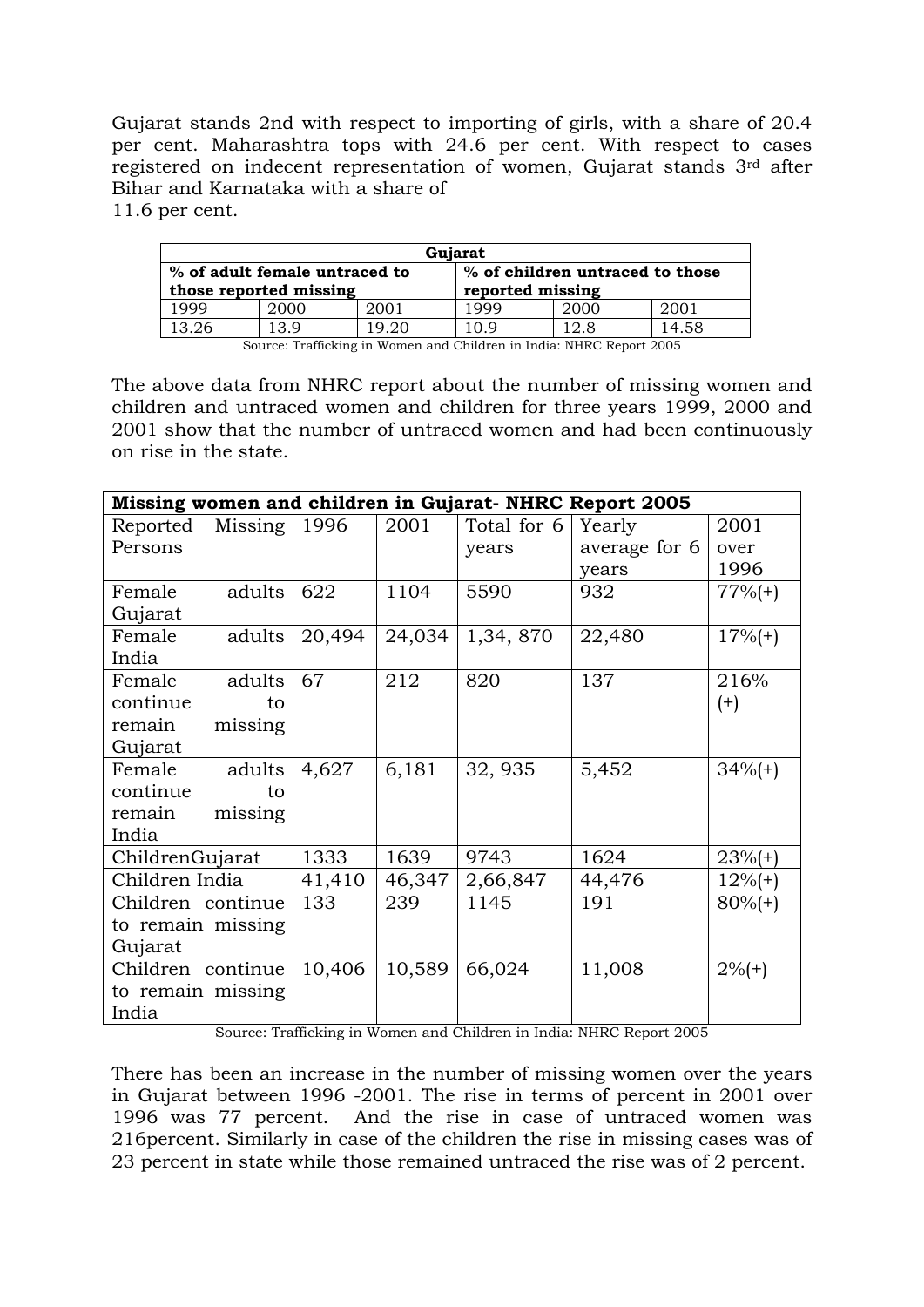Gujarat stands 2nd with respect to importing of girls, with a share of 20.4 per cent. Maharashtra tops with 24.6 per cent. With respect to cases registered on indecent representation of women, Gujarat stands 3rd after Bihar and Karnataka with a share of
11.6 per cent.

| **Gujarat** | | | | | |
|---|---|---|---|---|---|
| **% of adult female untraced to those reported missing** | | | **% of children untraced to those reported missing** | | |
| 1999 | 2000 | 2001 | 1999 | 2000 | 2001 |
| 13.26 | 13.9 | 19.20 | 10.9 | 12.8 | 14.58 |

Source: Trafficking in Women and Children in India: NHRC Report 2005

The above data from NHRC report about the number of missing women and children and untraced women and children for three years 1999, 2000 and 2001 show that the number of untraced women and had been continuously on rise in the state.

| **Missing women and children in Gujarat- NHRC Report 2005** | | | | | |
|---|---|---|---|---|---|
| Reported Missing Persons | 1996 | 2001 | Total for 6 years | Yearly average for 6 years | 2001 over 1996 |
| Female adults Gujarat | 622 | 1104 | 5590 | 932 | 77%(+) |
| Female adults India | 20,494 | 24,034 | 1,34, 870 | 22,480 | 17%(+) |
| Female adults continue to remain missing Gujarat | 67 | 212 | 820 | 137 | 216% (+) |
| Female adults continue to remain missing India | 4,627 | 6,181 | 32, 935 | 5,452 | 34%(+) |
| ChildrenGujarat | 1333 | 1639 | 9743 | 1624 | 23%(+) |
| Children India | 41,410 | 46,347 | 2,66,847 | 44,476 | 12%(+) |
| Children continue to remain missing Gujarat | 133 | 239 | 1145 | 191 | 80%(+) |
| Children continue to remain missing India | 10,406 | 10,589 | 66,024 | 11,008 | 2%(+) |

Source: Trafficking in Women and Children in India: NHRC Report 2005

There has been an increase in the number of missing women over the years in Gujarat between 1996 -2001. The rise in terms of percent in 2001 over 1996 was 77 percent. And the rise in case of untraced women was 216percent. Similarly in case of the children the rise in missing cases was of 23 percent in state while those remained untraced the rise was of 2 percent.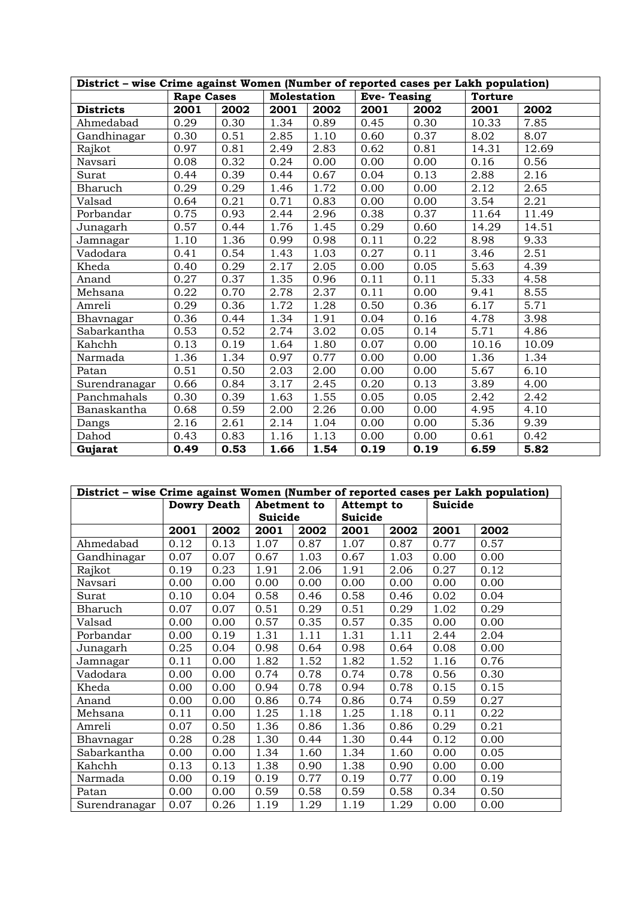| District – wise Crime against Women (Number of reported cases per Lakh population) | | | | | | | | |
|---|---|---|---|---|---|---|---|---|
| | Rape Cases | | Molestation | | Eve- Teasing | | Torture | |
| **Districts** | **2001** | **2002** | **2001** | **2002** | **2001** | **2002** | **2001** | **2002** |
| Ahmedabad | 0.29 | 0.30 | 1.34 | 0.89 | 0.45 | 0.30 | 10.33 | 7.85 |
| Gandhinagar | 0.30 | 0.51 | 2.85 | 1.10 | 0.60 | 0.37 | 8.02 | 8.07 |
| Rajkot | 0.97 | 0.81 | 2.49 | 2.83 | 0.62 | 0.81 | 14.31 | 12.69 |
| Navsari | 0.08 | 0.32 | 0.24 | 0.00 | 0.00 | 0.00 | 0.16 | 0.56 |
| Surat | 0.44 | 0.39 | 0.44 | 0.67 | 0.04 | 0.13 | 2.88 | 2.16 |
| Bharuch | 0.29 | 0.29 | 1.46 | 1.72 | 0.00 | 0.00 | 2.12 | 2.65 |
| Valsad | 0.64 | 0.21 | 0.71 | 0.83 | 0.00 | 0.00 | 3.54 | 2.21 |
| Porbandar | 0.75 | 0.93 | 2.44 | 2.96 | 0.38 | 0.37 | 11.64 | 11.49 |
| Junagarh | 0.57 | 0.44 | 1.76 | 1.45 | 0.29 | 0.60 | 14.29 | 14.51 |
| Jamnagar | 1.10 | 1.36 | 0.99 | 0.98 | 0.11 | 0.22 | 8.98 | 9.33 |
| Vadodara | 0.41 | 0.54 | 1.43 | 1.03 | 0.27 | 0.11 | 3.46 | 2.51 |
| Kheda | 0.40 | 0.29 | 2.17 | 2.05 | 0.00 | 0.05 | 5.63 | 4.39 |
| Anand | 0.27 | 0.37 | 1.35 | 0.96 | 0.11 | 0.11 | 5.33 | 4.58 |
| Mehsana | 0.22 | 0.70 | 2.78 | 2.37 | 0.11 | 0.00 | 9.41 | 8.55 |
| Amreli | 0.29 | 0.36 | 1.72 | 1.28 | 0.50 | 0.36 | 6.17 | 5.71 |
| Bhavnagar | 0.36 | 0.44 | 1.34 | 1.91 | 0.04 | 0.16 | 4.78 | 3.98 |
| Sabarkantha | 0.53 | 0.52 | 2.74 | 3.02 | 0.05 | 0.14 | 5.71 | 4.86 |
| Kahchh | 0.13 | 0.19 | 1.64 | 1.80 | 0.07 | 0.00 | 10.16 | 10.09 |
| Narmada | 1.36 | 1.34 | 0.97 | 0.77 | 0.00 | 0.00 | 1.36 | 1.34 |
| Patan | 0.51 | 0.50 | 2.03 | 2.00 | 0.00 | 0.00 | 5.67 | 6.10 |
| Surendranagar | 0.66 | 0.84 | 3.17 | 2.45 | 0.20 | 0.13 | 3.89 | 4.00 |
| Panchmahals | 0.30 | 0.39 | 1.63 | 1.55 | 0.05 | 0.05 | 2.42 | 2.42 |
| Banaskantha | 0.68 | 0.59 | 2.00 | 2.26 | 0.00 | 0.00 | 4.95 | 4.10 |
| Dangs | 2.16 | 2.61 | 2.14 | 1.04 | 0.00 | 0.00 | 5.36 | 9.39 |
| Dahod | 0.43 | 0.83 | 1.16 | 1.13 | 0.00 | 0.00 | 0.61 | 0.42 |
| **Gujarat** | **0.49** | **0.53** | **1.66** | **1.54** | **0.19** | **0.19** | **6.59** | **5.82** |

| District – wise Crime against Women (Number of reported cases per Lakh population) | | | | | | | | |
|---|---|---|---|---|---|---|---|---|
| | Dowry Death | | Abetment to Suicide | | Attempt to Suicide | | Suicide | |
| | **2001** | **2002** | **2001** | **2002** | **2001** | **2002** | **2001** | **2002** |
| Ahmedabad | 0.12 | 0.13 | 1.07 | 0.87 | 1.07 | 0.87 | 0.77 | 0.57 |
| Gandhinagar | 0.07 | 0.07 | 0.67 | 1.03 | 0.67 | 1.03 | 0.00 | 0.00 |
| Rajkot | 0.19 | 0.23 | 1.91 | 2.06 | 1.91 | 2.06 | 0.27 | 0.12 |
| Navsari | 0.00 | 0.00 | 0.00 | 0.00 | 0.00 | 0.00 | 0.00 | 0.00 |
| Surat | 0.10 | 0.04 | 0.58 | 0.46 | 0.58 | 0.46 | 0.02 | 0.04 |
| Bharuch | 0.07 | 0.07 | 0.51 | 0.29 | 0.51 | 0.29 | 1.02 | 0.29 |
| Valsad | 0.00 | 0.00 | 0.57 | 0.35 | 0.57 | 0.35 | 0.00 | 0.00 |
| Porbandar | 0.00 | 0.19 | 1.31 | 1.11 | 1.31 | 1.11 | 2.44 | 2.04 |
| Junagarh | 0.25 | 0.04 | 0.98 | 0.64 | 0.98 | 0.64 | 0.08 | 0.00 |
| Jamnagar | 0.11 | 0.00 | 1.82 | 1.52 | 1.82 | 1.52 | 1.16 | 0.76 |
| Vadodara | 0.00 | 0.00 | 0.74 | 0.78 | 0.74 | 0.78 | 0.56 | 0.30 |
| Kheda | 0.00 | 0.00 | 0.94 | 0.78 | 0.94 | 0.78 | 0.15 | 0.15 |
| Anand | 0.00 | 0.00 | 0.86 | 0.74 | 0.86 | 0.74 | 0.59 | 0.27 |
| Mehsana | 0.11 | 0.00 | 1.25 | 1.18 | 1.25 | 1.18 | 0.11 | 0.22 |
| Amreli | 0.07 | 0.50 | 1.36 | 0.86 | 1.36 | 0.86 | 0.29 | 0.21 |
| Bhavnagar | 0.28 | 0.28 | 1.30 | 0.44 | 1.30 | 0.44 | 0.12 | 0.00 |
| Sabarkantha | 0.00 | 0.00 | 1.34 | 1.60 | 1.34 | 1.60 | 0.00 | 0.05 |
| Kahchh | 0.13 | 0.13 | 1.38 | 0.90 | 1.38 | 0.90 | 0.00 | 0.00 |
| Narmada | 0.00 | 0.19 | 0.19 | 0.77 | 0.19 | 0.77 | 0.00 | 0.19 |
| Patan | 0.00 | 0.00 | 0.59 | 0.58 | 0.59 | 0.58 | 0.34 | 0.50 |
| Surendranagar | 0.07 | 0.26 | 1.19 | 1.29 | 1.19 | 1.29 | 0.00 | 0.00 |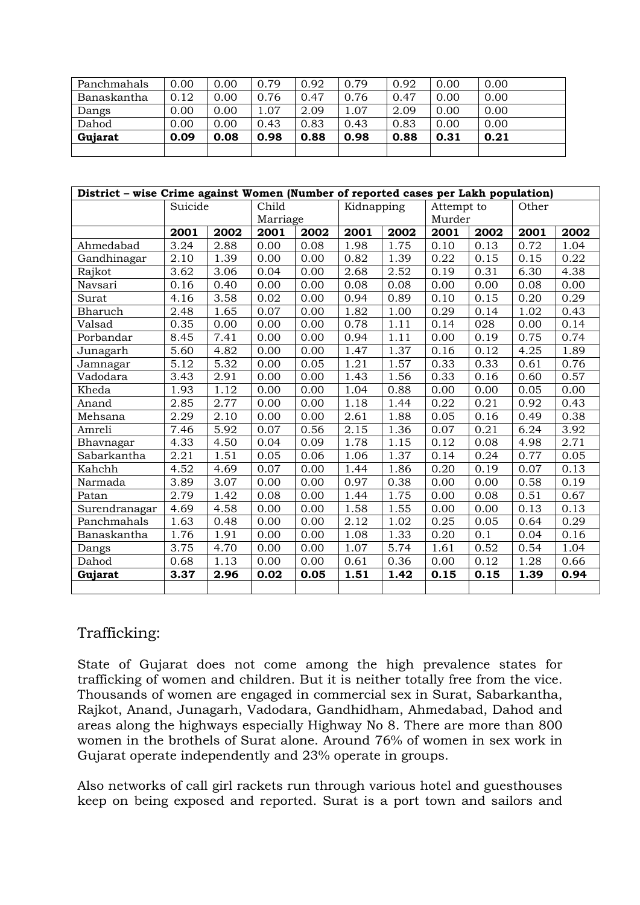| | | | | | | | | |
|---|---|---|---|---|---|---|---|---|
| Panchmahals | 0.00 | 0.00 | 0.79 | 0.92 | 0.79 | 0.92 | 0.00 | 0.00 |
| Banaskantha | 0.12 | 0.00 | 0.76 | 0.47 | 0.76 | 0.47 | 0.00 | 0.00 |
| Dangs | 0.00 | 0.00 | 1.07 | 2.09 | 1.07 | 2.09 | 0.00 | 0.00 |
| Dahod | 0.00 | 0.00 | 0.43 | 0.83 | 0.43 | 0.83 | 0.00 | 0.00 |
| **Gujarat** | **0.09** | **0.08** | **0.98** | **0.88** | **0.98** | **0.88** | **0.31** | **0.21** |
| | | | | | | | | |

| **District – wise Crime against Women (Number of reported cases per Lakh population)** | | | | | | | | | | |
|---|---|---|---|---|---|---|---|---|---|---|
| | Suicide | | Child Marriage | | Kidnapping | | Attempt to Murder | | Other | |
| | **2001** | **2002** | **2001** | **2002** | **2001** | **2002** | **2001** | **2002** | **2001** | **2002** |
| Ahmedabad | 3.24 | 2.88 | 0.00 | 0.08 | 1.98 | 1.75 | 0.10 | 0.13 | 0.72 | 1.04 |
| Gandhinagar | 2.10 | 1.39 | 0.00 | 0.00 | 0.82 | 1.39 | 0.22 | 0.15 | 0.15 | 0.22 |
| Rajkot | 3.62 | 3.06 | 0.04 | 0.00 | 2.68 | 2.52 | 0.19 | 0.31 | 6.30 | 4.38 |
| Navsari | 0.16 | 0.40 | 0.00 | 0.00 | 0.08 | 0.08 | 0.00 | 0.00 | 0.08 | 0.00 |
| Surat | 4.16 | 3.58 | 0.02 | 0.00 | 0.94 | 0.89 | 0.10 | 0.15 | 0.20 | 0.29 |
| Bharuch | 2.48 | 1.65 | 0.07 | 0.00 | 1.82 | 1.00 | 0.29 | 0.14 | 1.02 | 0.43 |
| Valsad | 0.35 | 0.00 | 0.00 | 0.00 | 0.78 | 1.11 | 0.14 | 028 | 0.00 | 0.14 |
| Porbandar | 8.45 | 7.41 | 0.00 | 0.00 | 0.94 | 1.11 | 0.00 | 0.19 | 0.75 | 0.74 |
| Junagarh | 5.60 | 4.82 | 0.00 | 0.00 | 1.47 | 1.37 | 0.16 | 0.12 | 4.25 | 1.89 |
| Jamnagar | 5.12 | 5.32 | 0.00 | 0.05 | 1.21 | 1.57 | 0.33 | 0.33 | 0.61 | 0.76 |
| Vadodara | 3.43 | 2.91 | 0.00 | 0.00 | 1.43 | 1.56 | 0.33 | 0.16 | 0.60 | 0.57 |
| Kheda | 1.93 | 1.12 | 0.00 | 0.00 | 1.04 | 0.88 | 0.00 | 0.00 | 0.05 | 0.00 |
| Anand | 2.85 | 2.77 | 0.00 | 0.00 | 1.18 | 1.44 | 0.22 | 0.21 | 0.92 | 0.43 |
| Mehsana | 2.29 | 2.10 | 0.00 | 0.00 | 2.61 | 1.88 | 0.05 | 0.16 | 0.49 | 0.38 |
| Amreli | 7.46 | 5.92 | 0.07 | 0.56 | 2.15 | 1.36 | 0.07 | 0.21 | 6.24 | 3.92 |
| Bhavnagar | 4.33 | 4.50 | 0.04 | 0.09 | 1.78 | 1.15 | 0.12 | 0.08 | 4.98 | 2.71 |
| Sabarkantha | 2.21 | 1.51 | 0.05 | 0.06 | 1.06 | 1.37 | 0.14 | 0.24 | 0.77 | 0.05 |
| Kahchh | 4.52 | 4.69 | 0.07 | 0.00 | 1.44 | 1.86 | 0.20 | 0.19 | 0.07 | 0.13 |
| Narmada | 3.89 | 3.07 | 0.00 | 0.00 | 0.97 | 0.38 | 0.00 | 0.00 | 0.58 | 0.19 |
| Patan | 2.79 | 1.42 | 0.08 | 0.00 | 1.44 | 1.75 | 0.00 | 0.08 | 0.51 | 0.67 |
| Surendranagar | 4.69 | 4.58 | 0.00 | 0.00 | 1.58 | 1.55 | 0.00 | 0.00 | 0.13 | 0.13 |
| Panchmahals | 1.63 | 0.48 | 0.00 | 0.00 | 2.12 | 1.02 | 0.25 | 0.05 | 0.64 | 0.29 |
| Banaskantha | 1.76 | 1.91 | 0.00 | 0.00 | 1.08 | 1.33 | 0.20 | 0.1 | 0.04 | 0.16 |
| Dangs | 3.75 | 4.70 | 0.00 | 0.00 | 1.07 | 5.74 | 1.61 | 0.52 | 0.54 | 1.04 |
| Dahod | 0.68 | 1.13 | 0.00 | 0.00 | 0.61 | 0.36 | 0.00 | 0.12 | 1.28 | 0.66 |
| **Gujarat** | **3.37** | **2.96** | **0.02** | **0.05** | **1.51** | **1.42** | **0.15** | **0.15** | **1.39** | **0.94** |
| | | | | | | | | | | |

## Trafficking:

State of Gujarat does not come among the high prevalence states for trafficking of women and children. But it is neither totally free from the vice. Thousands of women are engaged in commercial sex in Surat, Sabarkantha, Rajkot, Anand, Junagarh, Vadodara, Gandhidham, Ahmedabad, Dahod and areas along the highways especially Highway No 8. There are more than 800 women in the brothels of Surat alone. Around 76% of women in sex work in Gujarat operate independently and 23% operate in groups.

Also networks of call girl rackets run through various hotel and guesthouses keep on being exposed and reported. Surat is a port town and sailors and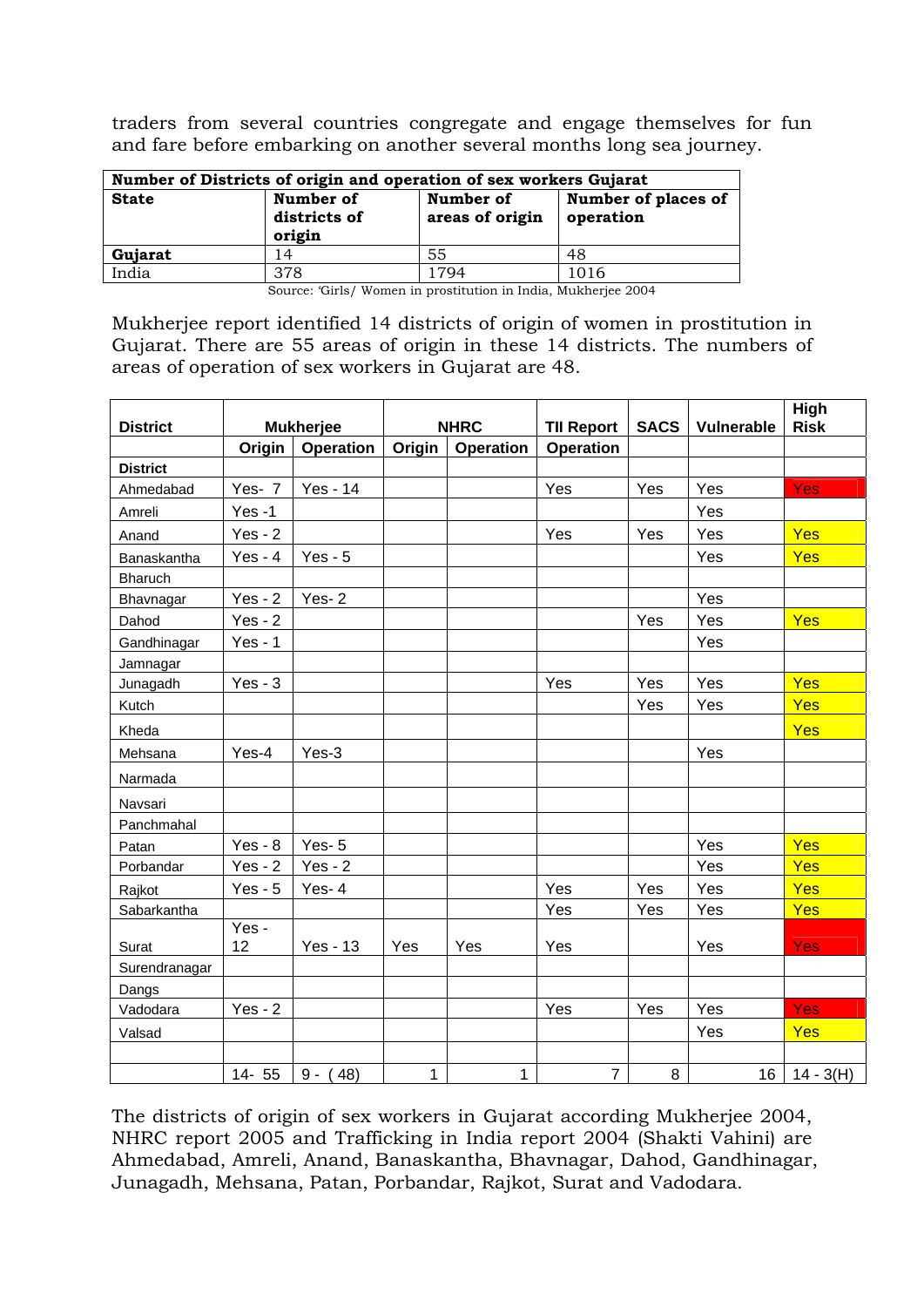traders from several countries congregate and engage themselves for fun and fare before embarking on another several months long sea journey.

| **Number of Districts of origin and operation of sex workers Gujarat** | | | |
|---|---|---|---|
| **State** | **Number of districts of origin** | **Number of areas of origin** | **Number of places of operation** |
| **Gujarat** | 14 | 55 | 48 |
| India | 378 | 1794 | 1016 |

Source: 'Girls/ Women in prostitution in India, Mukherjee 2004

Mukherjee report identified 14 districts of origin of women in prostitution in Gujarat. There are 55 areas of origin in these 14 districts. The numbers of areas of operation of sex workers in Gujarat are 48.

| District | Mukherjee | | NHRC | | TII Report | SACS | Vulnerable | High Risk |
|---|---|---|---|---|---|---|---|---|
| | Origin | Operation | Origin | Operation | Operation | | | |
| **District** | | | | | | | | |
| Ahmedabad | Yes- 7 | Yes - 14 | | | Yes | Yes | Yes | Yes |
| Amreli | Yes -1 | | | | | | Yes | |
| Anand | Yes - 2 | | | | Yes | Yes | Yes | Yes |
| Banaskantha | Yes - 4 | Yes - 5 | | | | | Yes | Yes |
| Bharuch | | | | | | | | |
| Bhavnagar | Yes - 2 | Yes- 2 | | | | | Yes | |
| Dahod | Yes - 2 | | | | | Yes | Yes | Yes |
| Gandhinagar | Yes - 1 | | | | | | Yes | |
| Jamnagar | | | | | | | | |
| Junagadh | Yes - 3 | | | | Yes | Yes | Yes | Yes |
| Kutch | | | | | | Yes | Yes | Yes |
| Kheda | | | | | | | | Yes |
| Mehsana | Yes-4 | Yes-3 | | | | | Yes | |
| Narmada | | | | | | | | |
| Navsari | | | | | | | | |
| Panchmahal | | | | | | | | |
| Patan | Yes - 8 | Yes- 5 | | | | | Yes | Yes |
| Porbandar | Yes - 2 | Yes - 2 | | | | | Yes | Yes |
| Rajkot | Yes - 5 | Yes- 4 | | | Yes | Yes | Yes | Yes |
| Sabarkantha | | | | | Yes | Yes | Yes | Yes |
| Surat | Yes - 12 | Yes - 13 | Yes | Yes | Yes | | Yes | Yes |
| Surendranagar | | | | | | | | |
| Dangs | | | | | | | | |
| Vadodara | Yes - 2 | | | | Yes | Yes | Yes | Yes |
| Valsad | | | | | | | Yes | Yes |
| | | | | | | | | |
| | 14- 55 | 9 - (48) | 1 | 1 | 7 | 8 | 16 | 14 - 3(H) |

The districts of origin of sex workers in Gujarat according Mukherjee 2004, NHRC report 2005 and Trafficking in India report 2004 (Shakti Vahini) are Ahmedabad, Amreli, Anand, Banaskantha, Bhavnagar, Dahod, Gandhinagar, Junagadh, Mehsana, Patan, Porbandar, Rajkot, Surat and Vadodara.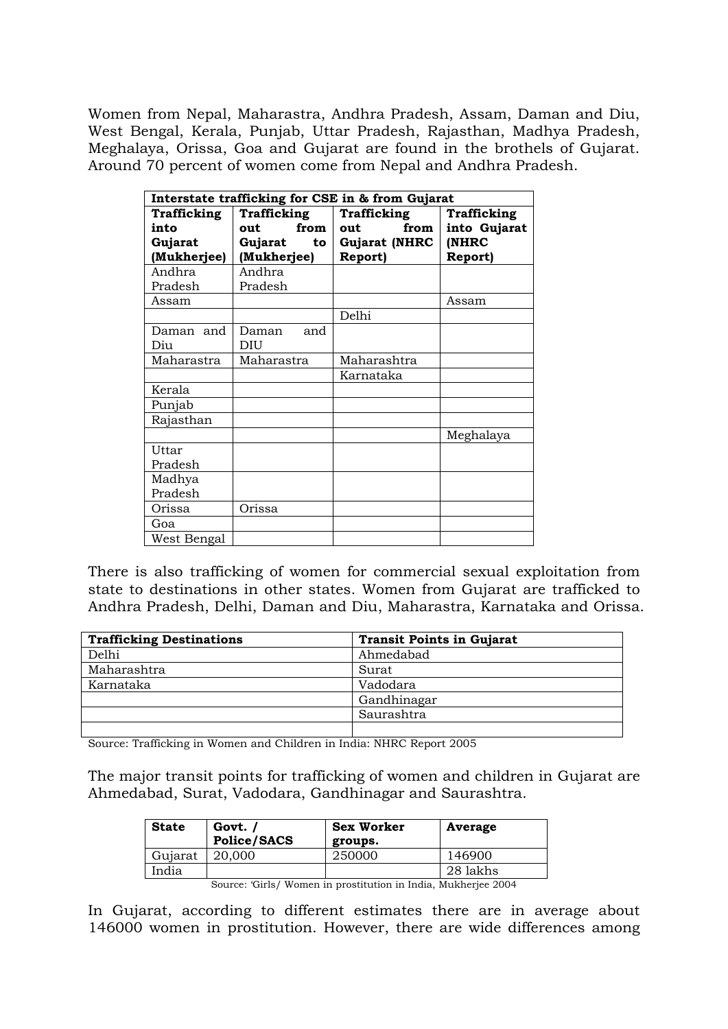Women from Nepal, Maharastra, Andhra Pradesh, Assam, Daman and Diu, West Bengal, Kerala, Punjab, Uttar Pradesh, Rajasthan, Madhya Pradesh, Meghalaya, Orissa, Goa and Gujarat are found in the brothels of Gujarat. Around 70 percent of women come from Nepal and Andhra Pradesh.

| **Interstate trafficking for CSE in & from Gujarat** | | | |
|---|---|---|---|
| **Trafficking into Gujarat (Mukherjee)** | **Trafficking out from Gujarat to (Mukherjee)** | **Trafficking out from Gujarat (NHRC Report)** | **Trafficking into Gujarat (NHRC Report)** |
| Andhra Pradesh | Andhra Pradesh | | |
| Assam | | | Assam |
| | | Delhi | |
| Daman and Diu | Daman and DIU | | |
| Maharastra | Maharastra | Maharashtra | |
| | | Karnataka | |
| Kerala | | | |
| Punjab | | | |
| Rajasthan | | | |
| | | | Meghalaya |
| Uttar Pradesh | | | |
| Madhya Pradesh | | | |
| Orissa | Orissa | | |
| Goa | | | |
| West Bengal | | | |

There is also trafficking of women for commercial sexual exploitation from state to destinations in other states. Women from Gujarat are trafficked to Andhra Pradesh, Delhi, Daman and Diu, Maharastra, Karnataka and Orissa.

| **Trafficking Destinations** | **Transit Points in Gujarat** |
|---|---|
| Delhi | Ahmedabad |
| Maharashtra | Surat |
| Karnataka | Vadodara |
| | Gandhinagar |
| | Saurashtra |
| | |

Source: Trafficking in Women and Children in India: NHRC Report 2005

The major transit points for trafficking of women and children in Gujarat are Ahmedabad, Surat, Vadodara, Gandhinagar and Saurashtra.

| **State** | **Govt. / Police/SACS** | **Sex Worker groups.** | **Average** |
|---|---|---|---|
| Gujarat | 20,000 | 250000 | 146900 |
| India | | | 28 lakhs |

Source: 'Girls/ Women in prostitution in India, Mukherjee 2004

In Gujarat, according to different estimates there are in average about 146000 women in prostitution. However, there are wide differences among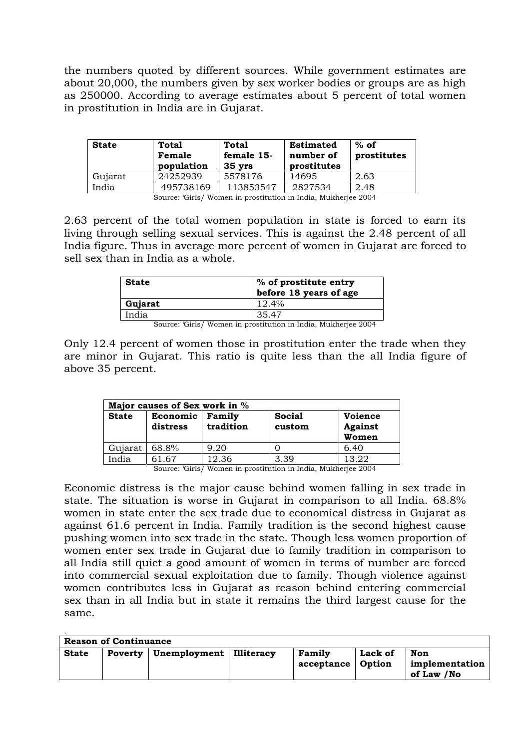the numbers quoted by different sources. While government estimates are about 20,000, the numbers given by sex worker bodies or groups are as high as 250000. According to average estimates about 5 percent of total women in prostitution in India are in Gujarat.

| State | Total Female population | Total female 15-35 yrs | Estimated number of prostitutes | % of prostitutes |
|---|---|---|---|---|
| Gujarat | 24252939 | 5578176 | 14695 | 2.63 |
| India | 495738169 | 113853547 | 2827534 | 2.48 |

Source: 'Girls/ Women in prostitution in India, Mukherjee 2004

2.63 percent of the total women population in state is forced to earn its living through selling sexual services. This is against the 2.48 percent of all India figure. Thus in average more percent of women in Gujarat are forced to sell sex than in India as a whole.

| State | % of prostitute entry before 18 years of age |
|---|---|
| **Gujarat** | 12.4% |
| India | 35.47 |

Source: 'Girls/ Women in prostitution in India, Mukherjee 2004

Only 12.4 percent of women those in prostitution enter the trade when they are minor in Gujarat. This ratio is quite less than the all India figure of above 35 percent.

| Major causes of Sex work in % | | | | |
|---|---|---|---|---|
| **State** | **Economic distress** | **Family tradition** | **Social custom** | **Voience Against Women** |
| Gujarat | 68.8% | 9.20 | 0 | 6.40 |
| India | 61.67 | 12.36 | 3.39 | 13.22 |

Source: 'Girls/ Women in prostitution in India, Mukherjee 2004

Economic distress is the major cause behind women falling in sex trade in state. The situation is worse in Gujarat in comparison to all India. 68.8% women in state enter the sex trade due to economical distress in Gujarat as against 61.6 percent in India. Family tradition is the second highest cause pushing women into sex trade in the state. Though less women proportion of women enter sex trade in Gujarat due to family tradition in comparison to all India still quiet a good amount of women in terms of number are forced into commercial sexual exploitation due to family. Though violence against women contributes less in Gujarat as reason behind entering commercial sex than in all India but in state it remains the third largest cause for the same.

| Reason of Continuance | | | | | | |
|---|---|---|---|---|---|---|
| **State** | **Poverty** | **Unemployment** | **Illiteracy** | **Family acceptance** | **Lack of Option** | **Non implementation of Law /No** |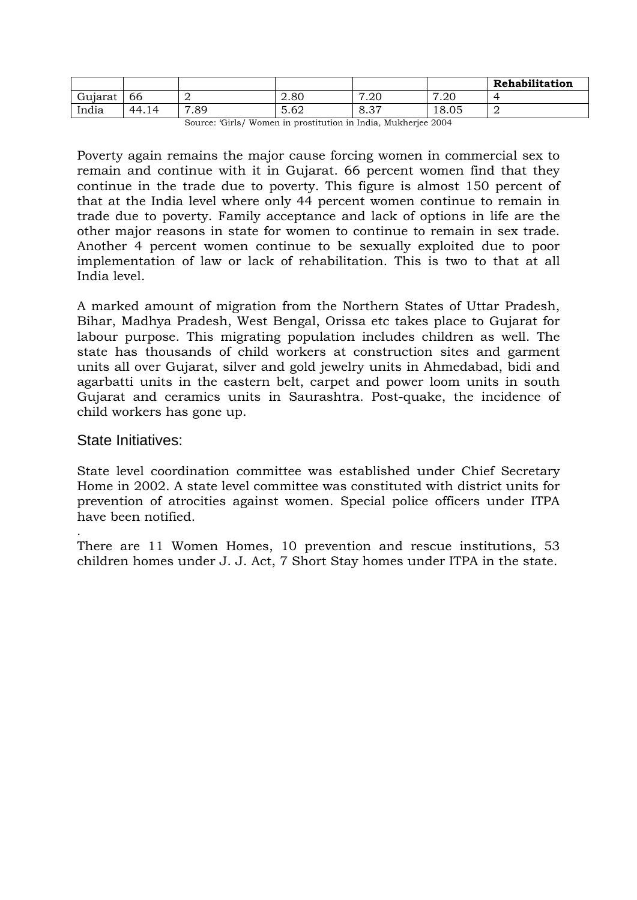| | | | | | | Rehabilitation |
|---|---|---|---|---|---|---|
| Gujarat | 66 | 2 | 2.80 | 7.20 | 7.20 | 4 |
| India | 44.14 | 7.89 | 5.62 | 8.37 | 18.05 | 2 |

Source: 'Girls/ Women in prostitution in India, Mukherjee 2004

Poverty again remains the major cause forcing women in commercial sex to remain and continue with it in Gujarat. 66 percent women find that they continue in the trade due to poverty. This figure is almost 150 percent of that at the India level where only 44 percent women continue to remain in trade due to poverty. Family acceptance and lack of options in life are the other major reasons in state for women to continue to remain in sex trade. Another 4 percent women continue to be sexually exploited due to poor implementation of law or lack of rehabilitation. This is two to that at all India level.

A marked amount of migration from the Northern States of Uttar Pradesh, Bihar, Madhya Pradesh, West Bengal, Orissa etc takes place to Gujarat for labour purpose. This migrating population includes children as well. The state has thousands of child workers at construction sites and garment units all over Gujarat, silver and gold jewelry units in Ahmedabad, bidi and agarbatti units in the eastern belt, carpet and power loom units in south Gujarat and ceramics units in Saurashtra. Post-quake, the incidence of child workers has gone up.

## State Initiatives:

State level coordination committee was established under Chief Secretary Home in 2002. A state level committee was constituted with district units for prevention of atrocities against women. Special police officers under ITPA have been notified.

.
There are 11 Women Homes, 10 prevention and rescue institutions, 53 children homes under J. J. Act, 7 Short Stay homes under ITPA in the state.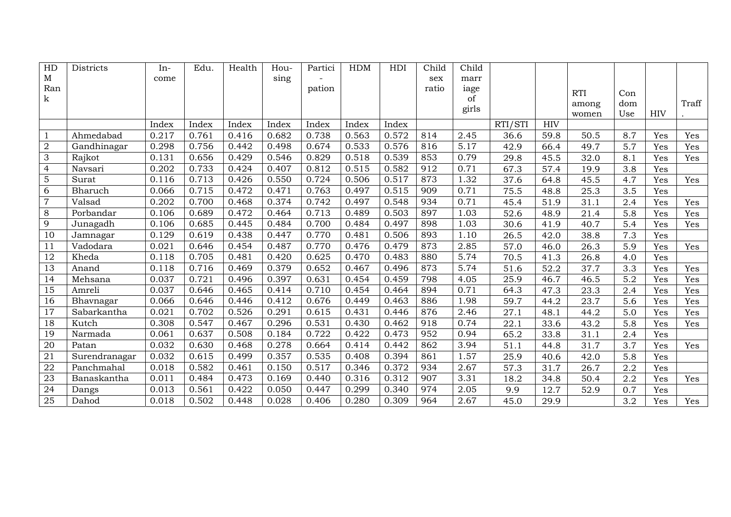| HDM Rank | Districts | In-come | Edu. | Health | Hou-sing | Partici-pation | HDM | HDI | Child sex ratio | Child marriage of girls | | | RTI among women | Condom Use | HIV | Traff. |
|---|---|---|---|---|---|---|---|---|---|---|---|---|---|---|---|---|
| | | Index | Index | Index | Index | Index | Index | Index | | | RTI/STI | HIV | | | | |
| 1 | Ahmedabad | 0.217 | 0.761 | 0.416 | 0.682 | 0.738 | 0.563 | 0.572 | 814 | 2.45 | 36.6 | 59.8 | 50.5 | 8.7 | Yes | Yes |
| 2 | Gandhinagar | 0.298 | 0.756 | 0.442 | 0.498 | 0.674 | 0.533 | 0.576 | 816 | 5.17 | 42.9 | 66.4 | 49.7 | 5.7 | Yes | Yes |
| 3 | Rajkot | 0.131 | 0.656 | 0.429 | 0.546 | 0.829 | 0.518 | 0.539 | 853 | 0.79 | 29.8 | 45.5 | 32.0 | 8.1 | Yes | Yes |
| 4 | Navsari | 0.202 | 0.733 | 0.424 | 0.407 | 0.812 | 0.515 | 0.582 | 912 | 0.71 | 67.3 | 57.4 | 19.9 | 3.8 | Yes | |
| 5 | Surat | 0.116 | 0.713 | 0.426 | 0.550 | 0.724 | 0.506 | 0.517 | 873 | 1.32 | 37.6 | 64.8 | 45.5 | 4.7 | Yes | Yes |
| 6 | Bharuch | 0.066 | 0.715 | 0.472 | 0.471 | 0.763 | 0.497 | 0.515 | 909 | 0.71 | 75.5 | 48.8 | 25.3 | 3.5 | Yes | |
| 7 | Valsad | 0.202 | 0.700 | 0.468 | 0.374 | 0.742 | 0.497 | 0.548 | 934 | 0.71 | 45.4 | 51.9 | 31.1 | 2.4 | Yes | Yes |
| 8 | Porbandar | 0.106 | 0.689 | 0.472 | 0.464 | 0.713 | 0.489 | 0.503 | 897 | 1.03 | 52.6 | 48.9 | 21.4 | 5.8 | Yes | Yes |
| 9 | Junagadh | 0.106 | 0.685 | 0.445 | 0.484 | 0.700 | 0.484 | 0.497 | 898 | 1.03 | 30.6 | 41.9 | 40.7 | 5.4 | Yes | Yes |
| 10 | Jamnagar | 0.129 | 0.619 | 0.438 | 0.447 | 0.770 | 0.481 | 0.506 | 893 | 1.10 | 26.5 | 42.0 | 38.8 | 7.3 | Yes | |
| 11 | Vadodara | 0.021 | 0.646 | 0.454 | 0.487 | 0.770 | 0.476 | 0.479 | 873 | 2.85 | 57.0 | 46.0 | 26.3 | 5.9 | Yes | Yes |
| 12 | Kheda | 0.118 | 0.705 | 0.481 | 0.420 | 0.625 | 0.470 | 0.483 | 880 | 5.74 | 70.5 | 41.3 | 26.8 | 4.0 | Yes | |
| 13 | Anand | 0.118 | 0.716 | 0.469 | 0.379 | 0.652 | 0.467 | 0.496 | 873 | 5.74 | 51.6 | 52.2 | 37.7 | 3.3 | Yes | Yes |
| 14 | Mehsana | 0.037 | 0.721 | 0.496 | 0.397 | 0.631 | 0.454 | 0.459 | 798 | 4.05 | 25.9 | 46.7 | 46.5 | 5.2 | Yes | Yes |
| 15 | Amreli | 0.037 | 0.646 | 0.465 | 0.414 | 0.710 | 0.454 | 0.464 | 894 | 0.71 | 64.3 | 47.3 | 23.3 | 2.4 | Yes | Yes |
| 16 | Bhavnagar | 0.066 | 0.646 | 0.446 | 0.412 | 0.676 | 0.449 | 0.463 | 886 | 1.98 | 59.7 | 44.2 | 23.7 | 5.6 | Yes | Yes |
| 17 | Sabarkantha | 0.021 | 0.702 | 0.526 | 0.291 | 0.615 | 0.431 | 0.446 | 876 | 2.46 | 27.1 | 48.1 | 44.2 | 5.0 | Yes | Yes |
| 18 | Kutch | 0.308 | 0.547 | 0.467 | 0.296 | 0.531 | 0.430 | 0.462 | 918 | 0.74 | 22.1 | 33.6 | 43.2 | 5.8 | Yes | Yes |
| 19 | Narmada | 0.061 | 0.637 | 0.508 | 0.184 | 0.722 | 0.422 | 0.473 | 952 | 0.94 | 65.2 | 33.8 | 31.1 | 2.4 | Yes | |
| 20 | Patan | 0.032 | 0.630 | 0.468 | 0.278 | 0.664 | 0.414 | 0.442 | 862 | 3.94 | 51.1 | 44.8 | 31.7 | 3.7 | Yes | Yes |
| 21 | Surendranagar | 0.032 | 0.615 | 0.499 | 0.357 | 0.535 | 0.408 | 0.394 | 861 | 1.57 | 25.9 | 40.6 | 42.0 | 5.8 | Yes | |
| 22 | Panchmahal | 0.018 | 0.582 | 0.461 | 0.150 | 0.517 | 0.346 | 0.372 | 934 | 2.67 | 57.3 | 31.7 | 26.7 | 2.2 | Yes | |
| 23 | Banaskantha | 0.011 | 0.484 | 0.473 | 0.169 | 0.440 | 0.316 | 0.312 | 907 | 3.31 | 18.2 | 34.8 | 50.4 | 2.2 | Yes | Yes |
| 24 | Dangs | 0.013 | 0.561 | 0.422 | 0.050 | 0.447 | 0.299 | 0.340 | 974 | 2.05 | 9.9 | 12.7 | 52.9 | 0.7 | Yes | |
| 25 | Dahod | 0.018 | 0.502 | 0.448 | 0.028 | 0.406 | 0.280 | 0.309 | 964 | 2.67 | 45.0 | 29.9 | | 3.2 | Yes | Yes |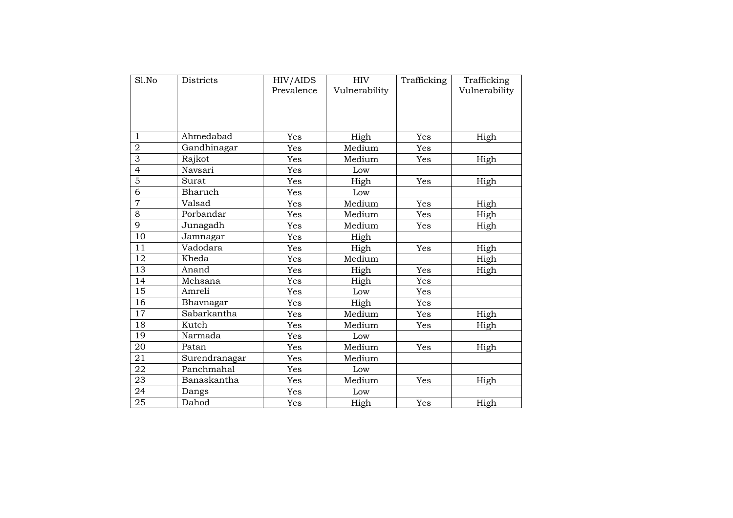| Sl.No | Districts | HIV/AIDS Prevalence | HIV Vulnerability | Trafficking | Trafficking Vulnerability |
|---|---|---|---|---|---|
| 1 | Ahmedabad | Yes | High | Yes | High |
| 2 | Gandhinagar | Yes | Medium | Yes | |
| 3 | Rajkot | Yes | Medium | Yes | High |
| 4 | Navsari | Yes | Low | | |
| 5 | Surat | Yes | High | Yes | High |
| 6 | Bharuch | Yes | Low | | |
| 7 | Valsad | Yes | Medium | Yes | High |
| 8 | Porbandar | Yes | Medium | Yes | High |
| 9 | Junagadh | Yes | Medium | Yes | High |
| 10 | Jamnagar | Yes | High | | |
| 11 | Vadodara | Yes | High | Yes | High |
| 12 | Kheda | Yes | Medium | | High |
| 13 | Anand | Yes | High | Yes | High |
| 14 | Mehsana | Yes | High | Yes | |
| 15 | Amreli | Yes | Low | Yes | |
| 16 | Bhavnagar | Yes | High | Yes | |
| 17 | Sabarkantha | Yes | Medium | Yes | High |
| 18 | Kutch | Yes | Medium | Yes | High |
| 19 | Narmada | Yes | Low | | |
| 20 | Patan | Yes | Medium | Yes | High |
| 21 | Surendranagar | Yes | Medium | | |
| 22 | Panchmahal | Yes | Low | | |
| 23 | Banaskantha | Yes | Medium | Yes | High |
| 24 | Dangs | Yes | Low | | |
| 25 | Dahod | Yes | High | Yes | High |